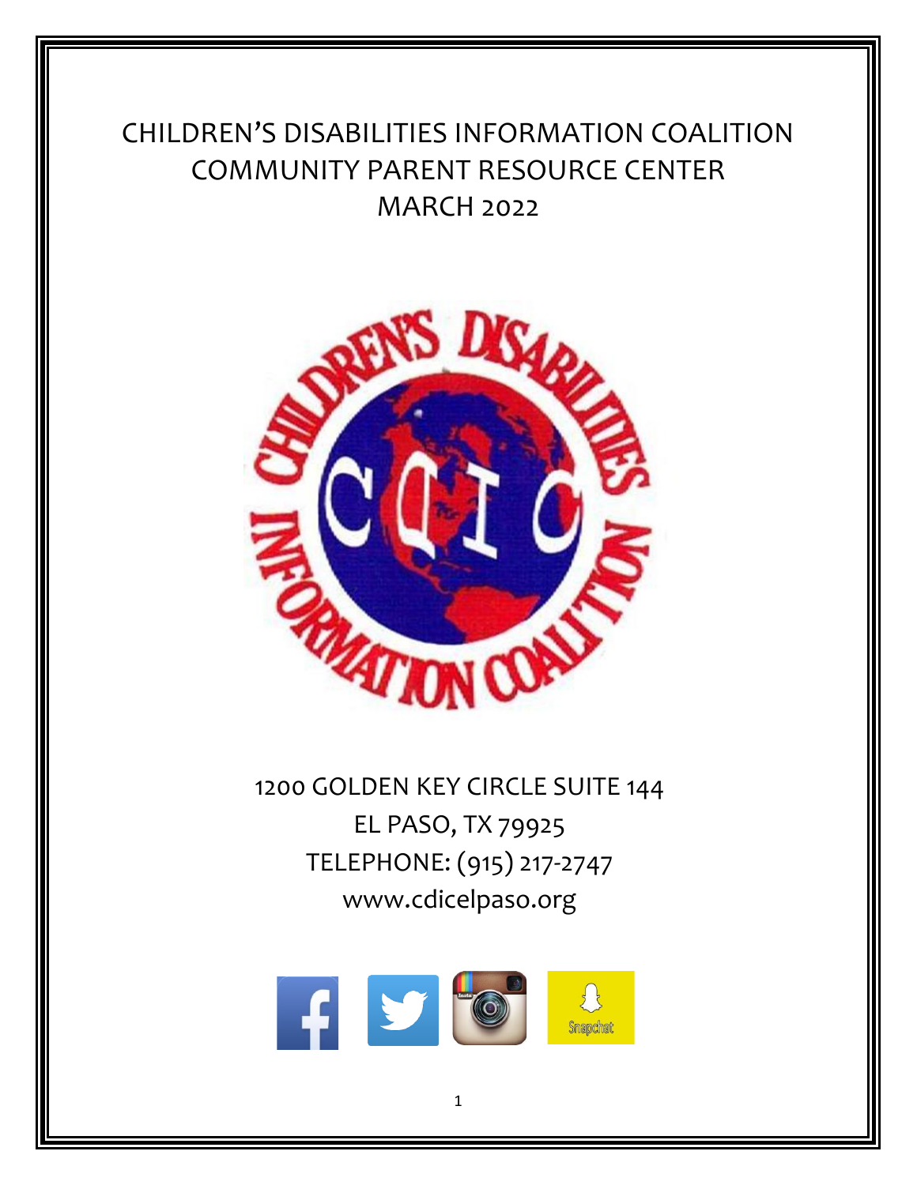# CHILDREN'S DISABILITIES INFORMATION COALITION COMMUNITY PARENT RESOURCE CENTER MARCH 2022

1200 GOLDEN KEY CIRCLE SUITE 144

EL PASO, TX 79925

TELEPHONE: (915) 217-2747

www.cdicelpaso.org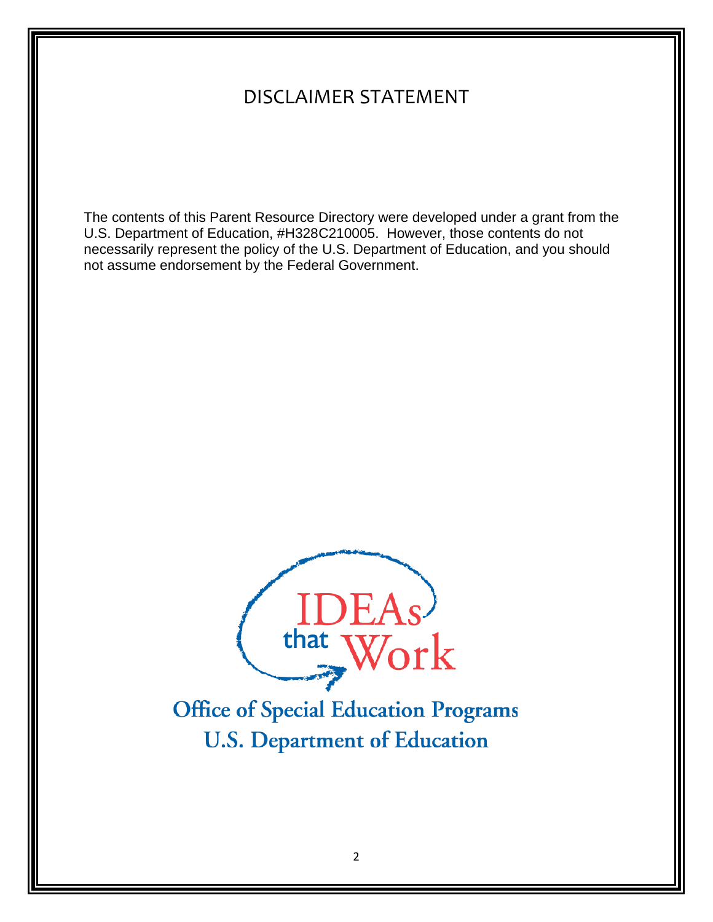# DISCLAIMER STATEMENT

The contents of this Parent Resource Directory were developed under a grant from the U.S. Department of Education, #H328C210005. However, those contents do not necessarily represent the policy of the U.S. Department of Education, and you should not assume endorsement by the Federal Government.

IDEAs that Work

Office of Special Education Programs
U.S. Department of Education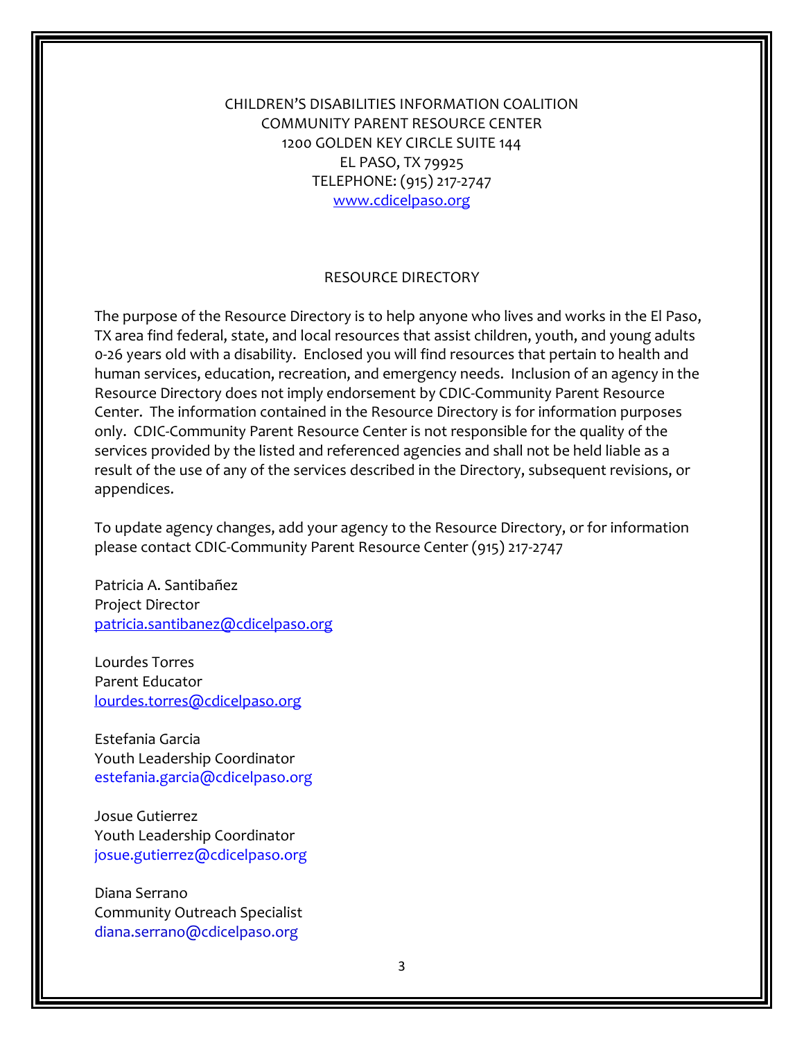CHILDREN'S DISABILITIES INFORMATION COALITION
COMMUNITY PARENT RESOURCE CENTER
1200 GOLDEN KEY CIRCLE SUITE 144
EL PASO, TX 79925
TELEPHONE: (915) 217-2747
www.cdicelpaso.org

## RESOURCE DIRECTORY

The purpose of the Resource Directory is to help anyone who lives and works in the El Paso, TX area find federal, state, and local resources that assist children, youth, and young adults 0-26 years old with a disability. Enclosed you will find resources that pertain to health and human services, education, recreation, and emergency needs. Inclusion of an agency in the Resource Directory does not imply endorsement by CDIC-Community Parent Resource Center. The information contained in the Resource Directory is for information purposes only. CDIC-Community Parent Resource Center is not responsible for the quality of the services provided by the listed and referenced agencies and shall not be held liable as a result of the use of any of the services described in the Directory, subsequent revisions, or appendices.

To update agency changes, add your agency to the Resource Directory, or for information please contact CDIC-Community Parent Resource Center (915) 217-2747

Patricia A. Santibañez
Project Director
patricia.santibanez@cdicelpaso.org

Lourdes Torres
Parent Educator
lourdes.torres@cdicelpaso.org

Estefania Garcia
Youth Leadership Coordinator
estefania.garcia@cdicelpaso.org

Josue Gutierrez
Youth Leadership Coordinator
josue.gutierrez@cdicelpaso.org

Diana Serrano
Community Outreach Specialist
diana.serrano@cdicelpaso.org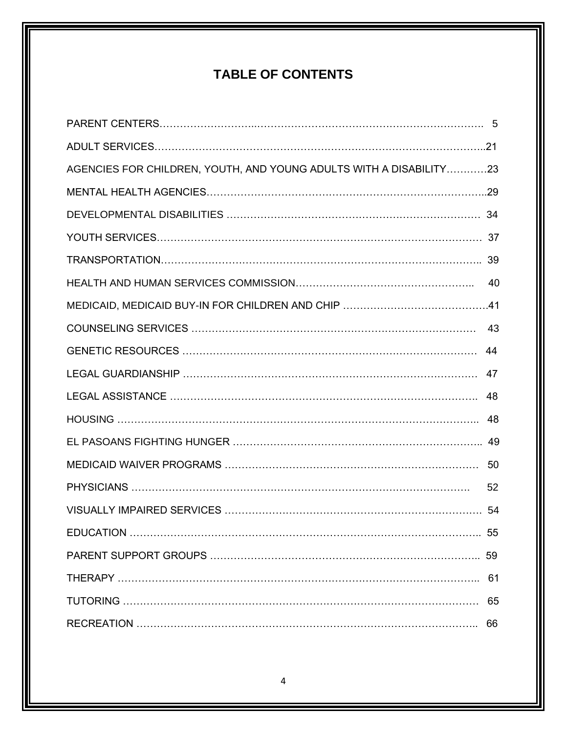# TABLE OF CONTENTS

PARENT CENTERS………………………..……………………………………………………………. 5

ADULT SERVICES…………………………………………………………………………………..21

AGENCIES FOR CHILDREN, YOUTH, AND YOUNG ADULTS WITH A DISABILITY…………23

MENTAL HEALTH AGENCIES…………………………………………………………………..29

DEVELOPMENTAL DISABILITIES ………………………………………………………………… 34

YOUTH SERVICES………………………………………………………………………………… 37

TRANSPORTATION……………………………………………………………………………….. 39

HEALTH AND HUMAN SERVICES COMMISSION…………………………………………….. 40

MEDICAID, MEDICAID BUY-IN FOR CHILDREN AND CHIP …………………………………….41

COUNSELING SERVICES ………………………………………………………………………… 43

GENETIC RESOURCES ………………………………………………………………………… 44

LEGAL GUARDIANSHIP ………………………………………………………………………… 47

LEGAL ASSISTANCE ……………………………………………………………………………. 48

HOUSING ………………………………………………………………………………………….. 48

EL PASOANS FIGHTING HUNGER ……………………………………………………………….. 49

MEDICAID WAIVER PROGRAMS ………………………………………………………………… 50

PHYSICIANS ……………………………………………………………………………….. 52

VISUALLY IMPAIRED SERVICES ………………………………………………………………… 54

EDUCATION ………………………………………………………………………………………….. 55

PARENT SUPPORT GROUPS …………………………………………………………………….. 59

THERAPY ………………………………………………………………………………………….. 61

TUTORING ……………………………………………………………………………………… 65

RECREATION ………………………………………………………………………………….. 66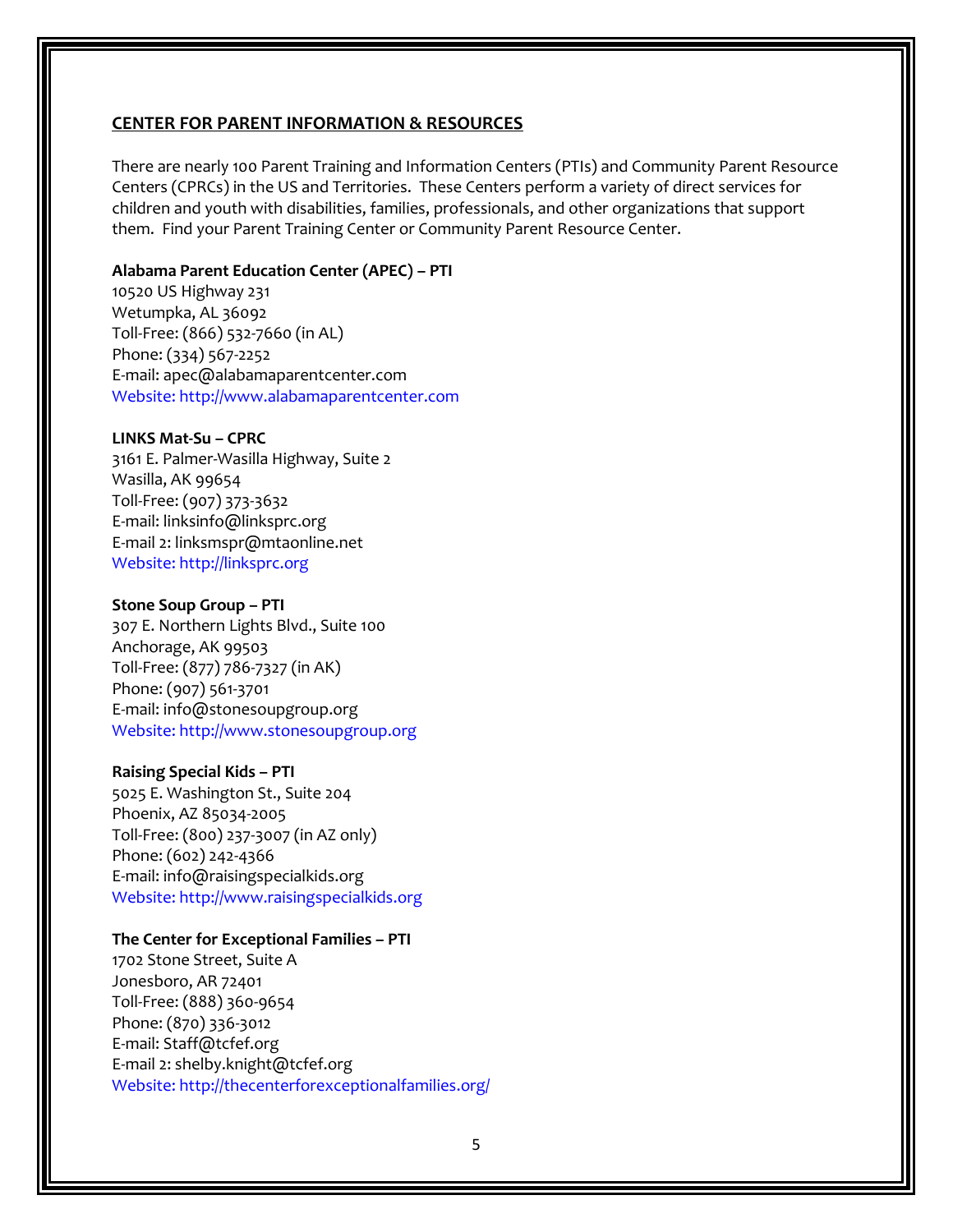## CENTER FOR PARENT INFORMATION & RESOURCES

There are nearly 100 Parent Training and Information Centers (PTIs) and Community Parent Resource Centers (CPRCs) in the US and Territories. These Centers perform a variety of direct services for children and youth with disabilities, families, professionals, and other organizations that support them. Find your Parent Training Center or Community Parent Resource Center.

**Alabama Parent Education Center (APEC) – PTI**
10520 US Highway 231
Wetumpka, AL 36092
Toll-Free: (866) 532-7660 (in AL)
Phone: (334) 567-2252
E-mail: apec@alabamaparentcenter.com
Website: http://www.alabamaparentcenter.com

**LINKS Mat-Su – CPRC**
3161 E. Palmer-Wasilla Highway, Suite 2
Wasilla, AK 99654
Toll-Free: (907) 373-3632
E-mail: linksinfo@linksprc.org
E-mail 2: linksmspr@mtaonline.net
Website: http://linksprc.org

**Stone Soup Group – PTI**
307 E. Northern Lights Blvd., Suite 100
Anchorage, AK 99503
Toll-Free: (877) 786-7327 (in AK)
Phone: (907) 561-3701
E-mail: info@stonesoupgroup.org
Website: http://www.stonesoupgroup.org

**Raising Special Kids – PTI**
5025 E. Washington St., Suite 204
Phoenix, AZ 85034-2005
Toll-Free: (800) 237-3007 (in AZ only)
Phone: (602) 242-4366
E-mail: info@raisingspecialkids.org
Website: http://www.raisingspecialkids.org

**The Center for Exceptional Families – PTI**
1702 Stone Street, Suite A
Jonesboro, AR 72401
Toll-Free: (888) 360-9654
Phone: (870) 336-3012
E-mail: Staff@tcfef.org
E-mail 2: shelby.knight@tcfef.org
Website: http://thecenterforexceptionalfamilies.org/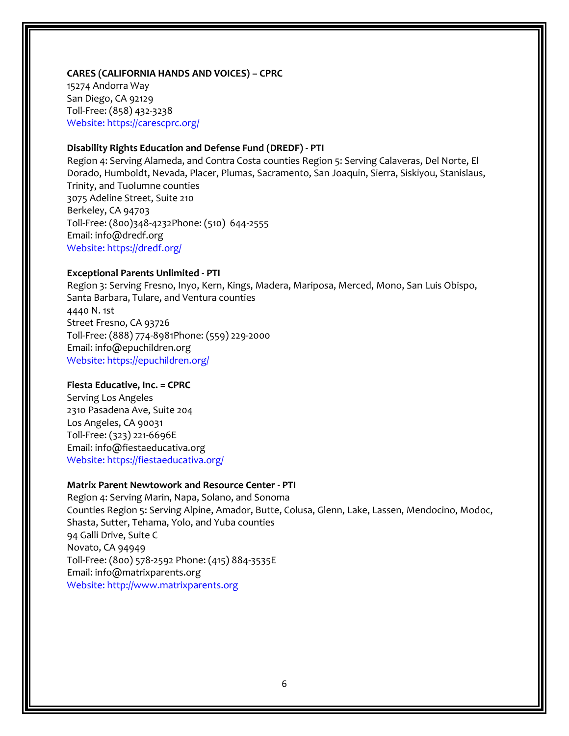**CARES (CALIFORNIA HANDS AND VOICES) – CPRC**
15274 Andorra Way
San Diego, CA 92129
Toll-Free: (858) 432-3238
Website: https://carescprc.org/

**Disability Rights Education and Defense Fund (DREDF) - PTI**
Region 4: Serving Alameda, and Contra Costa counties Region 5: Serving Calaveras, Del Norte, El Dorado, Humboldt, Nevada, Placer, Plumas, Sacramento, San Joaquin, Sierra, Siskiyou, Stanislaus, Trinity, and Tuolumne counties
3075 Adeline Street, Suite 210
Berkeley, CA 94703
Toll-Free: (800)348-4232Phone: (510) 644-2555
Email: info@dredf.org
Website: https://dredf.org/

**Exceptional Parents Unlimited - PTI**
Region 3: Serving Fresno, Inyo, Kern, Kings, Madera, Mariposa, Merced, Mono, San Luis Obispo, Santa Barbara, Tulare, and Ventura counties
4440 N. 1st
Street Fresno, CA 93726
Toll-Free: (888) 774-8981Phone: (559) 229-2000
Email: info@epuchildren.org
Website: https://epuchildren.org/

**Fiesta Educative, Inc. = CPRC**
Serving Los Angeles
2310 Pasadena Ave, Suite 204
Los Angeles, CA 90031
Toll-Free: (323) 221-6696E
Email: info@fiestaeducativa.org
Website: https://fiestaeducativa.org/

**Matrix Parent Newtowork and Resource Center - PTI**
Region 4: Serving Marin, Napa, Solano, and Sonoma
Counties Region 5: Serving Alpine, Amador, Butte, Colusa, Glenn, Lake, Lassen, Mendocino, Modoc, Shasta, Sutter, Tehama, Yolo, and Yuba counties
94 Galli Drive, Suite C
Novato, CA 94949
Toll-Free: (800) 578-2592 Phone: (415) 884-3535E
Email: info@matrixparents.org
Website: http://www.matrixparents.org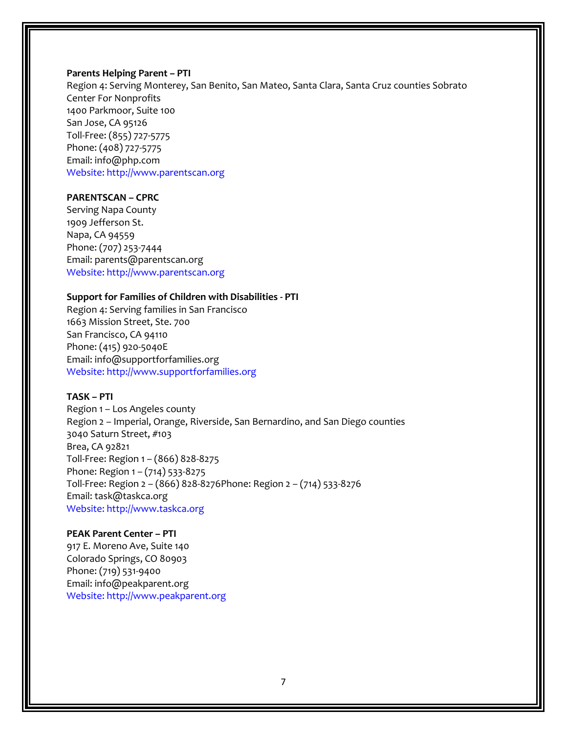**Parents Helping Parent – PTI**
Region 4: Serving Monterey, San Benito, San Mateo, Santa Clara, Santa Cruz counties Sobrato Center For Nonprofits
1400 Parkmoor, Suite 100
San Jose, CA 95126
Toll-Free: (855) 727-5775
Phone: (408) 727-5775
Email: info@php.com
Website: http://www.parentscan.org

**PARENTSCAN – CPRC**
Serving Napa County
1909 Jefferson St.
Napa, CA 94559
Phone: (707) 253-7444
Email: parents@parentscan.org
Website: http://www.parentscan.org

**Support for Families of Children with Disabilities - PTI**
Region 4: Serving families in San Francisco
1663 Mission Street, Ste. 700
San Francisco, CA 94110
Phone: (415) 920-5040E
Email: info@supportforfamilies.org
Website: http://www.supportforfamilies.org

**TASK – PTI**
Region 1 – Los Angeles county
Region 2 – Imperial, Orange, Riverside, San Bernardino, and San Diego counties
3040 Saturn Street, #103
Brea, CA 92821
Toll-Free: Region 1 – (866) 828-8275
Phone: Region 1 – (714) 533-8275
Toll-Free: Region 2 – (866) 828-8276Phone: Region 2 – (714) 533-8276
Email: task@taskca.org
Website: http://www.taskca.org

**PEAK Parent Center – PTI**
917 E. Moreno Ave, Suite 140
Colorado Springs, CO 80903
Phone: (719) 531-9400
Email: info@peakparent.org
Website: http://www.peakparent.org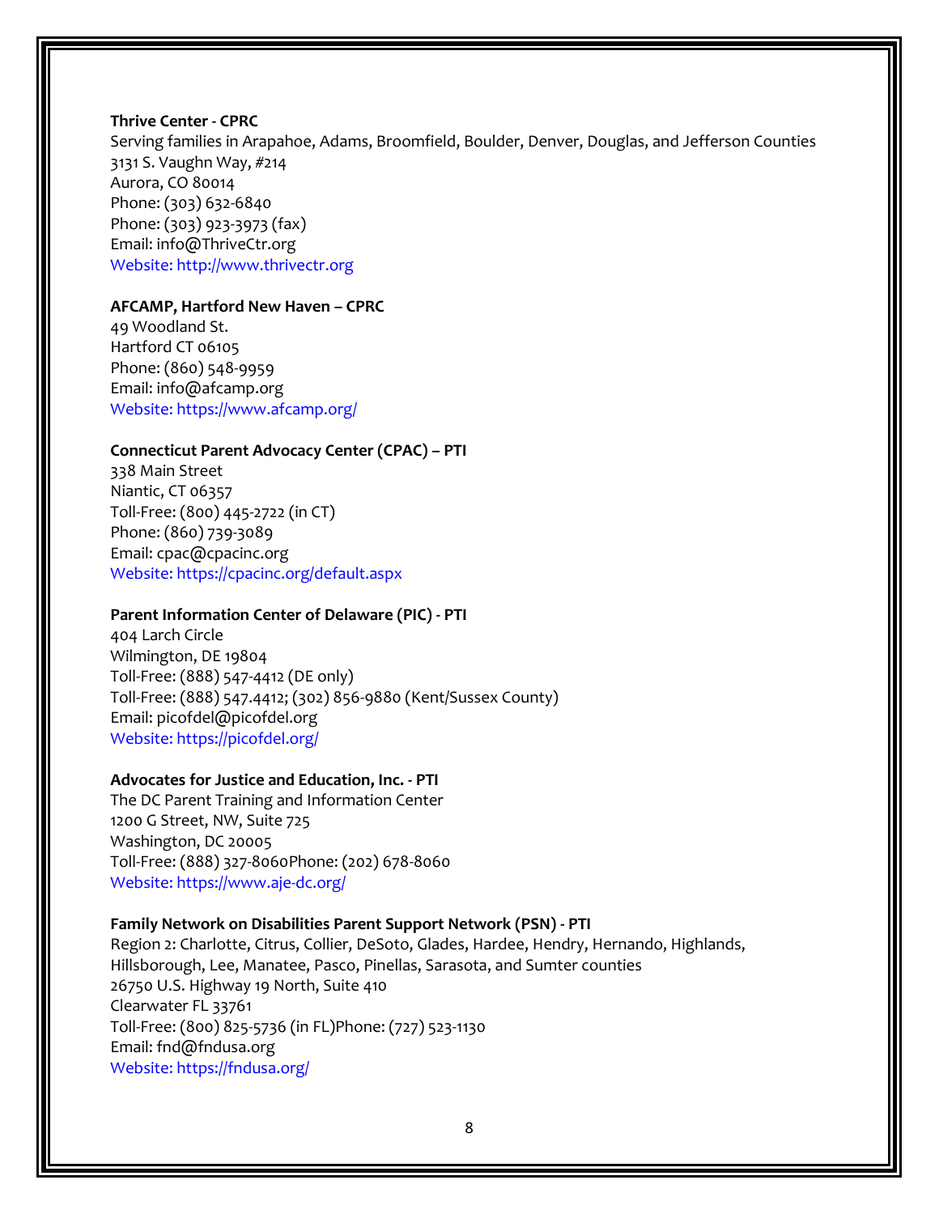**Thrive Center - CPRC**
Serving families in Arapahoe, Adams, Broomfield, Boulder, Denver, Douglas, and Jefferson Counties
3131 S. Vaughn Way, #214
Aurora, CO 80014
Phone: (303) 632-6840
Phone: (303) 923-3973 (fax)
Email: info@ThriveCtr.org
Website: http://www.thrivectr.org

**AFCAMP, Hartford New Haven – CPRC**
49 Woodland St.
Hartford CT 06105
Phone: (860) 548-9959
Email: info@afcamp.org
Website: https://www.afcamp.org/

**Connecticut Parent Advocacy Center (CPAC) – PTI**
338 Main Street
Niantic, CT 06357
Toll-Free: (800) 445-2722 (in CT)
Phone: (860) 739-3089
Email: cpac@cpacinc.org
Website: https://cpacinc.org/default.aspx

**Parent Information Center of Delaware (PIC) - PTI**
404 Larch Circle
Wilmington, DE 19804
Toll-Free: (888) 547-4412 (DE only)
Toll-Free: (888) 547.4412; (302) 856-9880 (Kent/Sussex County)
Email: picofdel@picofdel.org
Website: https://picofdel.org/

**Advocates for Justice and Education, Inc. - PTI**
The DC Parent Training and Information Center
1200 G Street, NW, Suite 725
Washington, DC 20005
Toll-Free: (888) 327-8060Phone: (202) 678-8060
Website: https://www.aje-dc.org/

**Family Network on Disabilities Parent Support Network (PSN) - PTI**
Region 2: Charlotte, Citrus, Collier, DeSoto, Glades, Hardee, Hendry, Hernando, Highlands, Hillsborough, Lee, Manatee, Pasco, Pinellas, Sarasota, and Sumter counties
26750 U.S. Highway 19 North, Suite 410
Clearwater FL 33761
Toll-Free: (800) 825-5736 (in FL)Phone: (727) 523-1130
Email: fnd@fndusa.org
Website: https://fndusa.org/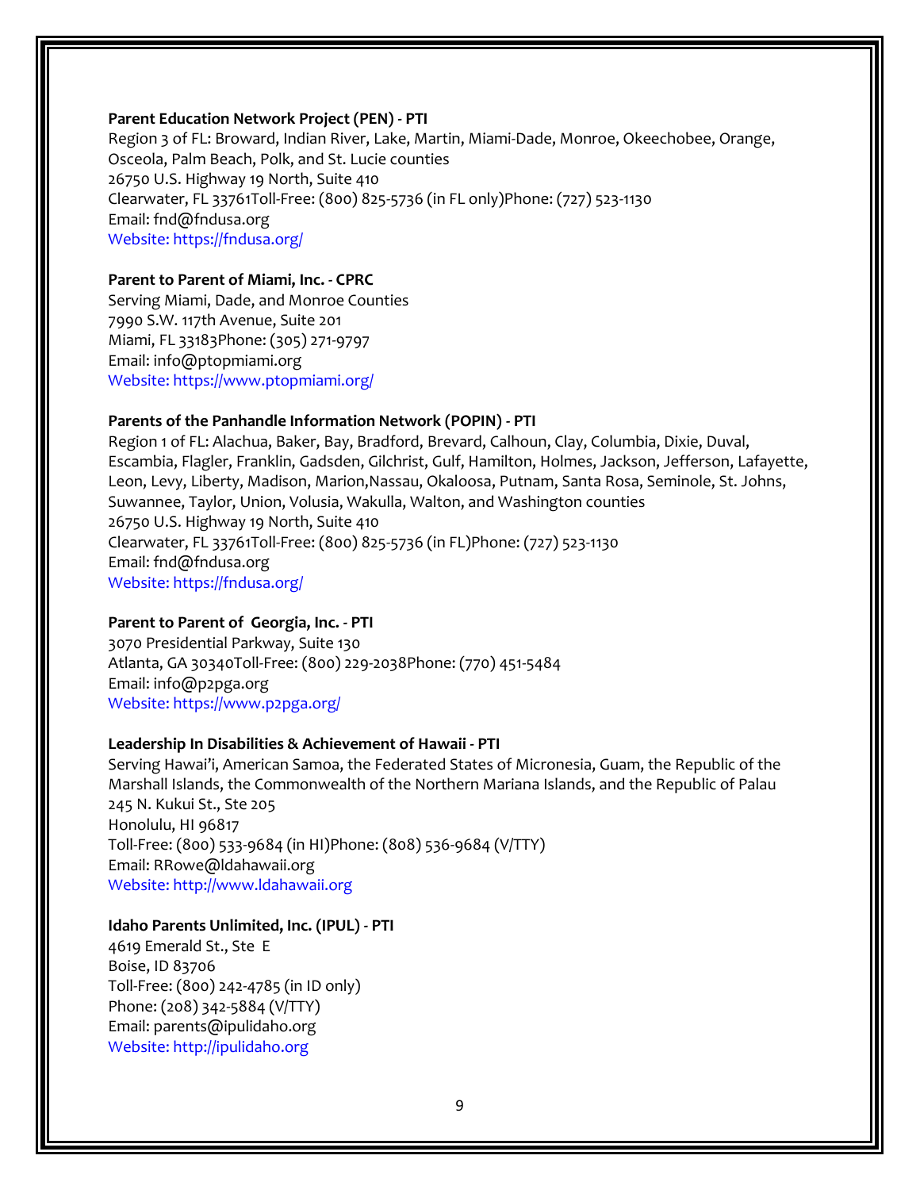**Parent Education Network Project (PEN) - PTI**

Region 3 of FL: Broward, Indian River, Lake, Martin, Miami-Dade, Monroe, Okeechobee, Orange, Osceola, Palm Beach, Polk, and St. Lucie counties
26750 U.S. Highway 19 North, Suite 410
Clearwater, FL 33761Toll-Free: (800) 825-5736 (in FL only)Phone: (727) 523-1130
Email: fnd@fndusa.org
Website: https://fndusa.org/

**Parent to Parent of Miami, Inc. - CPRC**

Serving Miami, Dade, and Monroe Counties
7990 S.W. 117th Avenue, Suite 201
Miami, FL 33183Phone: (305) 271-9797
Email: info@ptopmiami.org
Website: https://www.ptopmiami.org/

**Parents of the Panhandle Information Network (POPIN) - PTI**

Region 1 of FL: Alachua, Baker, Bay, Bradford, Brevard, Calhoun, Clay, Columbia, Dixie, Duval, Escambia, Flagler, Franklin, Gadsden, Gilchrist, Gulf, Hamilton, Holmes, Jackson, Jefferson, Lafayette, Leon, Levy, Liberty, Madison, Marion,Nassau, Okaloosa, Putnam, Santa Rosa, Seminole, St. Johns, Suwannee, Taylor, Union, Volusia, Wakulla, Walton, and Washington counties
26750 U.S. Highway 19 North, Suite 410
Clearwater, FL 33761Toll-Free: (800) 825-5736 (in FL)Phone: (727) 523-1130
Email: fnd@fndusa.org
Website: https://fndusa.org/

**Parent to Parent of Georgia, Inc. - PTI**

3070 Presidential Parkway, Suite 130
Atlanta, GA 30340Toll-Free: (800) 229-2038Phone: (770) 451-5484
Email: info@p2pga.org
Website: https://www.p2pga.org/

**Leadership In Disabilities & Achievement of Hawaii - PTI**

Serving Hawai'i, American Samoa, the Federated States of Micronesia, Guam, the Republic of the Marshall Islands, the Commonwealth of the Northern Mariana Islands, and the Republic of Palau
245 N. Kukui St., Ste 205
Honolulu, HI 96817
Toll-Free: (800) 533-9684 (in HI)Phone: (808) 536-9684 (V/TTY)
Email: RRowe@ldahawaii.org
Website: http://www.ldahawaii.org

**Idaho Parents Unlimited, Inc. (IPUL) - PTI**

4619 Emerald St., Ste E
Boise, ID 83706
Toll-Free: (800) 242-4785 (in ID only)
Phone: (208) 342-5884 (V/TTY)
Email: parents@ipulidaho.org
Website: http://ipulidaho.org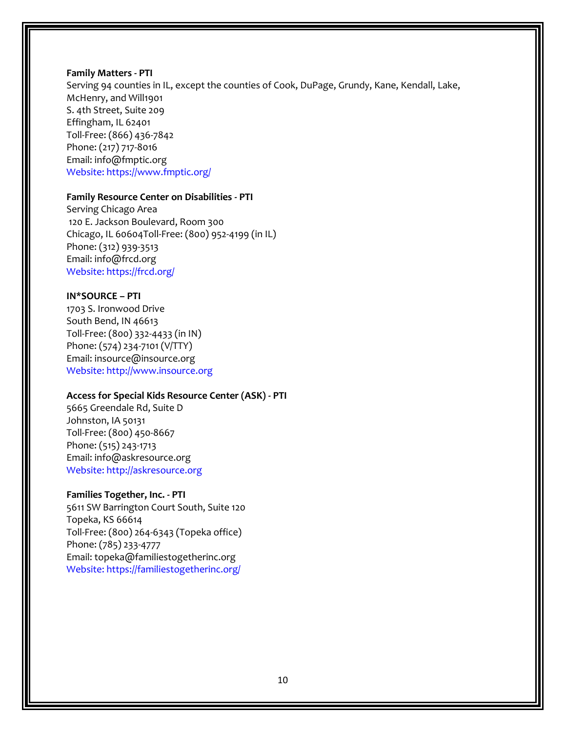**Family Matters - PTI**
Serving 94 counties in IL, except the counties of Cook, DuPage, Grundy, Kane, Kendall, Lake, McHenry, and Will1901
S. 4th Street, Suite 209
Effingham, IL 62401
Toll-Free: (866) 436-7842
Phone: (217) 717-8016
Email: info@fmptic.org
Website: https://www.fmptic.org/

**Family Resource Center on Disabilities - PTI**
Serving Chicago Area
120 E. Jackson Boulevard, Room 300
Chicago, IL 60604Toll-Free: (800) 952-4199 (in IL)
Phone: (312) 939-3513
Email: info@frcd.org
Website: https://frcd.org/

**IN*SOURCE – PTI**
1703 S. Ironwood Drive
South Bend, IN 46613
Toll-Free: (800) 332-4433 (in IN)
Phone: (574) 234-7101 (V/TTY)
Email: insource@insource.org
Website: http://www.insource.org

**Access for Special Kids Resource Center (ASK) - PTI**
5665 Greendale Rd, Suite D
Johnston, IA 50131
Toll-Free: (800) 450-8667
Phone: (515) 243-1713
Email: info@askresource.org
Website: http://askresource.org

**Families Together, Inc. - PTI**
5611 SW Barrington Court South, Suite 120
Topeka, KS 66614
Toll-Free: (800) 264-6343 (Topeka office)
Phone: (785) 233-4777
Email: topeka@familiestogetherinc.org
Website: https://familiestogetherinc.org/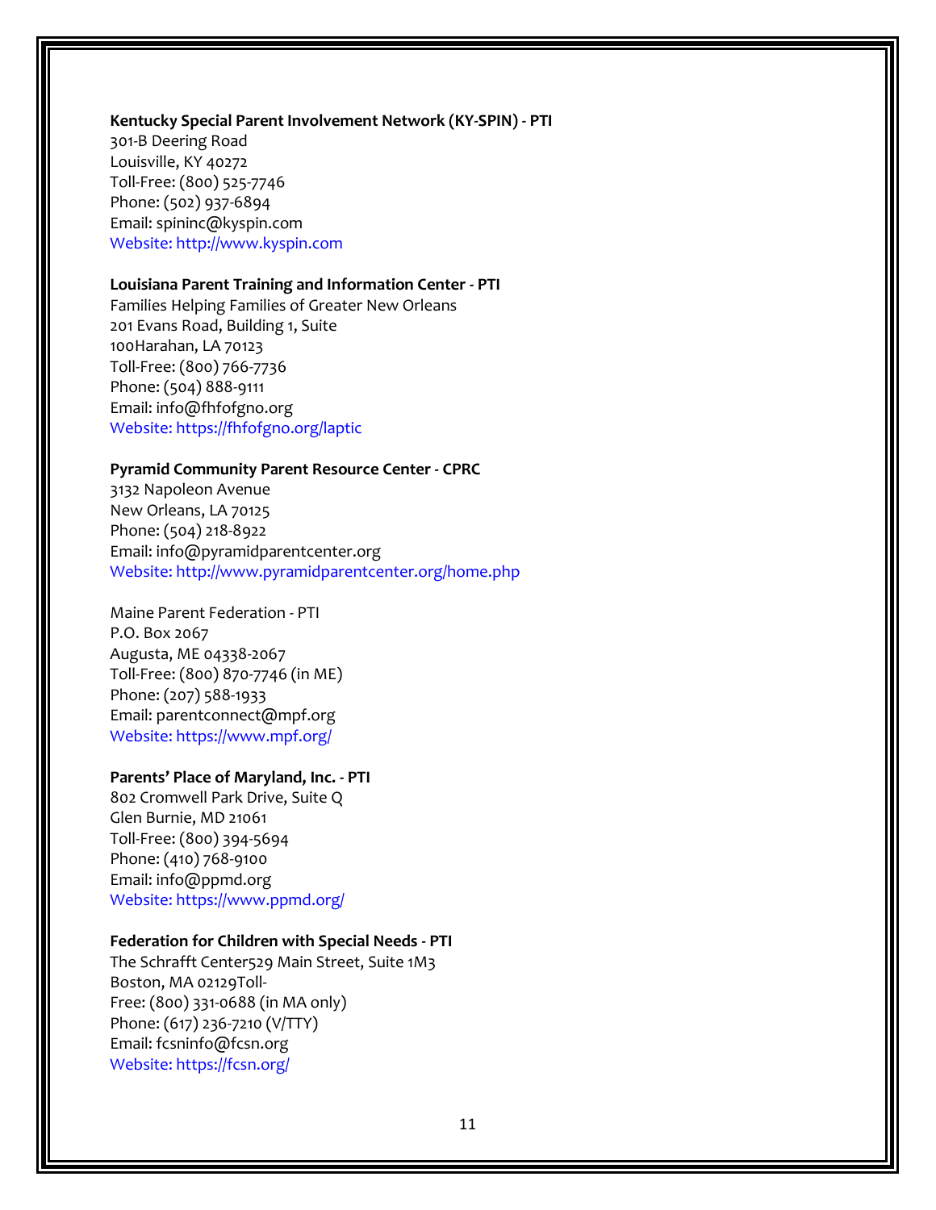**Kentucky Special Parent Involvement Network (KY-SPIN) - PTI**
301-B Deering Road
Louisville, KY 40272
Toll-Free: (800) 525-7746
Phone: (502) 937-6894
Email: spininc@kyspin.com
Website: http://www.kyspin.com

**Louisiana Parent Training and Information Center - PTI**
Families Helping Families of Greater New Orleans
201 Evans Road, Building 1, Suite
100Harahan, LA 70123
Toll-Free: (800) 766-7736
Phone: (504) 888-9111
Email: info@fhfofgno.org
Website: https://fhfofgno.org/laptic

**Pyramid Community Parent Resource Center - CPRC**
3132 Napoleon Avenue
New Orleans, LA 70125
Phone: (504) 218-8922
Email: info@pyramidparentcenter.org
Website: http://www.pyramidparentcenter.org/home.php

Maine Parent Federation - PTI
P.O. Box 2067
Augusta, ME 04338-2067
Toll-Free: (800) 870-7746 (in ME)
Phone: (207) 588-1933
Email: parentconnect@mpf.org
Website: https://www.mpf.org/

**Parents' Place of Maryland, Inc. - PTI**
802 Cromwell Park Drive, Suite Q
Glen Burnie, MD 21061
Toll-Free: (800) 394-5694
Phone: (410) 768-9100
Email: info@ppmd.org
Website: https://www.ppmd.org/

**Federation for Children with Special Needs - PTI**
The Schrafft Center529 Main Street, Suite 1M3
Boston, MA 02129Toll-
Free: (800) 331-0688 (in MA only)
Phone: (617) 236-7210 (V/TTY)
Email: fcsninfo@fcsn.org
Website: https://fcsn.org/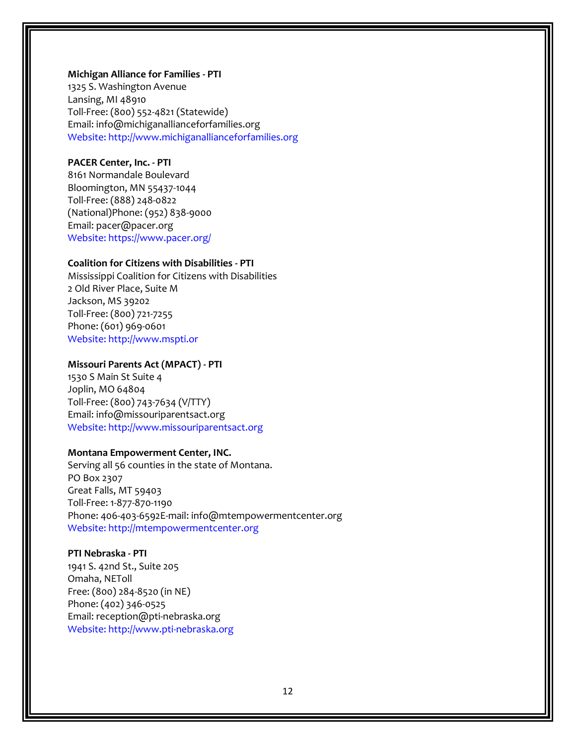**Michigan Alliance for Families - PTI**
1325 S. Washington Avenue
Lansing, MI 48910
Toll-Free: (800) 552-4821 (Statewide)
Email: info@michiganallianceforfamilies.org
Website: http://www.michiganallianceforfamilies.org

**PACER Center, Inc. - PTI**
8161 Normandale Boulevard
Bloomington, MN 55437-1044
Toll-Free: (888) 248-0822
(National)Phone: (952) 838-9000
Email: pacer@pacer.org
Website: https://www.pacer.org/

**Coalition for Citizens with Disabilities - PTI**
Mississippi Coalition for Citizens with Disabilities
2 Old River Place, Suite M
Jackson, MS 39202
Toll-Free: (800) 721-7255
Phone: (601) 969-0601
Website: http://www.mspti.or

**Missouri Parents Act (MPACT) - PTI**
1530 S Main St Suite 4
Joplin, MO 64804
Toll-Free: (800) 743-7634 (V/TTY)
Email: info@missouriparentsact.org
Website: http://www.missouriparentsact.org

**Montana Empowerment Center, INC.**
Serving all 56 counties in the state of Montana.
PO Box 2307
Great Falls, MT 59403
Toll-Free: 1-877-870-1190
Phone: 406-403-6592E-mail: info@mtempowermentcenter.org
Website: http://mtempowermentcenter.org

**PTI Nebraska - PTI**
1941 S. 42nd St., Suite 205
Omaha, NEToll
Free: (800) 284-8520 (in NE)
Phone: (402) 346-0525
Email: reception@pti-nebraska.org
Website: http://www.pti-nebraska.org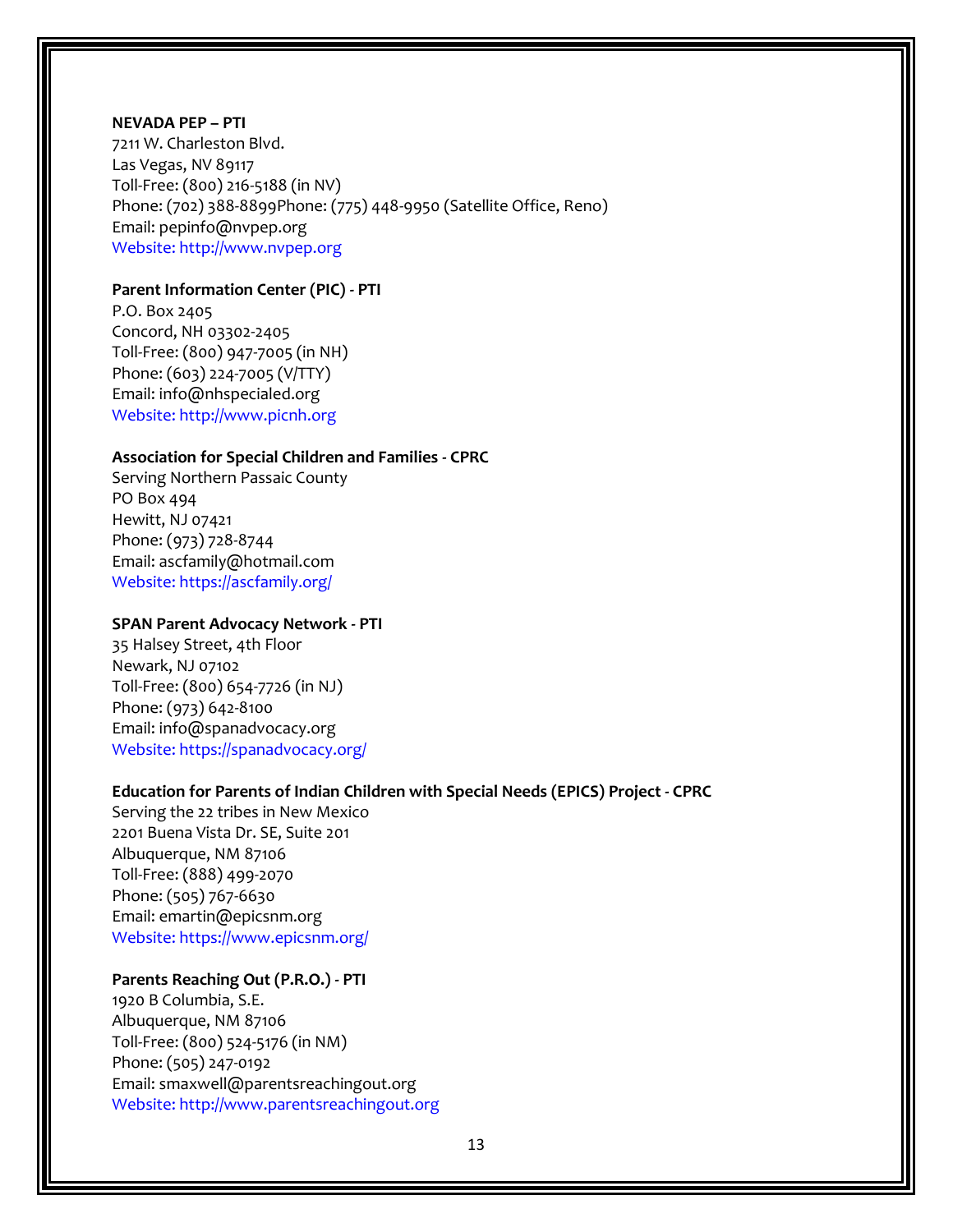**NEVADA PEP – PTI**
7211 W. Charleston Blvd.
Las Vegas, NV 89117
Toll-Free: (800) 216-5188 (in NV)
Phone: (702) 388-8899Phone: (775) 448-9950 (Satellite Office, Reno)
Email: pepinfo@nvpep.org
Website: http://www.nvpep.org

**Parent Information Center (PIC) - PTI**
P.O. Box 2405
Concord, NH 03302-2405
Toll-Free: (800) 947-7005 (in NH)
Phone: (603) 224-7005 (V/TTY)
Email: info@nhspecialed.org
Website: http://www.picnh.org

**Association for Special Children and Families - CPRC**
Serving Northern Passaic County
PO Box 494
Hewitt, NJ 07421
Phone: (973) 728-8744
Email: ascfamily@hotmail.com
Website: https://ascfamily.org/

**SPAN Parent Advocacy Network - PTI**
35 Halsey Street, 4th Floor
Newark, NJ 07102
Toll-Free: (800) 654-7726 (in NJ)
Phone: (973) 642-8100
Email: info@spanadvocacy.org
Website: https://spanadvocacy.org/

**Education for Parents of Indian Children with Special Needs (EPICS) Project - CPRC**
Serving the 22 tribes in New Mexico
2201 Buena Vista Dr. SE, Suite 201
Albuquerque, NM 87106
Toll-Free: (888) 499-2070
Phone: (505) 767-6630
Email: emartin@epicsnm.org
Website: https://www.epicsnm.org/

**Parents Reaching Out (P.R.O.) - PTI**
1920 B Columbia, S.E.
Albuquerque, NM 87106
Toll-Free: (800) 524-5176 (in NM)
Phone: (505) 247-0192
Email: smaxwell@parentsreachingout.org
Website: http://www.parentsreachingout.org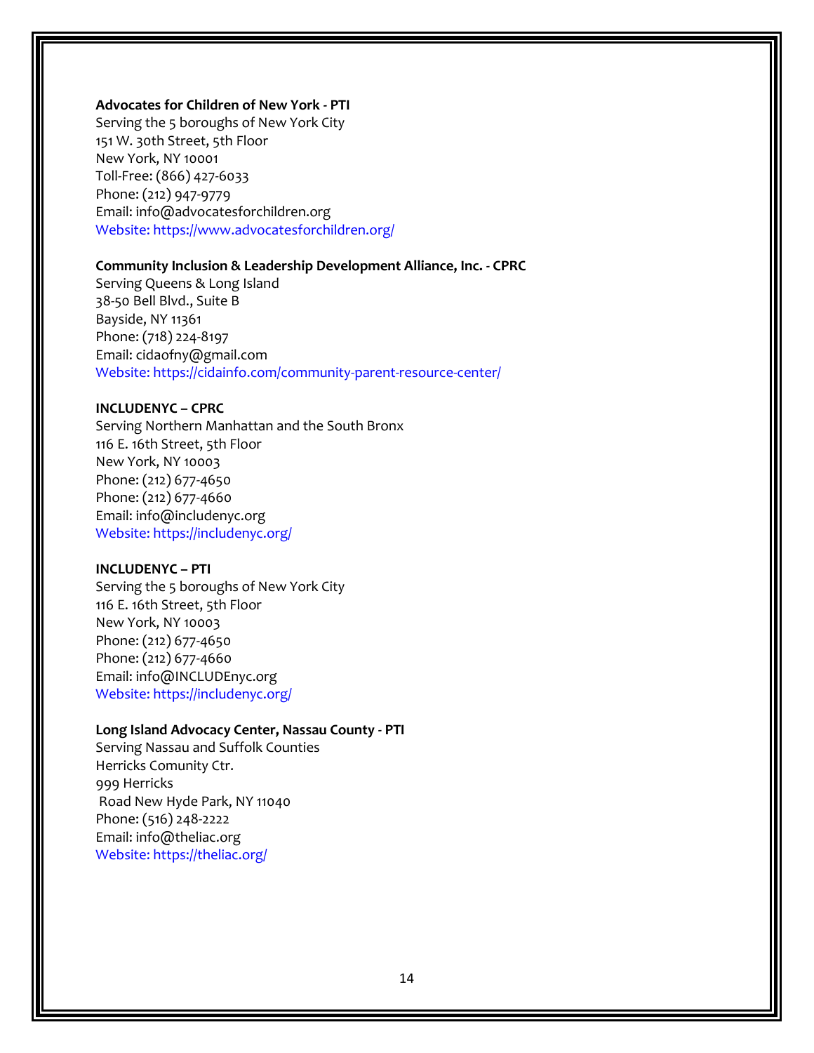**Advocates for Children of New York - PTI**
Serving the 5 boroughs of New York City
151 W. 30th Street, 5th Floor
New York, NY 10001
Toll-Free: (866) 427-6033
Phone: (212) 947-9779
Email: info@advocatesforchildren.org
Website: https://www.advocatesforchildren.org/

**Community Inclusion & Leadership Development Alliance, Inc. - CPRC**
Serving Queens & Long Island
38-50 Bell Blvd., Suite B
Bayside, NY 11361
Phone: (718) 224-8197
Email: cidaofny@gmail.com
Website: https://cidainfo.com/community-parent-resource-center/

**INCLUDENYC – CPRC**
Serving Northern Manhattan and the South Bronx
116 E. 16th Street, 5th Floor
New York, NY 10003
Phone: (212) 677-4650
Phone: (212) 677-4660
Email: info@includenyc.org
Website: https://includenyc.org/

**INCLUDENYC – PTI**
Serving the 5 boroughs of New York City
116 E. 16th Street, 5th Floor
New York, NY 10003
Phone: (212) 677-4650
Phone: (212) 677-4660
Email: info@INCLUDEnyc.org
Website: https://includenyc.org/

**Long Island Advocacy Center, Nassau County - PTI**
Serving Nassau and Suffolk Counties
Herricks Comunity Ctr.
999 Herricks
Road New Hyde Park, NY 11040
Phone: (516) 248-2222
Email: info@theliac.org
Website: https://theliac.org/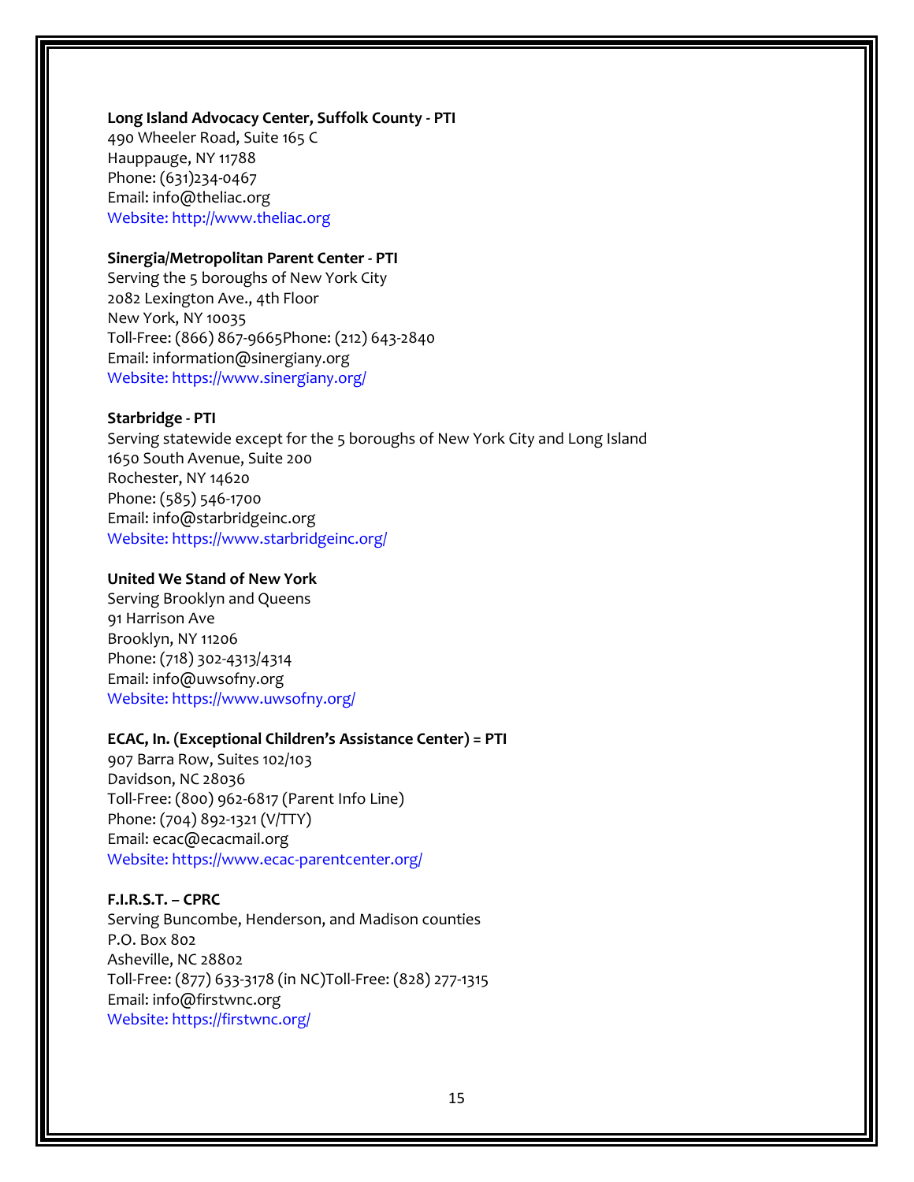**Long Island Advocacy Center, Suffolk County - PTI**
490 Wheeler Road, Suite 165 C
Hauppauge, NY 11788
Phone: (631)234-0467
Email: info@theliac.org
Website: http://www.theliac.org

**Sinergia/Metropolitan Parent Center - PTI**
Serving the 5 boroughs of New York City
2082 Lexington Ave., 4th Floor
New York, NY 10035
Toll-Free: (866) 867-9665Phone: (212) 643-2840
Email: information@sinergiany.org
Website: https://www.sinergiany.org/

**Starbridge - PTI**
Serving statewide except for the 5 boroughs of New York City and Long Island
1650 South Avenue, Suite 200
Rochester, NY 14620
Phone: (585) 546-1700
Email: info@starbridgeinc.org
Website: https://www.starbridgeinc.org/

**United We Stand of New York**
Serving Brooklyn and Queens
91 Harrison Ave
Brooklyn, NY 11206
Phone: (718) 302-4313/4314
Email: info@uwsofny.org
Website: https://www.uwsofny.org/

**ECAC, In. (Exceptional Children's Assistance Center) = PTI**
907 Barra Row, Suites 102/103
Davidson, NC 28036
Toll-Free: (800) 962-6817 (Parent Info Line)
Phone: (704) 892-1321 (V/TTY)
Email: ecac@ecacmail.org
Website: https://www.ecac-parentcenter.org/

**F.I.R.S.T. – CPRC**
Serving Buncombe, Henderson, and Madison counties
P.O. Box 802
Asheville, NC 28802
Toll-Free: (877) 633-3178 (in NC)Toll-Free: (828) 277-1315
Email: info@firstwnc.org
Website: https://firstwnc.org/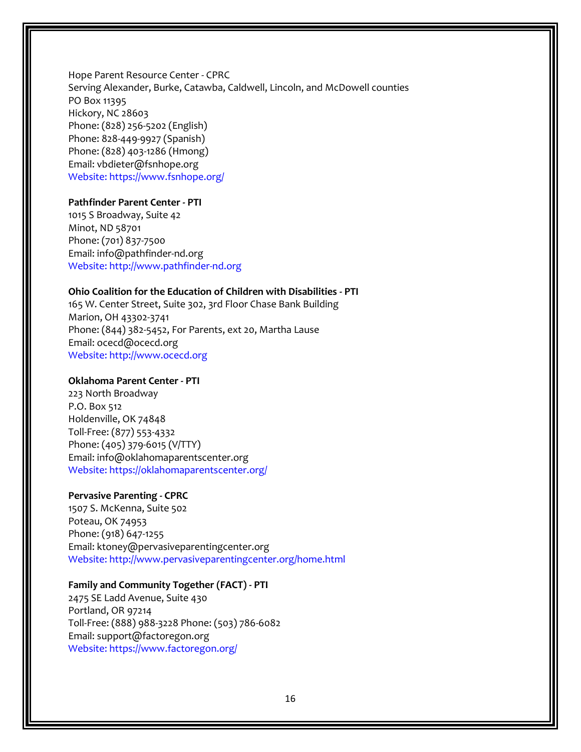Hope Parent Resource Center - CPRC
Serving Alexander, Burke, Catawba, Caldwell, Lincoln, and McDowell counties
PO Box 11395
Hickory, NC 28603
Phone: (828) 256-5202 (English)
Phone: 828-449-9927 (Spanish)
Phone: (828) 403-1286 (Hmong)
Email: vbdieter@fsnhope.org
Website: https://www.fsnhope.org/

**Pathfinder Parent Center - PTI**
1015 S Broadway, Suite 42
Minot, ND 58701
Phone: (701) 837-7500
Email: info@pathfinder-nd.org
Website: http://www.pathfinder-nd.org

**Ohio Coalition for the Education of Children with Disabilities - PTI**
165 W. Center Street, Suite 302, 3rd Floor Chase Bank Building
Marion, OH 43302-3741
Phone: (844) 382-5452, For Parents, ext 20, Martha Lause
Email: ocecd@ocecd.org
Website: http://www.ocecd.org

**Oklahoma Parent Center - PTI**
223 North Broadway
P.O. Box 512
Holdenville, OK 74848
Toll-Free: (877) 553-4332
Phone: (405) 379-6015 (V/TTY)
Email: info@oklahomaparentscenter.org
Website: https://oklahomaparentscenter.org/

**Pervasive Parenting - CPRC**
1507 S. McKenna, Suite 502
Poteau, OK 74953
Phone: (918) 647-1255
Email: ktoney@pervasiveparentingcenter.org
Website: http://www.pervasiveparentingcenter.org/home.html

**Family and Community Together (FACT) - PTI**
2475 SE Ladd Avenue, Suite 430
Portland, OR 97214
Toll-Free: (888) 988-3228 Phone: (503) 786-6082
Email: support@factoregon.org
Website: https://www.factoregon.org/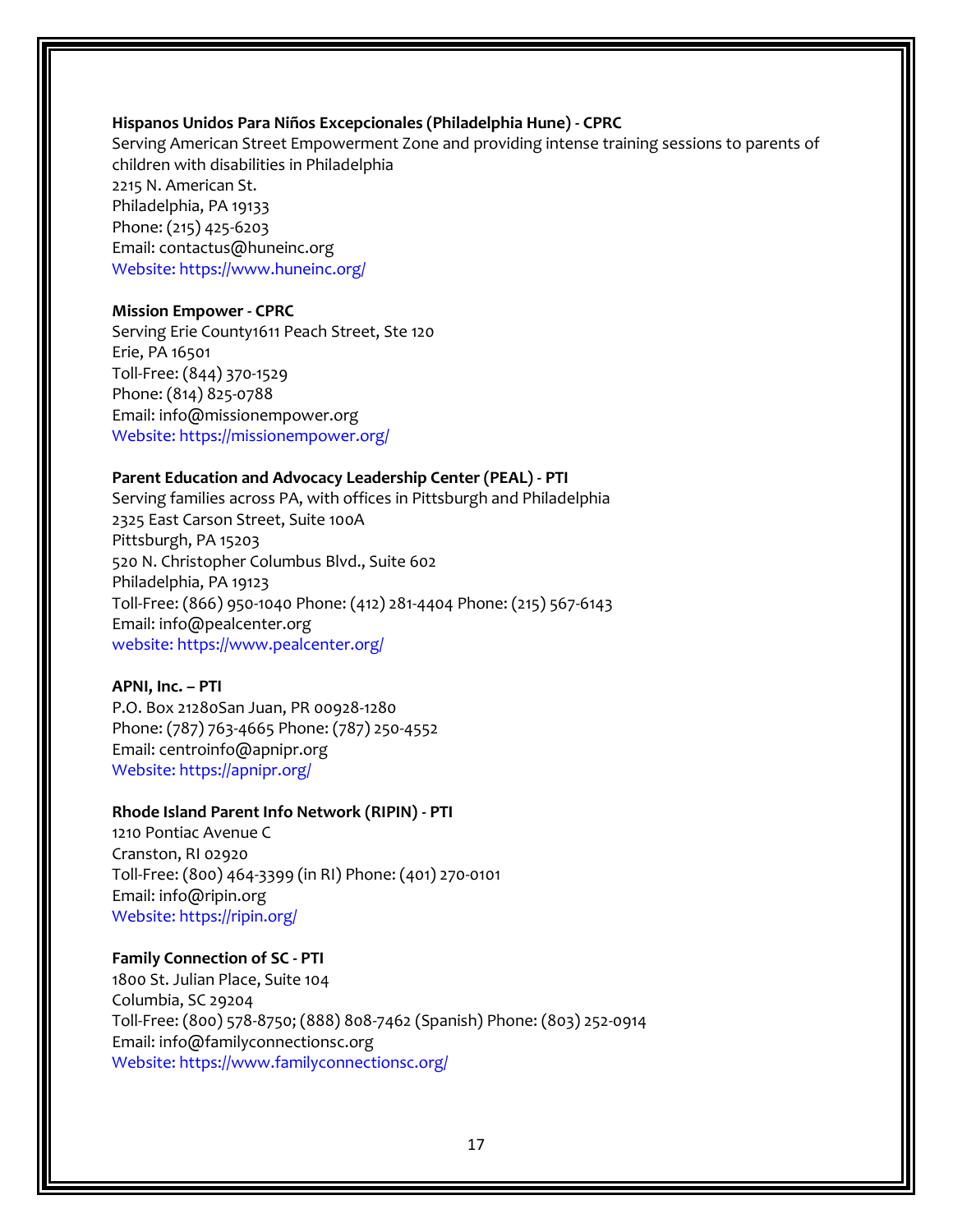**Hispanos Unidos Para Niños Excepcionales (Philadelphia Hune) - CPRC**
Serving American Street Empowerment Zone and providing intense training sessions to parents of children with disabilities in Philadelphia
2215 N. American St.
Philadelphia, PA 19133
Phone: (215) 425-6203
Email: contactus@huneinc.org
Website: https://www.huneinc.org/

**Mission Empower - CPRC**
Serving Erie County1611 Peach Street, Ste 120
Erie, PA 16501
Toll-Free: (844) 370-1529
Phone: (814) 825-0788
Email: info@missionempower.org
Website: https://missionempower.org/

**Parent Education and Advocacy Leadership Center (PEAL) - PTI**
Serving families across PA, with offices in Pittsburgh and Philadelphia
2325 East Carson Street, Suite 100A
Pittsburgh, PA 15203
520 N. Christopher Columbus Blvd., Suite 602
Philadelphia, PA 19123
Toll-Free: (866) 950-1040 Phone: (412) 281-4404 Phone: (215) 567-6143
Email: info@pealcenter.org
website: https://www.pealcenter.org/

**APNI, Inc. – PTI**
P.O. Box 21280San Juan, PR 00928-1280
Phone: (787) 763-4665 Phone: (787) 250-4552
Email: centroinfo@apnipr.org
Website: https://apnipr.org/

**Rhode Island Parent Info Network (RIPIN) - PTI**
1210 Pontiac Avenue C
Cranston, RI 02920
Toll-Free: (800) 464-3399 (in RI) Phone: (401) 270-0101
Email: info@ripin.org
Website: https://ripin.org/

**Family Connection of SC - PTI**
1800 St. Julian Place, Suite 104
Columbia, SC 29204
Toll-Free: (800) 578-8750; (888) 808-7462 (Spanish) Phone: (803) 252-0914
Email: info@familyconnectionsc.org
Website: https://www.familyconnectionsc.org/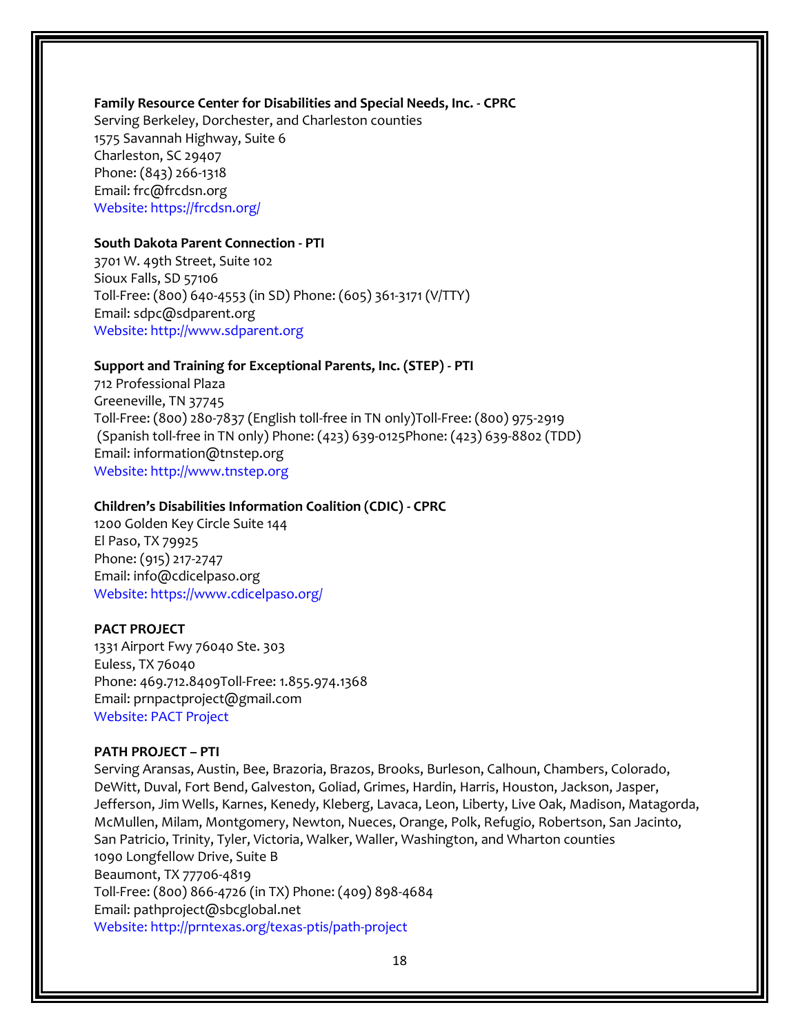**Family Resource Center for Disabilities and Special Needs, Inc. - CPRC**
Serving Berkeley, Dorchester, and Charleston counties
1575 Savannah Highway, Suite 6
Charleston, SC 29407
Phone: (843) 266-1318
Email: frc@frcdsn.org
Website: https://frcdsn.org/

**South Dakota Parent Connection - PTI**
3701 W. 49th Street, Suite 102
Sioux Falls, SD 57106
Toll-Free: (800) 640-4553 (in SD) Phone: (605) 361-3171 (V/TTY)
Email: sdpc@sdparent.org
Website: http://www.sdparent.org

**Support and Training for Exceptional Parents, Inc. (STEP) - PTI**
712 Professional Plaza
Greeneville, TN 37745
Toll-Free: (800) 280-7837 (English toll-free in TN only)Toll-Free: (800) 975-2919
(Spanish toll-free in TN only) Phone: (423) 639-0125Phone: (423) 639-8802 (TDD)
Email: information@tnstep.org
Website: http://www.tnstep.org

**Children's Disabilities Information Coalition (CDIC) - CPRC**
1200 Golden Key Circle Suite 144
El Paso, TX 79925
Phone: (915) 217-2747
Email: info@cdicelpaso.org
Website: https://www.cdicelpaso.org/

**PACT PROJECT**
1331 Airport Fwy 76040 Ste. 303
Euless, TX 76040
Phone: 469.712.8409Toll-Free: 1.855.974.1368
Email: prnpactproject@gmail.com
Website: PACT Project

**PATH PROJECT – PTI**
Serving Aransas, Austin, Bee, Brazoria, Brazos, Brooks, Burleson, Calhoun, Chambers, Colorado, DeWitt, Duval, Fort Bend, Galveston, Goliad, Grimes, Hardin, Harris, Houston, Jackson, Jasper, Jefferson, Jim Wells, Karnes, Kenedy, Kleberg, Lavaca, Leon, Liberty, Live Oak, Madison, Matagorda, McMullen, Milam, Montgomery, Newton, Nueces, Orange, Polk, Refugio, Robertson, San Jacinto, San Patricio, Trinity, Tyler, Victoria, Walker, Waller, Washington, and Wharton counties
1090 Longfellow Drive, Suite B
Beaumont, TX 77706-4819
Toll-Free: (800) 866-4726 (in TX) Phone: (409) 898-4684
Email: pathproject@sbcglobal.net
Website: http://prntexas.org/texas-ptis/path-project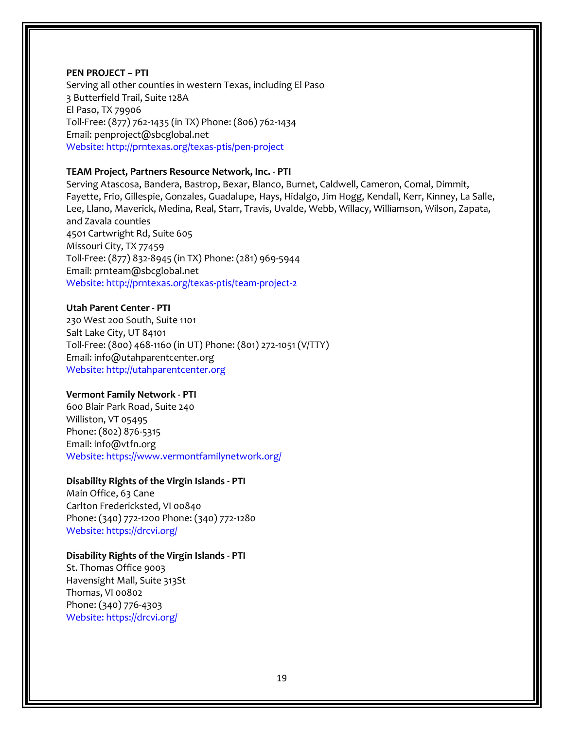**PEN PROJECT – PTI**
Serving all other counties in western Texas, including El Paso
3 Butterfield Trail, Suite 128A
El Paso, TX 79906
Toll-Free: (877) 762-1435 (in TX) Phone: (806) 762-1434
Email: penproject@sbcglobal.net
Website: http://prntexas.org/texas-ptis/pen-project

**TEAM Project, Partners Resource Network, Inc. - PTI**
Serving Atascosa, Bandera, Bastrop, Bexar, Blanco, Burnet, Caldwell, Cameron, Comal, Dimmit, Fayette, Frio, Gillespie, Gonzales, Guadalupe, Hays, Hidalgo, Jim Hogg, Kendall, Kerr, Kinney, La Salle, Lee, Llano, Maverick, Medina, Real, Starr, Travis, Uvalde, Webb, Willacy, Williamson, Wilson, Zapata, and Zavala counties
4501 Cartwright Rd, Suite 605
Missouri City, TX 77459
Toll-Free: (877) 832-8945 (in TX) Phone: (281) 969-5944
Email: prnteam@sbcglobal.net
Website: http://prntexas.org/texas-ptis/team-project-2

**Utah Parent Center - PTI**
230 West 200 South, Suite 1101
Salt Lake City, UT 84101
Toll-Free: (800) 468-1160 (in UT) Phone: (801) 272-1051 (V/TTY)
Email: info@utahparentcenter.org
Website: http://utahparentcenter.org

**Vermont Family Network - PTI**
600 Blair Park Road, Suite 240
Williston, VT 05495
Phone: (802) 876-5315
Email: info@vtfn.org
Website: https://www.vermontfamilynetwork.org/

**Disability Rights of the Virgin Islands - PTI**
Main Office, 63 Cane
Carlton Fredericksted, VI 00840
Phone: (340) 772-1200 Phone: (340) 772-1280
Website: https://drcvi.org/

**Disability Rights of the Virgin Islands - PTI**
St. Thomas Office 9003
Havensight Mall, Suite 313St
Thomas, VI 00802
Phone: (340) 776-4303
Website: https://drcvi.org/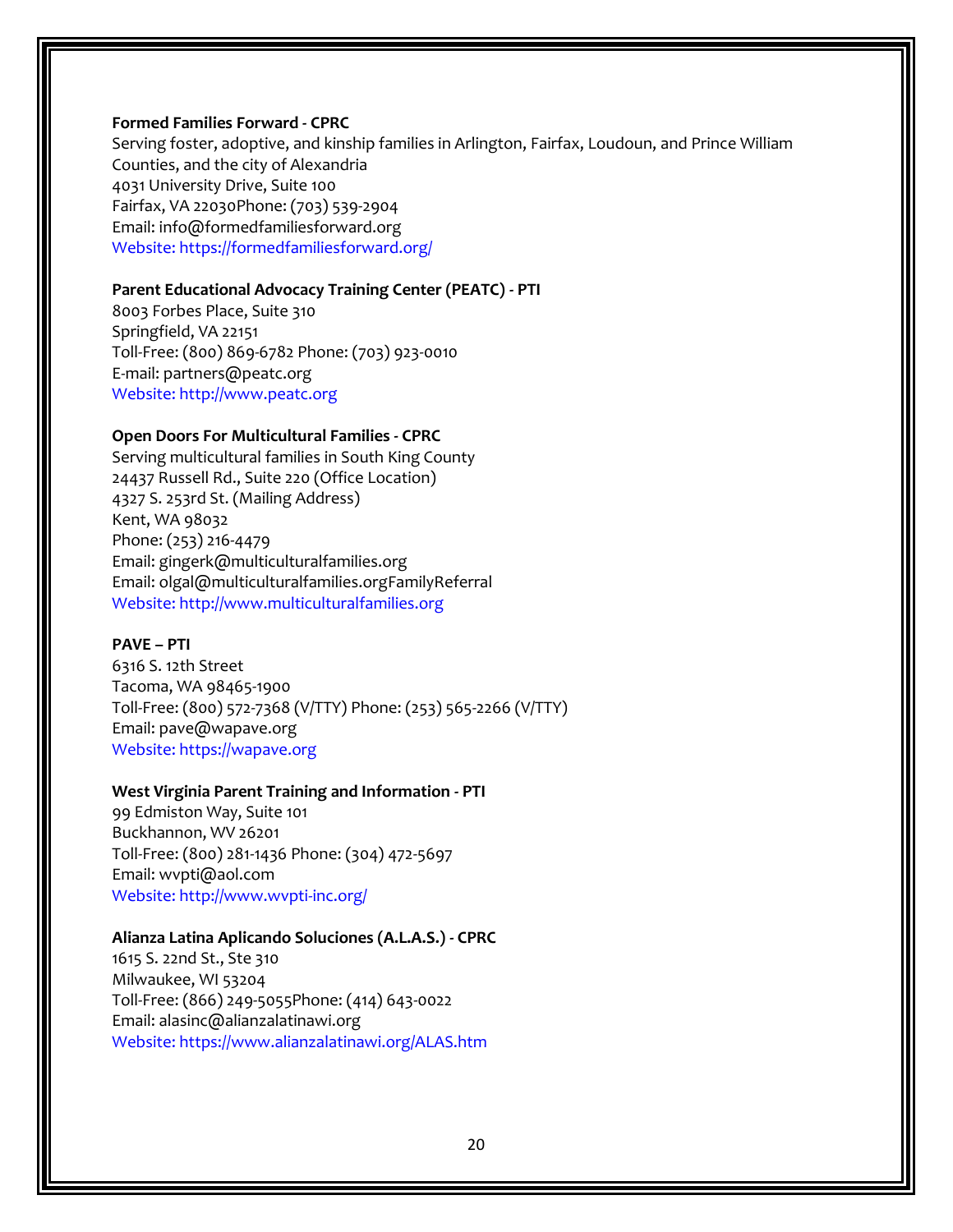**Formed Families Forward - CPRC**
Serving foster, adoptive, and kinship families in Arlington, Fairfax, Loudoun, and Prince William Counties, and the city of Alexandria
4031 University Drive, Suite 100
Fairfax, VA 22030Phone: (703) 539-2904
Email: info@formedfamiliesforward.org
Website: https://formedfamiliesforward.org/

**Parent Educational Advocacy Training Center (PEATC) - PTI**
8003 Forbes Place, Suite 310
Springfield, VA 22151
Toll-Free: (800) 869-6782 Phone: (703) 923-0010
E-mail: partners@peatc.org
Website: http://www.peatc.org

**Open Doors For Multicultural Families - CPRC**
Serving multicultural families in South King County
24437 Russell Rd., Suite 220 (Office Location)
4327 S. 253rd St. (Mailing Address)
Kent, WA 98032
Phone: (253) 216-4479
Email: gingerk@multiculturalfamilies.org
Email: olgal@multiculturalfamilies.orgFamilyReferral
Website: http://www.multiculturalfamilies.org

**PAVE – PTI**
6316 S. 12th Street
Tacoma, WA 98465-1900
Toll-Free: (800) 572-7368 (V/TTY) Phone: (253) 565-2266 (V/TTY)
Email: pave@wapave.org
Website: https://wapave.org

**West Virginia Parent Training and Information - PTI**
99 Edmiston Way, Suite 101
Buckhannon, WV 26201
Toll-Free: (800) 281-1436 Phone: (304) 472-5697
Email: wvpti@aol.com
Website: http://www.wvpti-inc.org/

**Alianza Latina Aplicando Soluciones (A.L.A.S.) - CPRC**
1615 S. 22nd St., Ste 310
Milwaukee, WI 53204
Toll-Free: (866) 249-5055Phone: (414) 643-0022
Email: alasinc@alianzalatinawi.org
Website: https://www.alianzalatinawi.org/ALAS.htm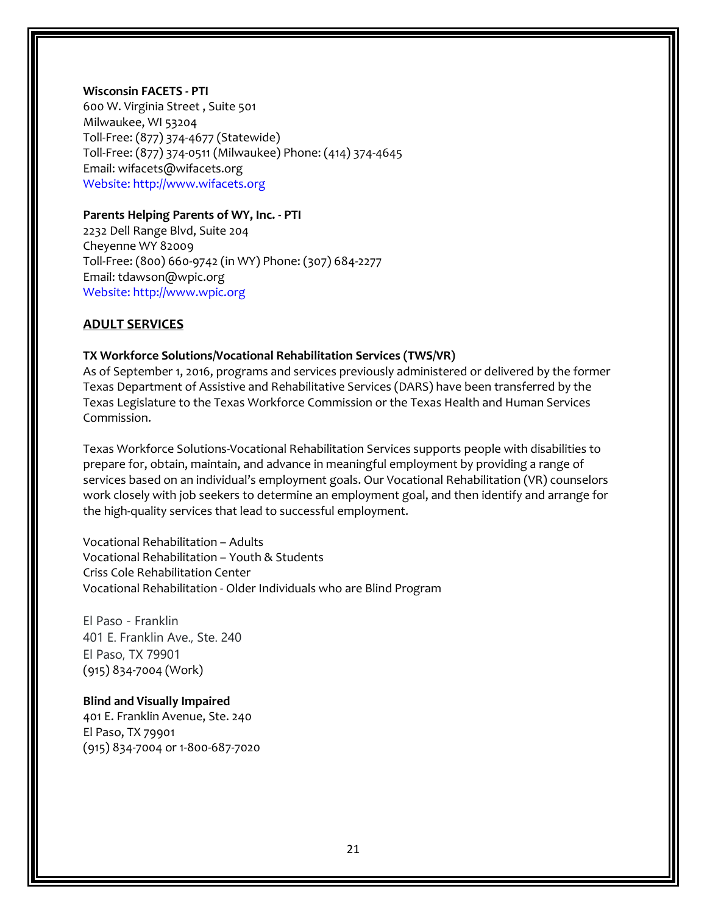**Wisconsin FACETS - PTI**
600 W. Virginia Street , Suite 501
Milwaukee, WI 53204
Toll-Free: (877) 374-4677 (Statewide)
Toll-Free: (877) 374-0511 (Milwaukee) Phone: (414) 374-4645
Email: wifacets@wifacets.org
Website: http://www.wifacets.org

**Parents Helping Parents of WY, Inc. - PTI**
2232 Dell Range Blvd, Suite 204
Cheyenne WY 82009
Toll-Free: (800) 660-9742 (in WY) Phone: (307) 684-2277
Email: tdawson@wpic.org
Website: http://www.wpic.org

## ADULT SERVICES

**TX Workforce Solutions/Vocational Rehabilitation Services (TWS/VR)**
As of September 1, 2016, programs and services previously administered or delivered by the former Texas Department of Assistive and Rehabilitative Services (DARS) have been transferred by the Texas Legislature to the Texas Workforce Commission or the Texas Health and Human Services Commission.

Texas Workforce Solutions-Vocational Rehabilitation Services supports people with disabilities to prepare for, obtain, maintain, and advance in meaningful employment by providing a range of services based on an individual's employment goals. Our Vocational Rehabilitation (VR) counselors work closely with job seekers to determine an employment goal, and then identify and arrange for the high-quality services that lead to successful employment.

Vocational Rehabilitation – Adults
Vocational Rehabilitation – Youth & Students
Criss Cole Rehabilitation Center
Vocational Rehabilitation - Older Individuals who are Blind Program

El Paso - Franklin
401 E. Franklin Ave., Ste. 240
El Paso, TX 79901
(915) 834-7004 (Work)

**Blind and Visually Impaired**
401 E. Franklin Avenue, Ste. 240
El Paso, TX 79901
(915) 834-7004 or 1-800-687-7020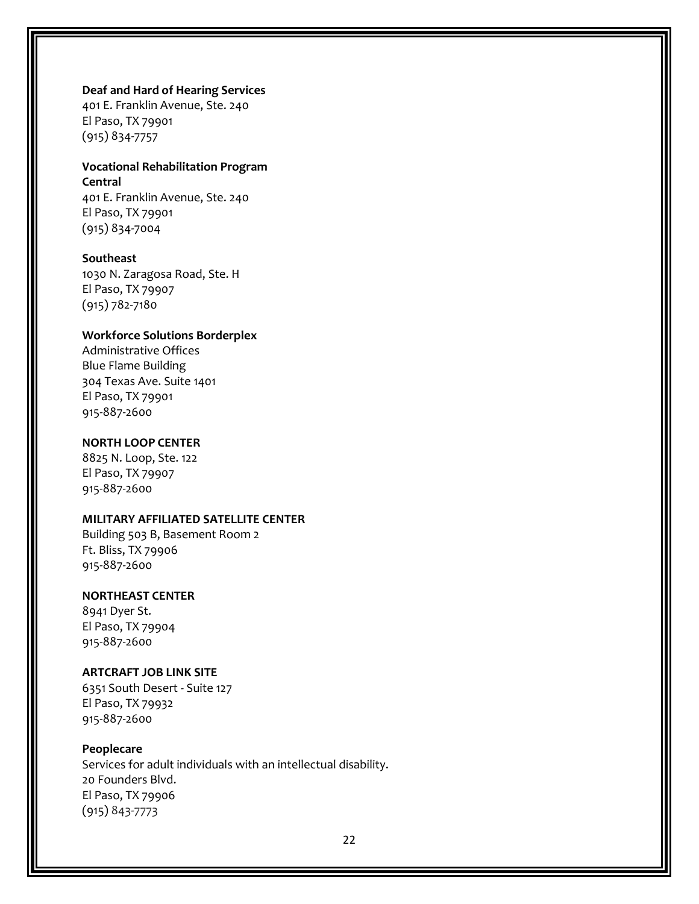**Deaf and Hard of Hearing Services**
401 E. Franklin Avenue, Ste. 240
El Paso, TX 79901
(915) 834-7757

**Vocational Rehabilitation Program**
**Central**
401 E. Franklin Avenue, Ste. 240
El Paso, TX 79901
(915) 834-7004

**Southeast**
1030 N. Zaragosa Road, Ste. H
El Paso, TX 79907
(915) 782-7180

**Workforce Solutions Borderplex**
Administrative Offices
Blue Flame Building
304 Texas Ave. Suite 1401
El Paso, TX 79901
915-887-2600

**NORTH LOOP CENTER**
8825 N. Loop, Ste. 122
El Paso, TX 79907
915-887-2600

**MILITARY AFFILIATED SATELLITE CENTER**
Building 503 B, Basement Room 2
Ft. Bliss, TX 79906
915-887-2600

**NORTHEAST CENTER**
8941 Dyer St.
El Paso, TX 79904
915-887-2600

**ARTCRAFT JOB LINK SITE**
6351 South Desert - Suite 127
El Paso, TX 79932
915-887-2600

**Peoplecare**
Services for adult individuals with an intellectual disability.
20 Founders Blvd.
El Paso, TX 79906
(915) 843-7773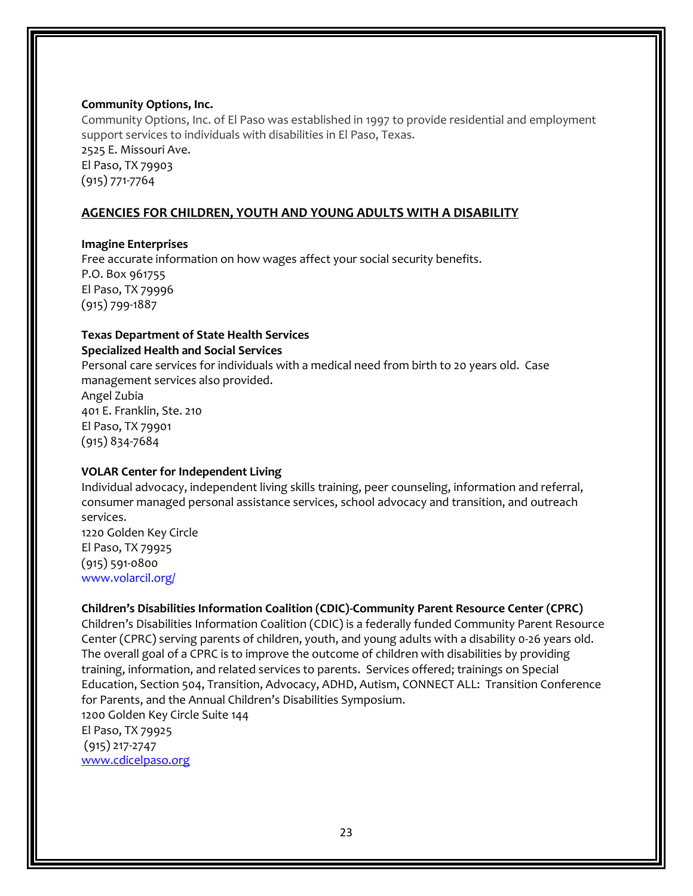**Community Options, Inc.**
Community Options, Inc. of El Paso was established in 1997 to provide residential and employment support services to individuals with disabilities in El Paso, Texas.
2525 E. Missouri Ave.
El Paso, TX 79903
(915) 771-7764

## AGENCIES FOR CHILDREN, YOUTH AND YOUNG ADULTS WITH A DISABILITY

**Imagine Enterprises**
Free accurate information on how wages affect your social security benefits.
P.O. Box 961755
El Paso, TX 79996
(915) 799-1887

**Texas Department of State Health Services**
**Specialized Health and Social Services**
Personal care services for individuals with a medical need from birth to 20 years old. Case management services also provided.
Angel Zubia
401 E. Franklin, Ste. 210
El Paso, TX 79901
(915) 834-7684

**VOLAR Center for Independent Living**
Individual advocacy, independent living skills training, peer counseling, information and referral, consumer managed personal assistance services, school advocacy and transition, and outreach services.
1220 Golden Key Circle
El Paso, TX 79925
(915) 591-0800
www.volarcil.org/

**Children's Disabilities Information Coalition (CDIC)-Community Parent Resource Center (CPRC)**
Children's Disabilities Information Coalition (CDIC) is a federally funded Community Parent Resource Center (CPRC) serving parents of children, youth, and young adults with a disability 0-26 years old. The overall goal of a CPRC is to improve the outcome of children with disabilities by providing training, information, and related services to parents. Services offered; trainings on Special Education, Section 504, Transition, Advocacy, ADHD, Autism, CONNECT ALL: Transition Conference for Parents, and the Annual Children's Disabilities Symposium.
1200 Golden Key Circle Suite 144
El Paso, TX 79925
(915) 217-2747
www.cdicelpaso.org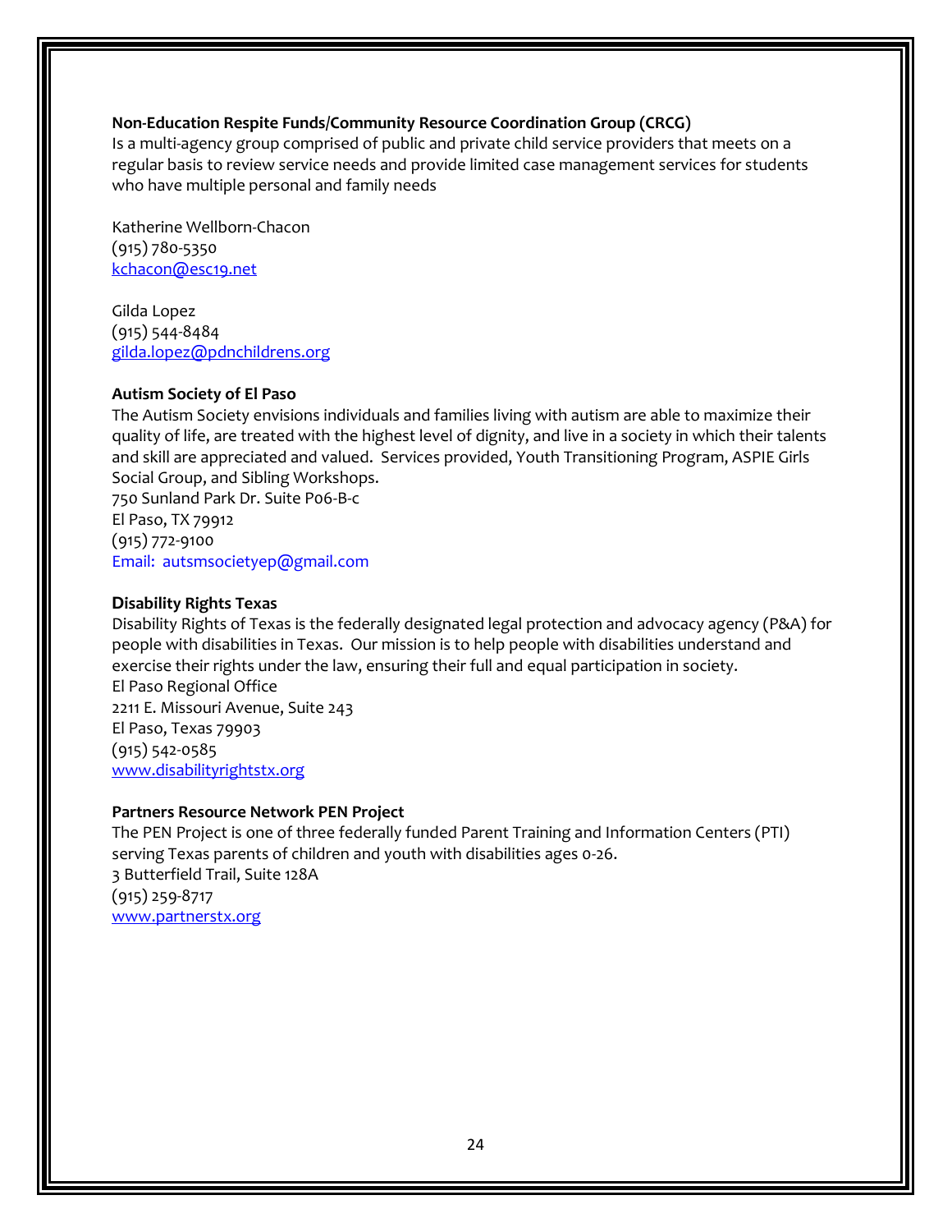**Non-Education Respite Funds/Community Resource Coordination Group (CRCG)**
Is a multi-agency group comprised of public and private child service providers that meets on a regular basis to review service needs and provide limited case management services for students who have multiple personal and family needs

Katherine Wellborn-Chacon
(915) 780-5350
kchacon@esc19.net

Gilda Lopez
(915) 544-8484
gilda.lopez@pdnchildrens.org

**Autism Society of El Paso**
The Autism Society envisions individuals and families living with autism are able to maximize their quality of life, are treated with the highest level of dignity, and live in a society in which their talents and skill are appreciated and valued. Services provided, Youth Transitioning Program, ASPIE Girls Social Group, and Sibling Workshops.
750 Sunland Park Dr. Suite P06-B-c
El Paso, TX 79912
(915) 772-9100
Email: autsmsocietyep@gmail.com

**Disability Rights Texas**
Disability Rights of Texas is the federally designated legal protection and advocacy agency (P&A) for people with disabilities in Texas. Our mission is to help people with disabilities understand and exercise their rights under the law, ensuring their full and equal participation in society.
El Paso Regional Office
2211 E. Missouri Avenue, Suite 243
El Paso, Texas 79903
(915) 542-0585
www.disabilityrightstx.org

**Partners Resource Network PEN Project**
The PEN Project is one of three federally funded Parent Training and Information Centers (PTI) serving Texas parents of children and youth with disabilities ages 0-26.
3 Butterfield Trail, Suite 128A
(915) 259-8717
www.partnerstx.org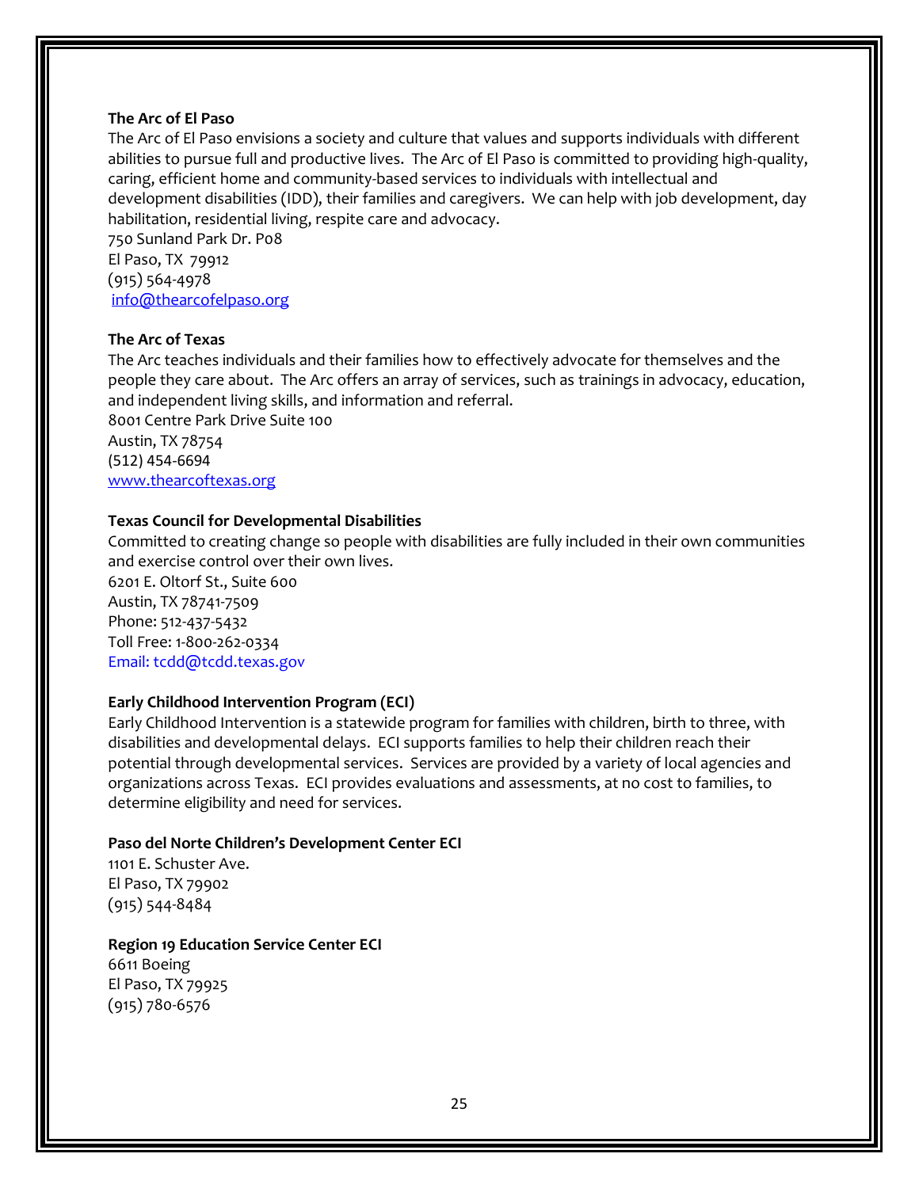**The Arc of El Paso**

The Arc of El Paso envisions a society and culture that values and supports individuals with different abilities to pursue full and productive lives. The Arc of El Paso is committed to providing high-quality, caring, efficient home and community-based services to individuals with intellectual and development disabilities (IDD), their families and caregivers. We can help with job development, day habilitation, residential living, respite care and advocacy.
750 Sunland Park Dr. P08
El Paso, TX 79912
(915) 564-4978
info@thearcofelpaso.org

**The Arc of Texas**

The Arc teaches individuals and their families how to effectively advocate for themselves and the people they care about. The Arc offers an array of services, such as trainings in advocacy, education, and independent living skills, and information and referral.
8001 Centre Park Drive Suite 100
Austin, TX 78754
(512) 454-6694
www.thearcoftexas.org

**Texas Council for Developmental Disabilities**

Committed to creating change so people with disabilities are fully included in their own communities and exercise control over their own lives.
6201 E. Oltorf St., Suite 600
Austin, TX 78741-7509
Phone: 512-437-5432
Toll Free: 1-800-262-0334
Email: tcdd@tcdd.texas.gov

**Early Childhood Intervention Program (ECI)**

Early Childhood Intervention is a statewide program for families with children, birth to three, with disabilities and developmental delays. ECI supports families to help their children reach their potential through developmental services. Services are provided by a variety of local agencies and organizations across Texas. ECI provides evaluations and assessments, at no cost to families, to determine eligibility and need for services.

**Paso del Norte Children's Development Center ECI**

1101 E. Schuster Ave.
El Paso, TX 79902
(915) 544-8484

**Region 19 Education Service Center ECI**

6611 Boeing
El Paso, TX 79925
(915) 780-6576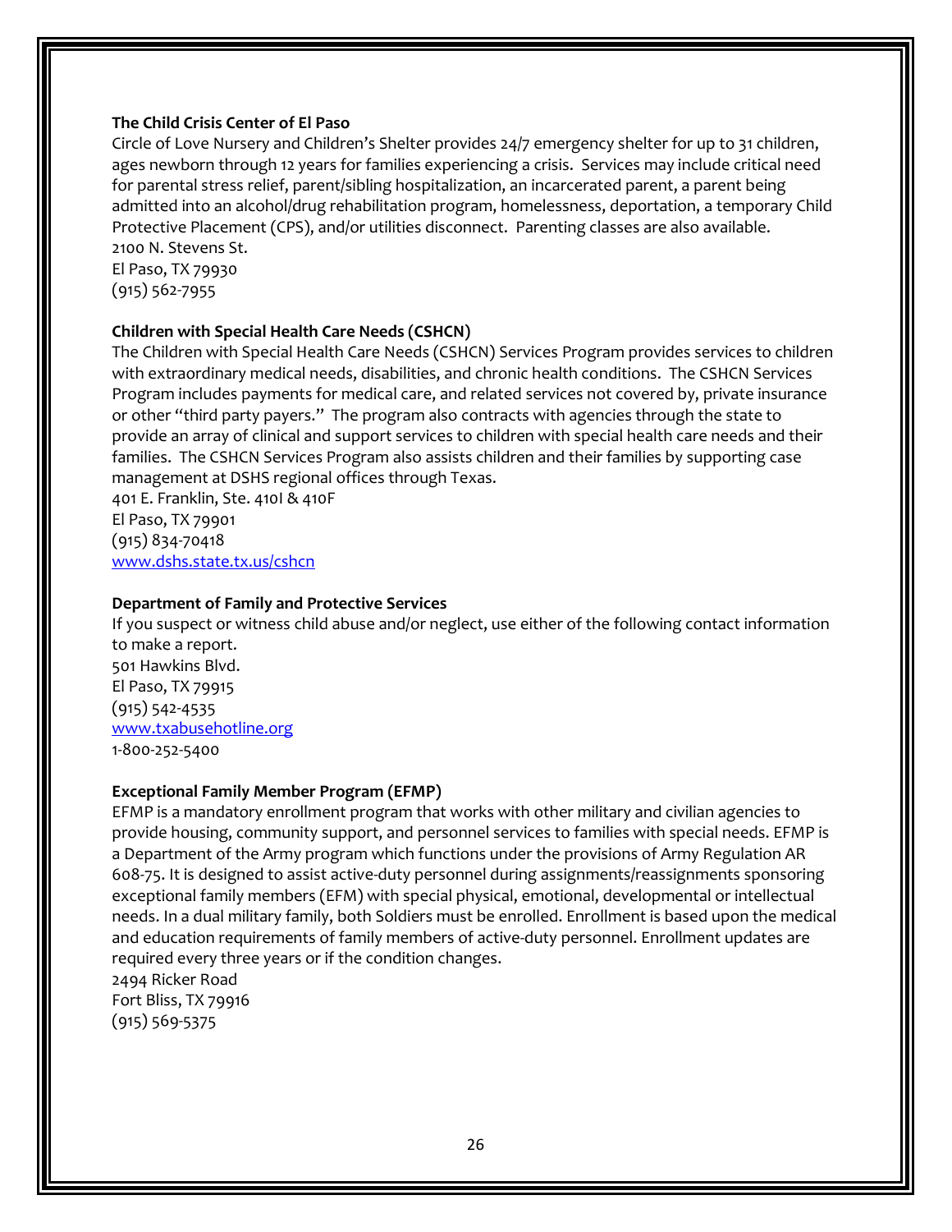**The Child Crisis Center of El Paso**

Circle of Love Nursery and Children's Shelter provides 24/7 emergency shelter for up to 31 children, ages newborn through 12 years for families experiencing a crisis. Services may include critical need for parental stress relief, parent/sibling hospitalization, an incarcerated parent, a parent being admitted into an alcohol/drug rehabilitation program, homelessness, deportation, a temporary Child Protective Placement (CPS), and/or utilities disconnect. Parenting classes are also available.
2100 N. Stevens St.
El Paso, TX 79930
(915) 562-7955

**Children with Special Health Care Needs (CSHCN)**

The Children with Special Health Care Needs (CSHCN) Services Program provides services to children with extraordinary medical needs, disabilities, and chronic health conditions. The CSHCN Services Program includes payments for medical care, and related services not covered by, private insurance or other "third party payers." The program also contracts with agencies through the state to provide an array of clinical and support services to children with special health care needs and their families. The CSHCN Services Program also assists children and their families by supporting case management at DSHS regional offices through Texas.
401 E. Franklin, Ste. 410I & 410F
El Paso, TX 79901
(915) 834-70418
www.dshs.state.tx.us/cshcn

**Department of Family and Protective Services**

If you suspect or witness child abuse and/or neglect, use either of the following contact information to make a report.
501 Hawkins Blvd.
El Paso, TX 79915
(915) 542-4535
www.txabusehotline.org
1-800-252-5400

**Exceptional Family Member Program (EFMP)**

EFMP is a mandatory enrollment program that works with other military and civilian agencies to provide housing, community support, and personnel services to families with special needs. EFMP is a Department of the Army program which functions under the provisions of Army Regulation AR 608-75. It is designed to assist active-duty personnel during assignments/reassignments sponsoring exceptional family members (EFM) with special physical, emotional, developmental or intellectual needs. In a dual military family, both Soldiers must be enrolled. Enrollment is based upon the medical and education requirements of family members of active-duty personnel. Enrollment updates are required every three years or if the condition changes.
2494 Ricker Road
Fort Bliss, TX 79916
(915) 569-5375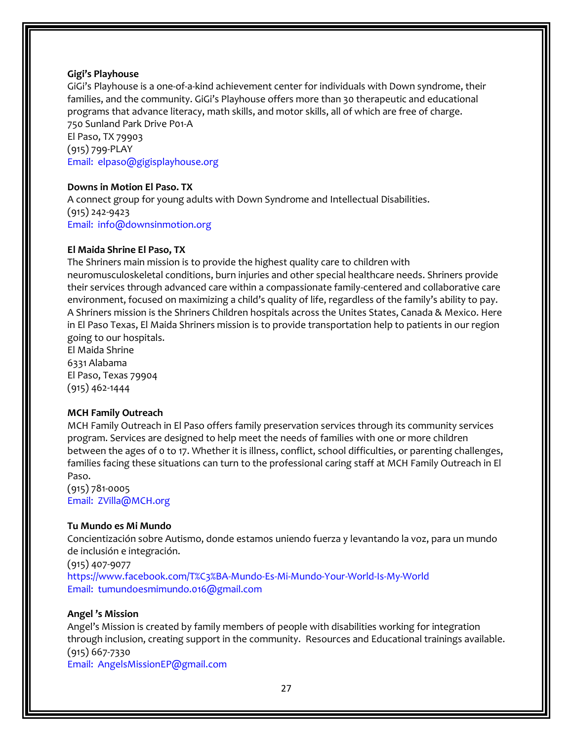**Gigi's Playhouse**

GiGi's Playhouse is a one-of-a-kind achievement center for individuals with Down syndrome, their families, and the community. GiGi's Playhouse offers more than 30 therapeutic and educational programs that advance literacy, math skills, and motor skills, all of which are free of charge.
750 Sunland Park Drive P01-A
El Paso, TX 79903
(915) 799-PLAY
Email: elpaso@gigisplayhouse.org

**Downs in Motion El Paso. TX**

A connect group for young adults with Down Syndrome and Intellectual Disabilities.
(915) 242-9423
Email: info@downsinmotion.org

**El Maida Shrine El Paso, TX**

The Shriners main mission is to provide the highest quality care to children with neuromusculoskeletal conditions, burn injuries and other special healthcare needs. Shriners provide their services through advanced care within a compassionate family-centered and collaborative care environment, focused on maximizing a child's quality of life, regardless of the family's ability to pay. A Shriners mission is the Shriners Children hospitals across the Unites States, Canada & Mexico. Here in El Paso Texas, El Maida Shriners mission is to provide transportation help to patients in our region going to our hospitals.
El Maida Shrine
6331 Alabama
El Paso, Texas 79904
(915) 462-1444

**MCH Family Outreach**

MCH Family Outreach in El Paso offers family preservation services through its community services program. Services are designed to help meet the needs of families with one or more children between the ages of 0 to 17. Whether it is illness, conflict, school difficulties, or parenting challenges, families facing these situations can turn to the professional caring staff at MCH Family Outreach in El Paso.
(915) 781-0005
Email: ZVilla@MCH.org

**Tu Mundo es Mi Mundo**

Concientización sobre Autismo, donde estamos uniendo fuerza y levantando la voz, para un mundo de inclusión e integración.
(915) 407-9077
https://www.facebook.com/T%C3%BA-Mundo-Es-Mi-Mundo-Your-World-Is-My-World
Email: tumundoesmimundo.016@gmail.com

**Angel 's Mission**

Angel's Mission is created by family members of people with disabilities working for integration through inclusion, creating support in the community. Resources and Educational trainings available.
(915) 667-7330
Email: AngelsMissionEP@gmail.com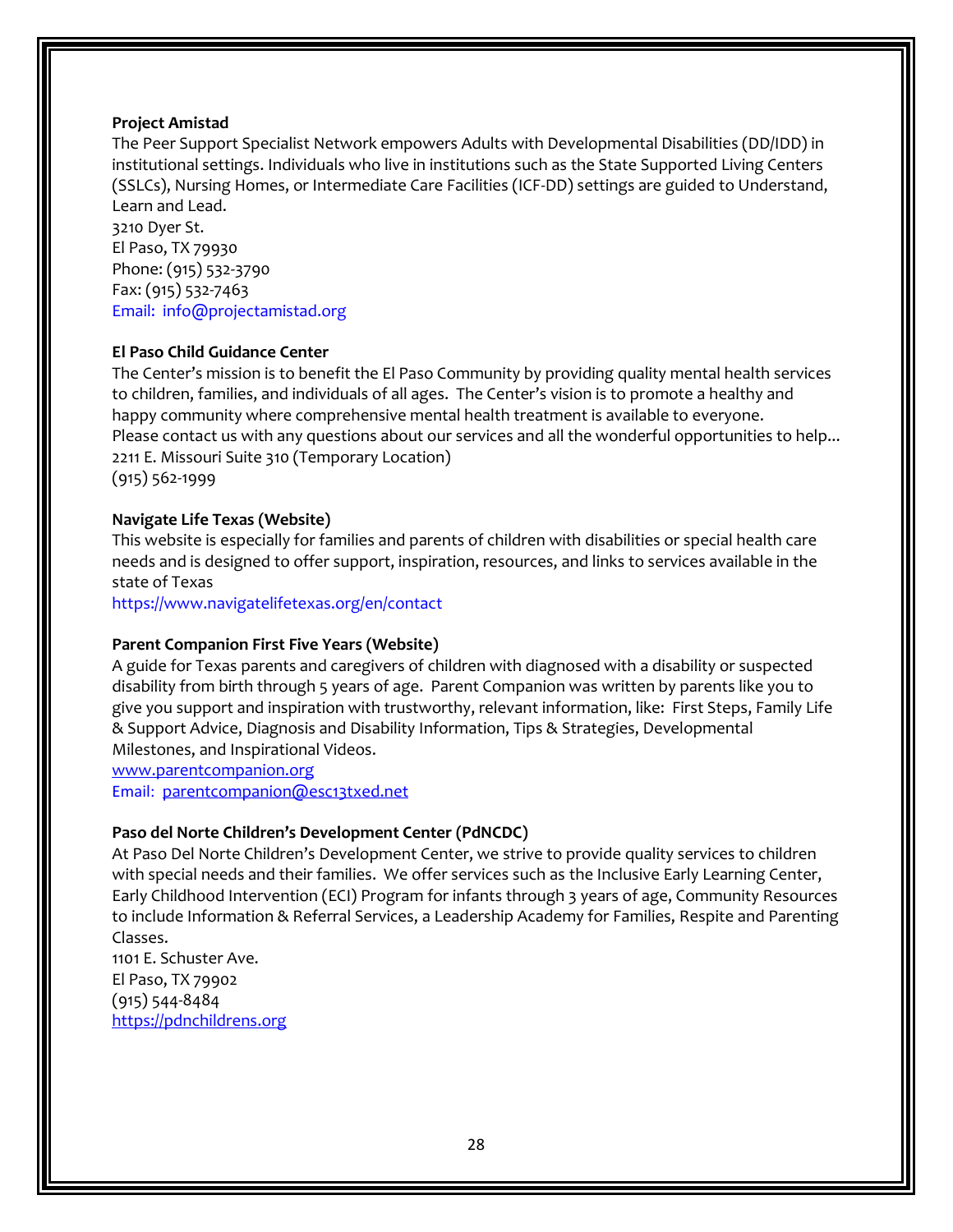**Project Amistad**

The Peer Support Specialist Network empowers Adults with Developmental Disabilities (DD/IDD) in institutional settings. Individuals who live in institutions such as the State Supported Living Centers (SSLCs), Nursing Homes, or Intermediate Care Facilities (ICF-DD) settings are guided to Understand, Learn and Lead.
3210 Dyer St.
El Paso, TX 79930
Phone: (915) 532-3790
Fax: (915) 532-7463
Email: info@projectamistad.org

**El Paso Child Guidance Center**

The Center's mission is to benefit the El Paso Community by providing quality mental health services to children, families, and individuals of all ages. The Center's vision is to promote a healthy and happy community where comprehensive mental health treatment is available to everyone.
Please contact us with any questions about our services and all the wonderful opportunities to help...
2211 E. Missouri Suite 310 (Temporary Location)
(915) 562-1999

**Navigate Life Texas (Website)**

This website is especially for families and parents of children with disabilities or special health care needs and is designed to offer support, inspiration, resources, and links to services available in the state of Texas
https://www.navigatelifetexas.org/en/contact

**Parent Companion First Five Years (Website)**

A guide for Texas parents and caregivers of children with diagnosed with a disability or suspected disability from birth through 5 years of age. Parent Companion was written by parents like you to give you support and inspiration with trustworthy, relevant information, like: First Steps, Family Life & Support Advice, Diagnosis and Disability Information, Tips & Strategies, Developmental Milestones, and Inspirational Videos.
www.parentcompanion.org
Email: parentcompanion@esc13txed.net

**Paso del Norte Children's Development Center (PdNCDC)**

At Paso Del Norte Children's Development Center, we strive to provide quality services to children with special needs and their families. We offer services such as the Inclusive Early Learning Center, Early Childhood Intervention (ECI) Program for infants through 3 years of age, Community Resources to include Information & Referral Services, a Leadership Academy for Families, Respite and Parenting Classes.
1101 E. Schuster Ave.
El Paso, TX 79902
(915) 544-8484
https://pdnchildrens.org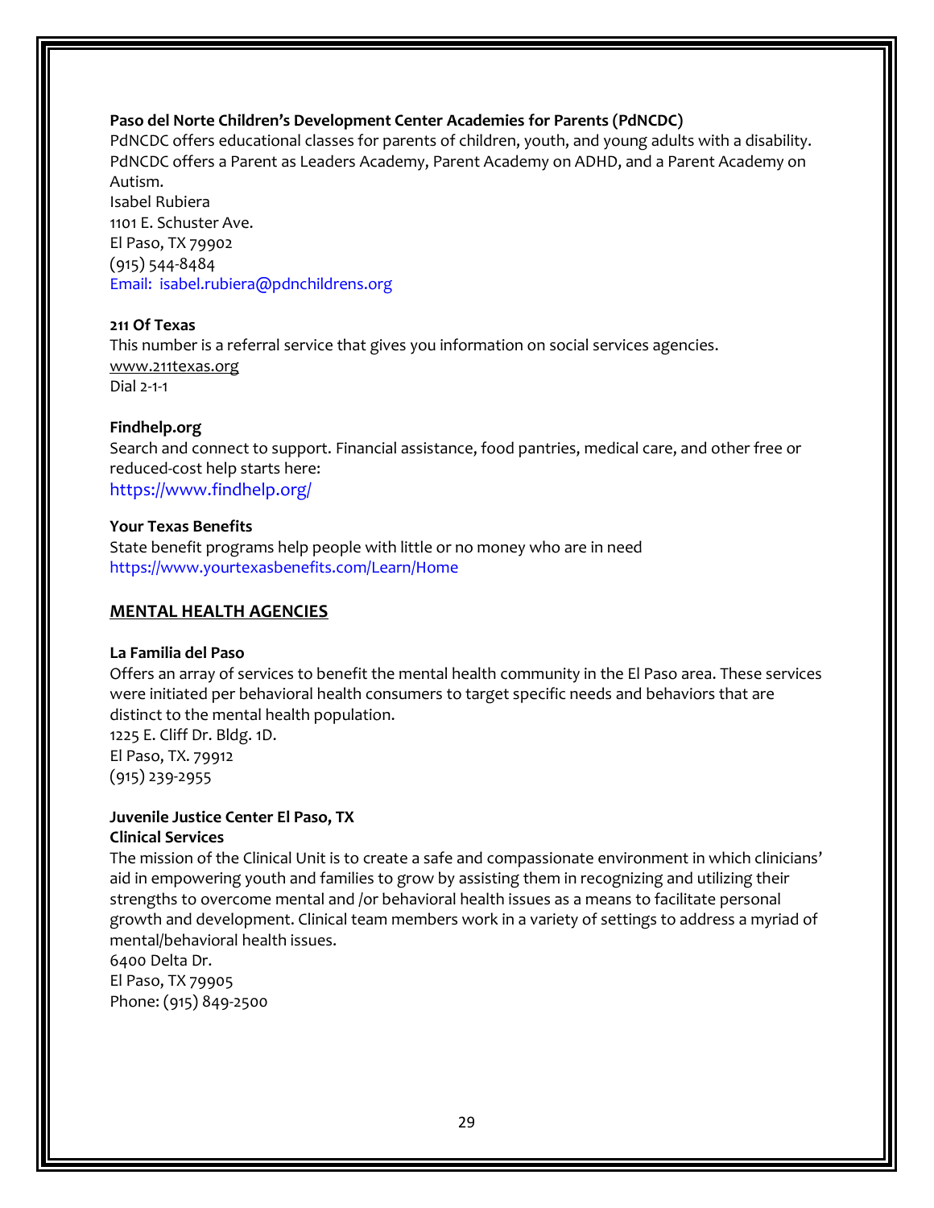**Paso del Norte Children's Development Center Academies for Parents (PdNCDC)**
PdNCDC offers educational classes for parents of children, youth, and young adults with a disability. PdNCDC offers a Parent as Leaders Academy, Parent Academy on ADHD, and a Parent Academy on Autism.
Isabel Rubiera
1101 E. Schuster Ave.
El Paso, TX 79902
(915) 544-8484
Email: isabel.rubiera@pdnchildrens.org

**211 Of Texas**
This number is a referral service that gives you information on social services agencies.
www.211texas.org
Dial 2-1-1

**Findhelp.org**
Search and connect to support. Financial assistance, food pantries, medical care, and other free or reduced-cost help starts here:
https://www.findhelp.org/

**Your Texas Benefits**
State benefit programs help people with little or no money who are in need
https://www.yourtexasbenefits.com/Learn/Home

## MENTAL HEALTH AGENCIES

**La Familia del Paso**
Offers an array of services to benefit the mental health community in the El Paso area. These services were initiated per behavioral health consumers to target specific needs and behaviors that are distinct to the mental health population.
1225 E. Cliff Dr. Bldg. 1D.
El Paso, TX. 79912
(915) 239-2955

**Juvenile Justice Center El Paso, TX**
**Clinical Services**
The mission of the Clinical Unit is to create a safe and compassionate environment in which clinicians' aid in empowering youth and families to grow by assisting them in recognizing and utilizing their strengths to overcome mental and /or behavioral health issues as a means to facilitate personal growth and development. Clinical team members work in a variety of settings to address a myriad of mental/behavioral health issues.
6400 Delta Dr.
El Paso, TX 79905
Phone: (915) 849-2500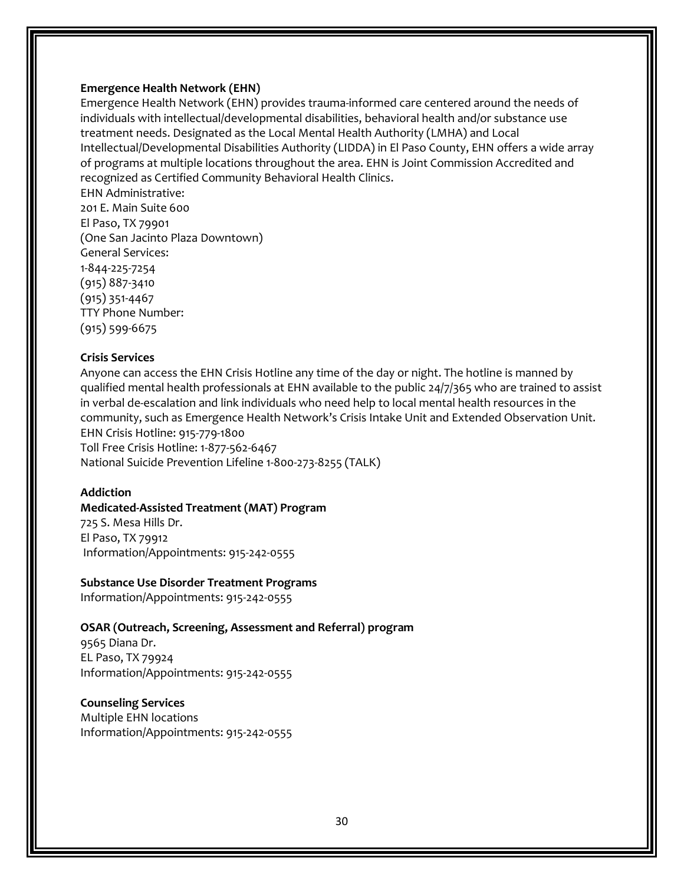**Emergence Health Network (EHN)**

Emergence Health Network (EHN) provides trauma-informed care centered around the needs of individuals with intellectual/developmental disabilities, behavioral health and/or substance use treatment needs. Designated as the Local Mental Health Authority (LMHA) and Local Intellectual/Developmental Disabilities Authority (LIDDA) in El Paso County, EHN offers a wide array of programs at multiple locations throughout the area. EHN is Joint Commission Accredited and recognized as Certified Community Behavioral Health Clinics.

EHN Administrative:
201 E. Main Suite 600
El Paso, TX 79901
(One San Jacinto Plaza Downtown)
General Services:
1-844-225-7254
(915) 887-3410
(915) 351-4467
TTY Phone Number:
(915) 599-6675

**Crisis Services**

Anyone can access the EHN Crisis Hotline any time of the day or night. The hotline is manned by qualified mental health professionals at EHN available to the public 24/7/365 who are trained to assist in verbal de-escalation and link individuals who need help to local mental health resources in the community, such as Emergence Health Network's Crisis Intake Unit and Extended Observation Unit.
EHN Crisis Hotline: 915-779-1800
Toll Free Crisis Hotline: 1-877-562-6467
National Suicide Prevention Lifeline 1-800-273-8255 (TALK)

**Addiction**

**Medicated-Assisted Treatment (MAT) Program**
725 S. Mesa Hills Dr.
El Paso, TX 79912
Information/Appointments: 915-242-0555

**Substance Use Disorder Treatment Programs**
Information/Appointments: 915-242-0555

**OSAR (Outreach, Screening, Assessment and Referral) program**
9565 Diana Dr.
EL Paso, TX 79924
Information/Appointments: 915-242-0555

**Counseling Services**
Multiple EHN locations
Information/Appointments: 915-242-0555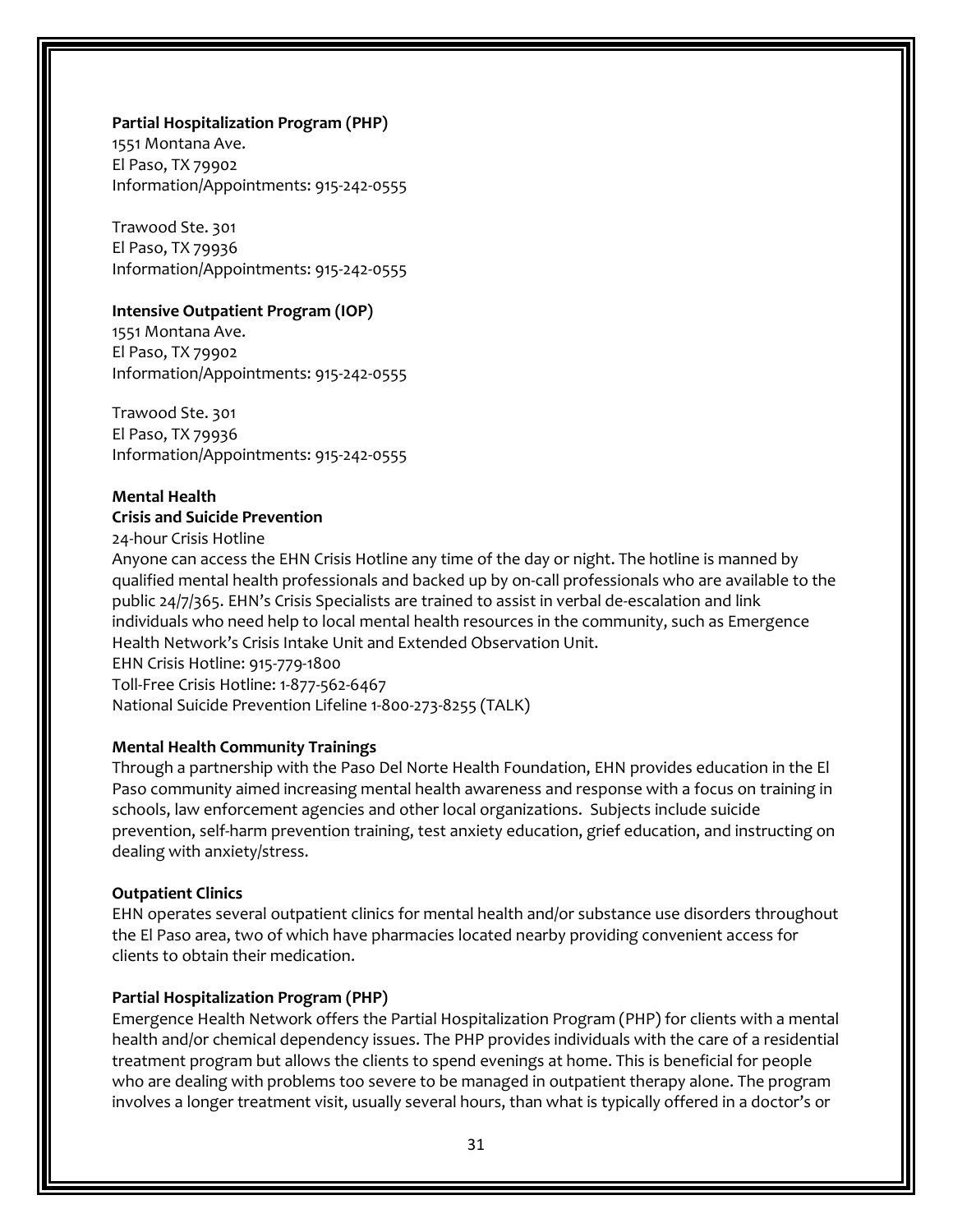**Partial Hospitalization Program (PHP)**
1551 Montana Ave.
El Paso, TX 79902
Information/Appointments: 915-242-0555

Trawood Ste. 301
El Paso, TX 79936
Information/Appointments: 915-242-0555

**Intensive Outpatient Program (IOP)**
1551 Montana Ave.
El Paso, TX 79902
Information/Appointments: 915-242-0555

Trawood Ste. 301
El Paso, TX 79936
Information/Appointments: 915-242-0555

**Mental Health**
**Crisis and Suicide Prevention**
24-hour Crisis Hotline
Anyone can access the EHN Crisis Hotline any time of the day or night. The hotline is manned by qualified mental health professionals and backed up by on-call professionals who are available to the public 24/7/365. EHN's Crisis Specialists are trained to assist in verbal de-escalation and link individuals who need help to local mental health resources in the community, such as Emergence Health Network's Crisis Intake Unit and Extended Observation Unit.
EHN Crisis Hotline: 915-779-1800
Toll-Free Crisis Hotline: 1-877-562-6467
National Suicide Prevention Lifeline 1-800-273-8255 (TALK)

**Mental Health Community Trainings**
Through a partnership with the Paso Del Norte Health Foundation, EHN provides education in the El Paso community aimed increasing mental health awareness and response with a focus on training in schools, law enforcement agencies and other local organizations. Subjects include suicide prevention, self-harm prevention training, test anxiety education, grief education, and instructing on dealing with anxiety/stress.

**Outpatient Clinics**
EHN operates several outpatient clinics for mental health and/or substance use disorders throughout the El Paso area, two of which have pharmacies located nearby providing convenient access for clients to obtain their medication.

**Partial Hospitalization Program (PHP)**
Emergence Health Network offers the Partial Hospitalization Program (PHP) for clients with a mental health and/or chemical dependency issues. The PHP provides individuals with the care of a residential treatment program but allows the clients to spend evenings at home. This is beneficial for people who are dealing with problems too severe to be managed in outpatient therapy alone. The program involves a longer treatment visit, usually several hours, than what is typically offered in a doctor's or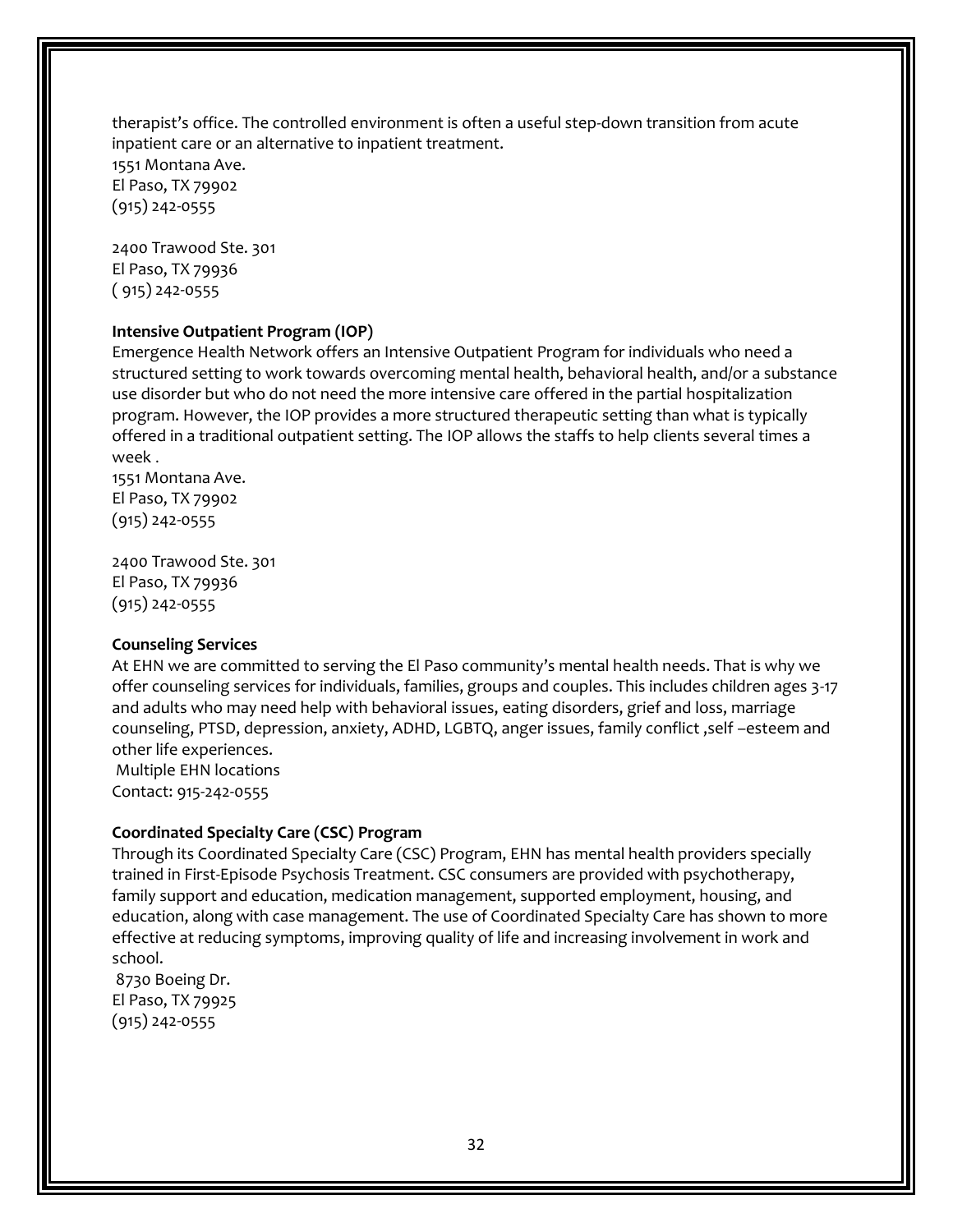therapist's office. The controlled environment is often a useful step-down transition from acute inpatient care or an alternative to inpatient treatment.
1551 Montana Ave.
El Paso, TX 79902
(915) 242-0555

2400 Trawood Ste. 301
El Paso, TX 79936
( 915) 242-0555

**Intensive Outpatient Program (IOP)**

Emergence Health Network offers an Intensive Outpatient Program for individuals who need a structured setting to work towards overcoming mental health, behavioral health, and/or a substance use disorder but who do not need the more intensive care offered in the partial hospitalization program. However, the IOP provides a more structured therapeutic setting than what is typically offered in a traditional outpatient setting. The IOP allows the staffs to help clients several times a week .
1551 Montana Ave.
El Paso, TX 79902
(915) 242-0555

2400 Trawood Ste. 301
El Paso, TX 79936
(915) 242-0555

**Counseling Services**

At EHN we are committed to serving the El Paso community's mental health needs. That is why we offer counseling services for individuals, families, groups and couples. This includes children ages 3-17 and adults who may need help with behavioral issues, eating disorders, grief and loss, marriage counseling, PTSD, depression, anxiety, ADHD, LGBTQ, anger issues, family conflict ,self –esteem and other life experiences.
Multiple EHN locations
Contact: 915-242-0555

**Coordinated Specialty Care (CSC) Program**

Through its Coordinated Specialty Care (CSC) Program, EHN has mental health providers specially trained in First-Episode Psychosis Treatment. CSC consumers are provided with psychotherapy, family support and education, medication management, supported employment, housing, and education, along with case management. The use of Coordinated Specialty Care has shown to more effective at reducing symptoms, improving quality of life and increasing involvement in work and school.
8730 Boeing Dr.
El Paso, TX 79925
(915) 242-0555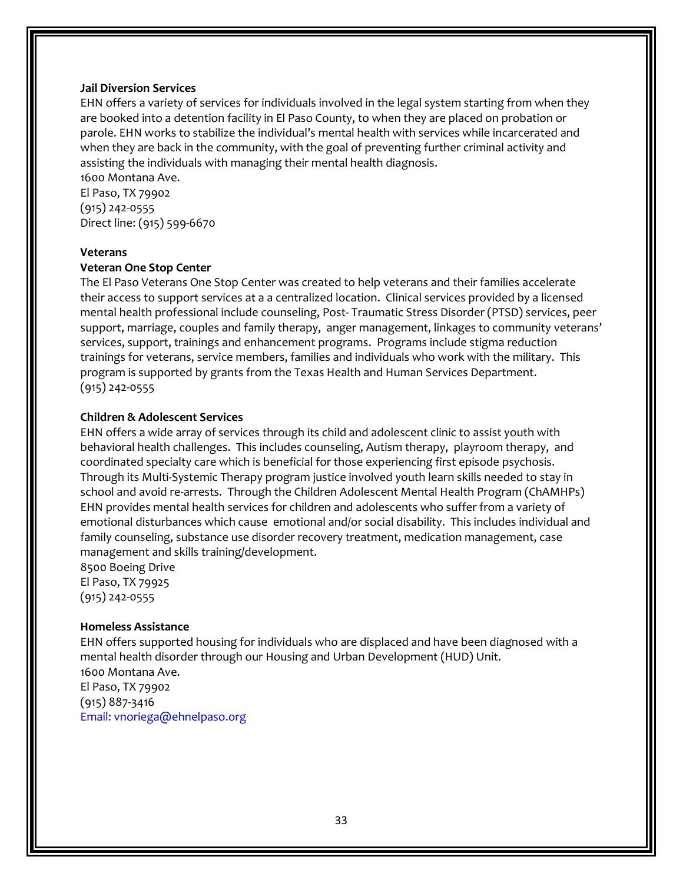**Jail Diversion Services**

EHN offers a variety of services for individuals involved in the legal system starting from when they are booked into a detention facility in El Paso County, to when they are placed on probation or parole. EHN works to stabilize the individual's mental health with services while incarcerated and when they are back in the community, with the goal of preventing further criminal activity and assisting the individuals with managing their mental health diagnosis.
1600 Montana Ave.
El Paso, TX 79902
(915) 242-0555
Direct line: (915) 599-6670

**Veterans**

**Veteran One Stop Center**

The El Paso Veterans One Stop Center was created to help veterans and their families accelerate their access to support services at a a centralized location. Clinical services provided by a licensed mental health professional include counseling, Post- Traumatic Stress Disorder (PTSD) services, peer support, marriage, couples and family therapy, anger management, linkages to community veterans' services, support, trainings and enhancement programs. Programs include stigma reduction trainings for veterans, service members, families and individuals who work with the military. This program is supported by grants from the Texas Health and Human Services Department.
(915) 242-0555

**Children & Adolescent Services**

EHN offers a wide array of services through its child and adolescent clinic to assist youth with behavioral health challenges. This includes counseling, Autism therapy, playroom therapy, and coordinated specialty care which is beneficial for those experiencing first episode psychosis. Through its Multi-Systemic Therapy program justice involved youth learn skills needed to stay in school and avoid re-arrests. Through the Children Adolescent Mental Health Program (ChAMHPs) EHN provides mental health services for children and adolescents who suffer from a variety of emotional disturbances which cause emotional and/or social disability. This includes individual and family counseling, substance use disorder recovery treatment, medication management, case management and skills training/development.
8500 Boeing Drive
El Paso, TX 79925
(915) 242-0555

**Homeless Assistance**

EHN offers supported housing for individuals who are displaced and have been diagnosed with a mental health disorder through our Housing and Urban Development (HUD) Unit.
1600 Montana Ave.
El Paso, TX 79902
(915) 887-3416
Email: vnoriega@ehnelpaso.org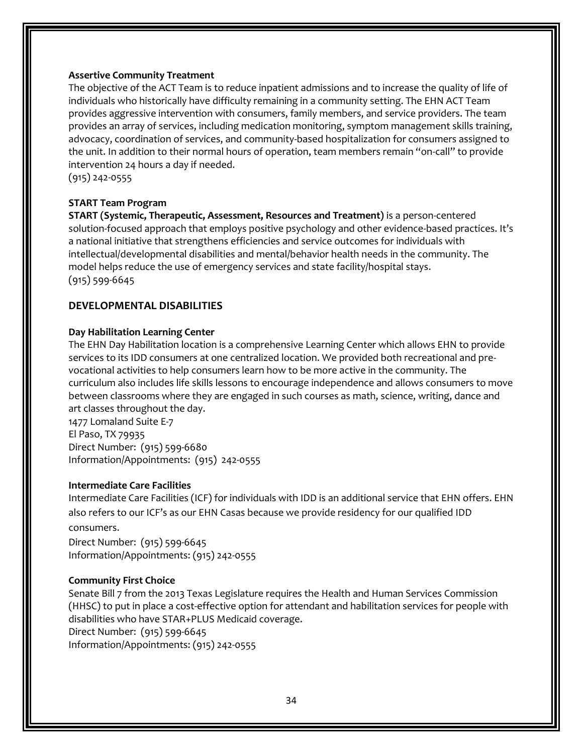### Assertive Community Treatment

The objective of the ACT Team is to reduce inpatient admissions and to increase the quality of life of individuals who historically have difficulty remaining in a community setting. The EHN ACT Team provides aggressive intervention with consumers, family members, and service providers. The team provides an array of services, including medication monitoring, symptom management skills training, advocacy, coordination of services, and community-based hospitalization for consumers assigned to the unit. In addition to their normal hours of operation, team members remain "on-call" to provide intervention 24 hours a day if needed.
(915) 242-0555

### START Team Program

**START (Systemic, Therapeutic, Assessment, Resources and Treatment)** is a person-centered solution-focused approach that employs positive psychology and other evidence-based practices. It's a national initiative that strengthens efficiencies and service outcomes for individuals with intellectual/developmental disabilities and mental/behavior health needs in the community. The model helps reduce the use of emergency services and state facility/hospital stays.
(915) 599-6645

## DEVELOPMENTAL DISABILITIES

### Day Habilitation Learning Center

The EHN Day Habilitation location is a comprehensive Learning Center which allows EHN to provide services to its IDD consumers at one centralized location. We provided both recreational and pre-vocational activities to help consumers learn how to be more active in the community. The curriculum also includes life skills lessons to encourage independence and allows consumers to move between classrooms where they are engaged in such courses as math, science, writing, dance and art classes throughout the day.
1477 Lomaland Suite E-7
El Paso, TX 79935
Direct Number: (915) 599-6680
Information/Appointments: (915) 242-0555

### Intermediate Care Facilities

Intermediate Care Facilities (ICF) for individuals with IDD is an additional service that EHN offers. EHN also refers to our ICF's as our EHN Casas because we provide residency for our qualified IDD consumers.
Direct Number: (915) 599-6645
Information/Appointments: (915) 242-0555

### Community First Choice

Senate Bill 7 from the 2013 Texas Legislature requires the Health and Human Services Commission (HHSC) to put in place a cost-effective option for attendant and habilitation services for people with disabilities who have STAR+PLUS Medicaid coverage.
Direct Number: (915) 599-6645
Information/Appointments: (915) 242-0555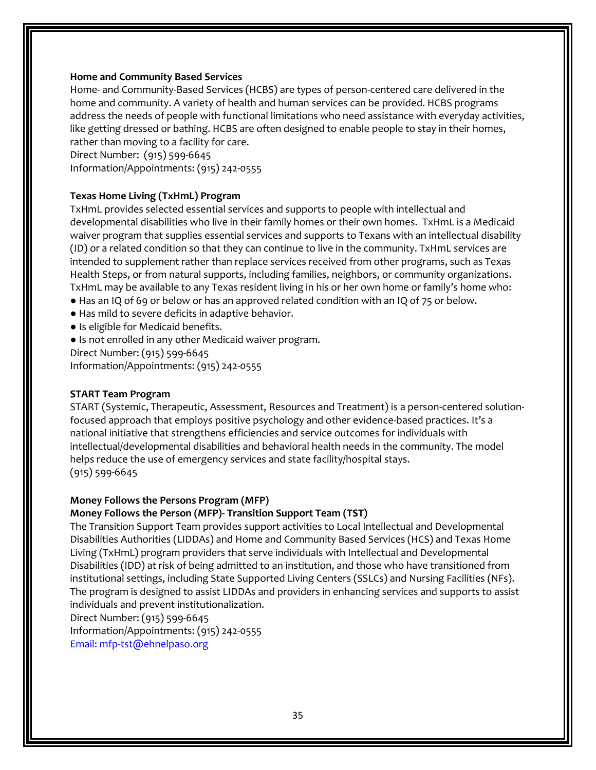**Home and Community Based Services**

Home- and Community-Based Services (HCBS) are types of person-centered care delivered in the home and community. A variety of health and human services can be provided. HCBS programs address the needs of people with functional limitations who need assistance with everyday activities, like getting dressed or bathing. HCBS are often designed to enable people to stay in their homes, rather than moving to a facility for care.

Direct Number: (915) 599-6645

Information/Appointments: (915) 242-0555

**Texas Home Living (TxHmL) Program**

TxHmL provides selected essential services and supports to people with intellectual and developmental disabilities who live in their family homes or their own homes. TxHmL is a Medicaid waiver program that supplies essential services and supports to Texans with an intellectual disability (ID) or a related condition so that they can continue to live in the community. TxHmL services are intended to supplement rather than replace services received from other programs, such as Texas Health Steps, or from natural supports, including families, neighbors, or community organizations. TxHmL may be available to any Texas resident living in his or her own home or family's home who:

- Has an IQ of 69 or below or has an approved related condition with an IQ of 75 or below.
- Has mild to severe deficits in adaptive behavior.
- Is eligible for Medicaid benefits.
- Is not enrolled in any other Medicaid waiver program.

Direct Number: (915) 599-6645

Information/Appointments: (915) 242-0555

**START Team Program**

START (Systemic, Therapeutic, Assessment, Resources and Treatment) is a person-centered solution-focused approach that employs positive psychology and other evidence-based practices. It's a national initiative that strengthens efficiencies and service outcomes for individuals with intellectual/developmental disabilities and behavioral health needs in the community. The model helps reduce the use of emergency services and state facility/hospital stays.

(915) 599-6645

**Money Follows the Persons Program (MFP)**

**Money Follows the Person (MFP)- Transition Support Team (TST)**

The Transition Support Team provides support activities to Local Intellectual and Developmental Disabilities Authorities (LIDDAs) and Home and Community Based Services (HCS) and Texas Home Living (TxHmL) program providers that serve individuals with Intellectual and Developmental Disabilities (IDD) at risk of being admitted to an institution, and those who have transitioned from institutional settings, including State Supported Living Centers (SSLCs) and Nursing Facilities (NFs). The program is designed to assist LIDDAs and providers in enhancing services and supports to assist individuals and prevent institutionalization.

Direct Number: (915) 599-6645

Information/Appointments: (915) 242-0555

Email: mfp-tst@ehnelpaso.org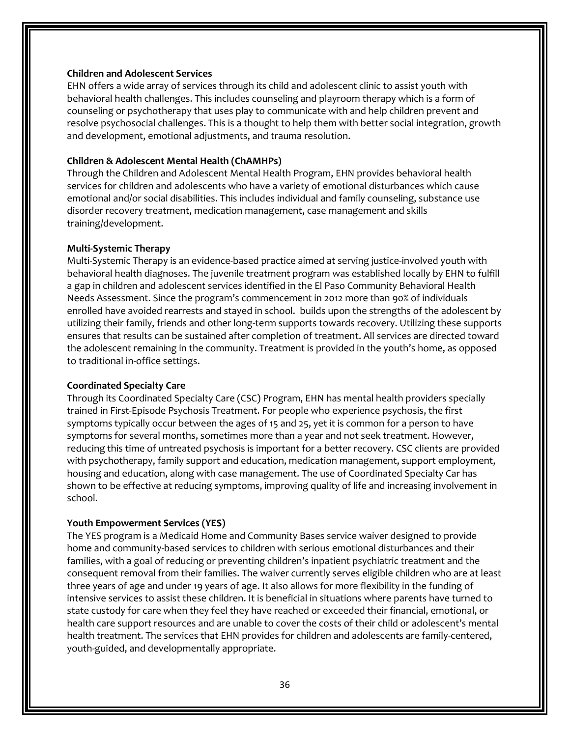**Children and Adolescent Services**

EHN offers a wide array of services through its child and adolescent clinic to assist youth with behavioral health challenges. This includes counseling and playroom therapy which is a form of counseling or psychotherapy that uses play to communicate with and help children prevent and resolve psychosocial challenges. This is a thought to help them with better social integration, growth and development, emotional adjustments, and trauma resolution.

**Children & Adolescent Mental Health (ChAMHPs)**

Through the Children and Adolescent Mental Health Program, EHN provides behavioral health services for children and adolescents who have a variety of emotional disturbances which cause emotional and/or social disabilities. This includes individual and family counseling, substance use disorder recovery treatment, medication management, case management and skills training/development.

**Multi-Systemic Therapy**

Multi-Systemic Therapy is an evidence-based practice aimed at serving justice-involved youth with behavioral health diagnoses. The juvenile treatment program was established locally by EHN to fulfill a gap in children and adolescent services identified in the El Paso Community Behavioral Health Needs Assessment. Since the program's commencement in 2012 more than 90% of individuals enrolled have avoided rearrests and stayed in school.  builds upon the strengths of the adolescent by utilizing their family, friends and other long-term supports towards recovery. Utilizing these supports ensures that results can be sustained after completion of treatment. All services are directed toward the adolescent remaining in the community. Treatment is provided in the youth's home, as opposed to traditional in-office settings.

**Coordinated Specialty Care**

Through its Coordinated Specialty Care (CSC) Program, EHN has mental health providers specially trained in First-Episode Psychosis Treatment. For people who experience psychosis, the first symptoms typically occur between the ages of 15 and 25, yet it is common for a person to have symptoms for several months, sometimes more than a year and not seek treatment. However, reducing this time of untreated psychosis is important for a better recovery. CSC clients are provided with psychotherapy, family support and education, medication management, support employment, housing and education, along with case management. The use of Coordinated Specialty Car has shown to be effective at reducing symptoms, improving quality of life and increasing involvement in school.

**Youth Empowerment Services (YES)**

The YES program is a Medicaid Home and Community Bases service waiver designed to provide home and community-based services to children with serious emotional disturbances and their families, with a goal of reducing or preventing children's inpatient psychiatric treatment and the consequent removal from their families. The waiver currently serves eligible children who are at least three years of age and under 19 years of age. It also allows for more flexibility in the funding of intensive services to assist these children. It is beneficial in situations where parents have turned to state custody for care when they feel they have reached or exceeded their financial, emotional, or health care support resources and are unable to cover the costs of their child or adolescent's mental health treatment. The services that EHN provides for children and adolescents are family-centered, youth-guided, and developmentally appropriate.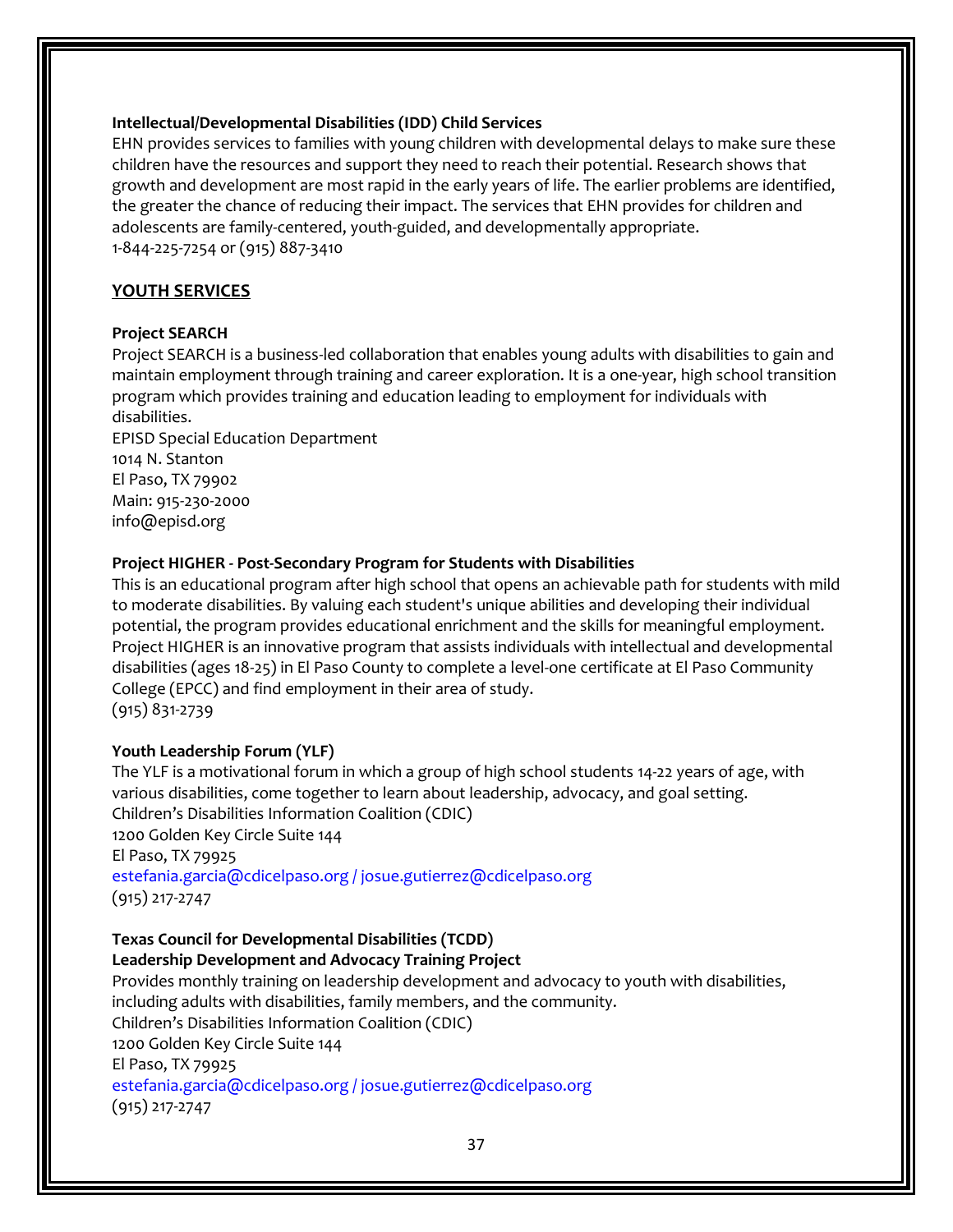**Intellectual/Developmental Disabilities (IDD) Child Services**
EHN provides services to families with young children with developmental delays to make sure these children have the resources and support they need to reach their potential. Research shows that growth and development are most rapid in the early years of life. The earlier problems are identified, the greater the chance of reducing their impact. The services that EHN provides for children and adolescents are family-centered, youth-guided, and developmentally appropriate.
1-844-225-7254 or (915) 887-3410

## YOUTH SERVICES

**Project SEARCH**
Project SEARCH is a business-led collaboration that enables young adults with disabilities to gain and maintain employment through training and career exploration. It is a one-year, high school transition program which provides training and education leading to employment for individuals with disabilities.
EPISD Special Education Department
1014 N. Stanton
El Paso, TX 79902
Main: 915-230-2000
info@episd.org

**Project HIGHER - Post-Secondary Program for Students with Disabilities**
This is an educational program after high school that opens an achievable path for students with mild to moderate disabilities. By valuing each student's unique abilities and developing their individual potential, the program provides educational enrichment and the skills for meaningful employment. Project HIGHER is an innovative program that assists individuals with intellectual and developmental disabilities (ages 18-25) in El Paso County to complete a level-one certificate at El Paso Community College (EPCC) and find employment in their area of study.
(915) 831-2739

**Youth Leadership Forum (YLF)**
The YLF is a motivational forum in which a group of high school students 14-22 years of age, with various disabilities, come together to learn about leadership, advocacy, and goal setting.
Children's Disabilities Information Coalition (CDIC)
1200 Golden Key Circle Suite 144
El Paso, TX 79925
estefania.garcia@cdicelpaso.org / josue.gutierrez@cdicelpaso.org
(915) 217-2747

**Texas Council for Developmental Disabilities (TCDD)**
**Leadership Development and Advocacy Training Project**
Provides monthly training on leadership development and advocacy to youth with disabilities, including adults with disabilities, family members, and the community.
Children's Disabilities Information Coalition (CDIC)
1200 Golden Key Circle Suite 144
El Paso, TX 79925
estefania.garcia@cdicelpaso.org / josue.gutierrez@cdicelpaso.org
(915) 217-2747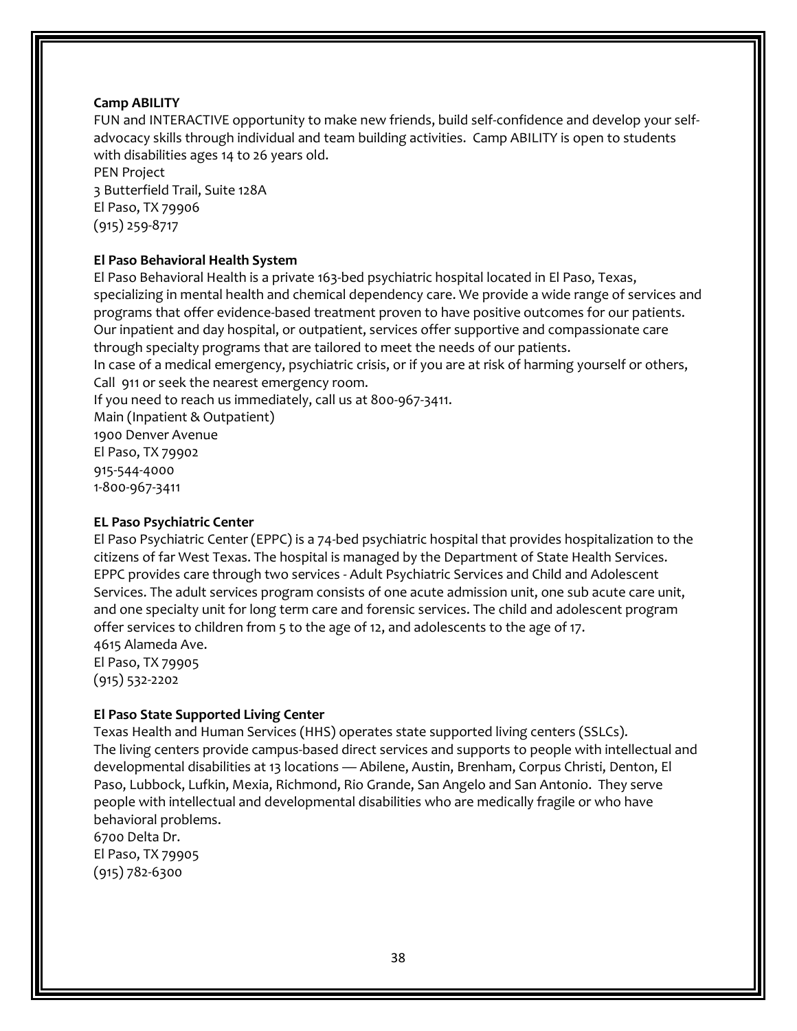**Camp ABILITY**

FUN and INTERACTIVE opportunity to make new friends, build self-confidence and develop your self-advocacy skills through individual and team building activities. Camp ABILITY is open to students with disabilities ages 14 to 26 years old.

PEN Project
3 Butterfield Trail, Suite 128A
El Paso, TX 79906
(915) 259-8717

**El Paso Behavioral Health System**

El Paso Behavioral Health is a private 163-bed psychiatric hospital located in El Paso, Texas, specializing in mental health and chemical dependency care. We provide a wide range of services and programs that offer evidence-based treatment proven to have positive outcomes for our patients. Our inpatient and day hospital, or outpatient, services offer supportive and compassionate care through specialty programs that are tailored to meet the needs of our patients.

In case of a medical emergency, psychiatric crisis, or if you are at risk of harming yourself or others, Call 911 or seek the nearest emergency room.

If you need to reach us immediately, call us at 800-967-3411.

Main (Inpatient & Outpatient)
1900 Denver Avenue
El Paso, TX 79902
915-544-4000
1-800-967-3411

**EL Paso Psychiatric Center**

El Paso Psychiatric Center (EPPC) is a 74-bed psychiatric hospital that provides hospitalization to the citizens of far West Texas. The hospital is managed by the Department of State Health Services. EPPC provides care through two services - Adult Psychiatric Services and Child and Adolescent Services. The adult services program consists of one acute admission unit, one sub acute care unit, and one specialty unit for long term care and forensic services. The child and adolescent program offer services to children from 5 to the age of 12, and adolescents to the age of 17.

4615 Alameda Ave.
El Paso, TX 79905
(915) 532-2202

**El Paso State Supported Living Center**

Texas Health and Human Services (HHS) operates state supported living centers (SSLCs). The living centers provide campus-based direct services and supports to people with intellectual and developmental disabilities at 13 locations — Abilene, Austin, Brenham, Corpus Christi, Denton, El Paso, Lubbock, Lufkin, Mexia, Richmond, Rio Grande, San Angelo and San Antonio. They serve people with intellectual and developmental disabilities who are medically fragile or who have behavioral problems.

6700 Delta Dr.
El Paso, TX 79905
(915) 782-6300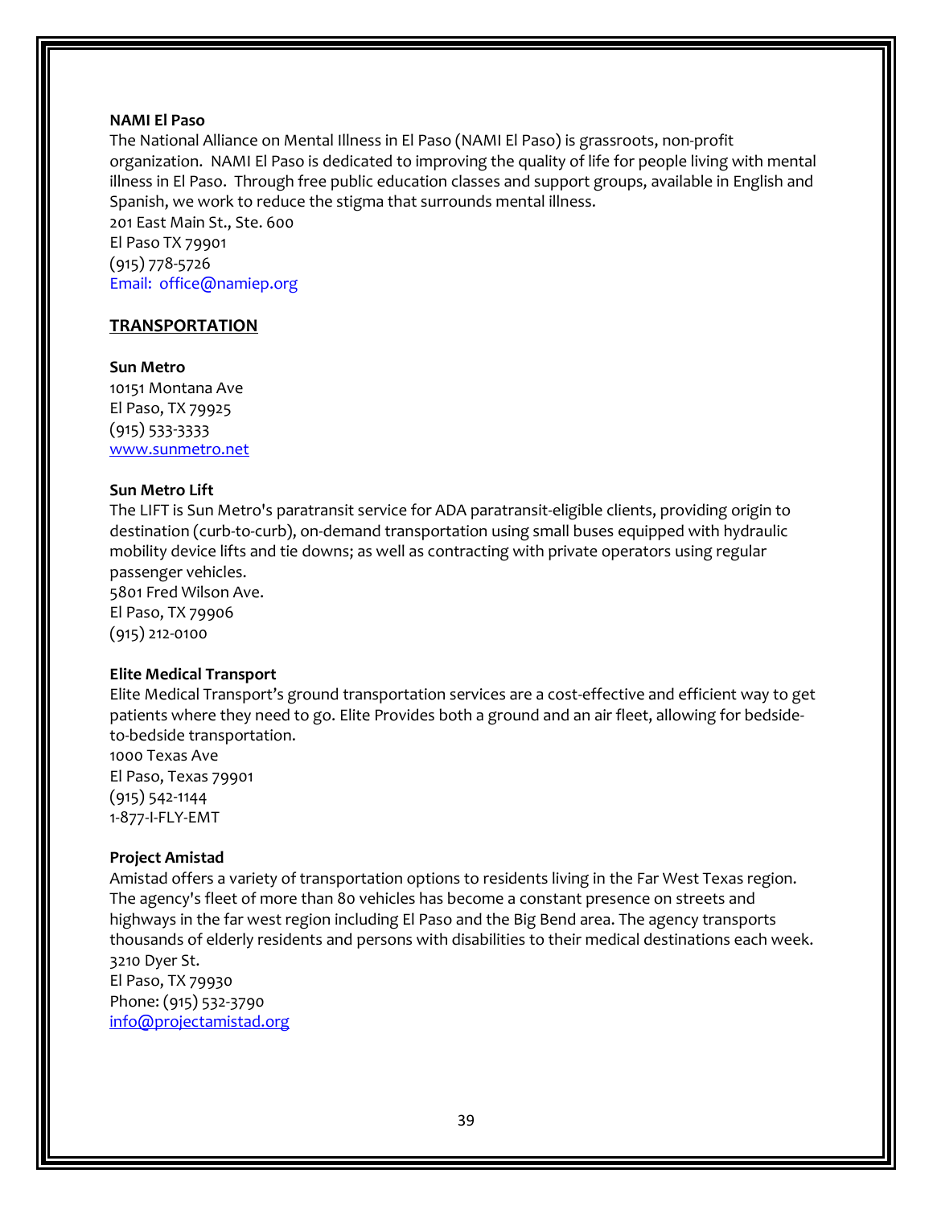**NAMI El Paso**

The National Alliance on Mental Illness in El Paso (NAMI El Paso) is grassroots, non-profit organization. NAMI El Paso is dedicated to improving the quality of life for people living with mental illness in El Paso. Through free public education classes and support groups, available in English and Spanish, we work to reduce the stigma that surrounds mental illness.
201 East Main St., Ste. 600
El Paso TX 79901
(915) 778-5726
Email: office@namiep.org

## TRANSPORTATION

**Sun Metro**
10151 Montana Ave
El Paso, TX 79925
(915) 533-3333
www.sunmetro.net

**Sun Metro Lift**
The LIFT is Sun Metro's paratransit service for ADA paratransit-eligible clients, providing origin to destination (curb-to-curb), on-demand transportation using small buses equipped with hydraulic mobility device lifts and tie downs; as well as contracting with private operators using regular passenger vehicles.
5801 Fred Wilson Ave.
El Paso, TX 79906
(915) 212-0100

**Elite Medical Transport**
Elite Medical Transport's ground transportation services are a cost-effective and efficient way to get patients where they need to go. Elite Provides both a ground and an air fleet, allowing for bedside-to-bedside transportation.
1000 Texas Ave
El Paso, Texas 79901
(915) 542-1144
1-877-I-FLY-EMT

**Project Amistad**
Amistad offers a variety of transportation options to residents living in the Far West Texas region. The agency's fleet of more than 80 vehicles has become a constant presence on streets and highways in the far west region including El Paso and the Big Bend area. The agency transports thousands of elderly residents and persons with disabilities to their medical destinations each week.
3210 Dyer St.
El Paso, TX 79930
Phone: (915) 532-3790
info@projectamistad.org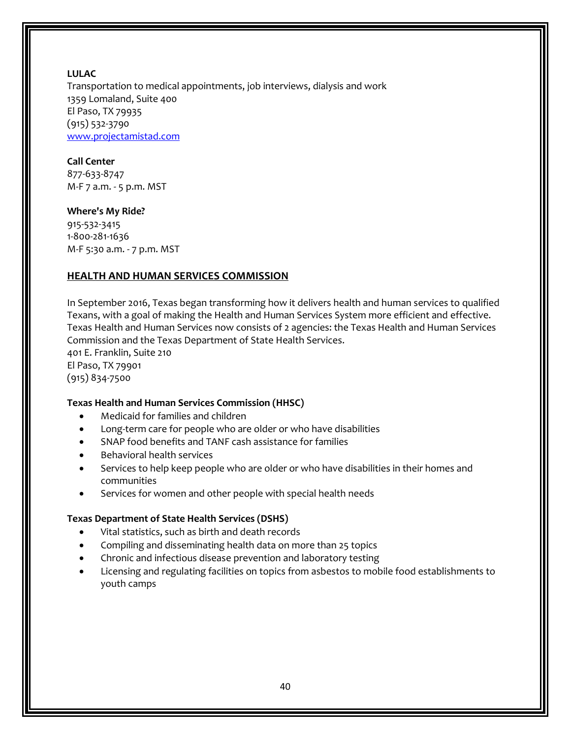**LULAC**
Transportation to medical appointments, job interviews, dialysis and work
1359 Lomaland, Suite 400
El Paso, TX 79935
(915) 532-3790
[www.projectamistad.com](www.projectamistad.com)

**Call Center**
877-633-8747
M-F 7 a.m. - 5 p.m. MST

**Where's My Ride?**
915-532-3415
1-800-281-1636
M-F 5:30 a.m. - 7 p.m. MST

## HEALTH AND HUMAN SERVICES COMMISSION

In September 2016, Texas began transforming how it delivers health and human services to qualified Texans, with a goal of making the Health and Human Services System more efficient and effective. Texas Health and Human Services now consists of 2 agencies: the Texas Health and Human Services Commission and the Texas Department of State Health Services.
401 E. Franklin, Suite 210
El Paso, TX 79901
(915) 834-7500

**Texas Health and Human Services Commission (HHSC)**

- Medicaid for families and children
- Long-term care for people who are older or who have disabilities
- SNAP food benefits and TANF cash assistance for families
- Behavioral health services
- Services to help keep people who are older or who have disabilities in their homes and communities
- Services for women and other people with special health needs

**Texas Department of State Health Services (DSHS)**

- Vital statistics, such as birth and death records
- Compiling and disseminating health data on more than 25 topics
- Chronic and infectious disease prevention and laboratory testing
- Licensing and regulating facilities on topics from asbestos to mobile food establishments to youth camps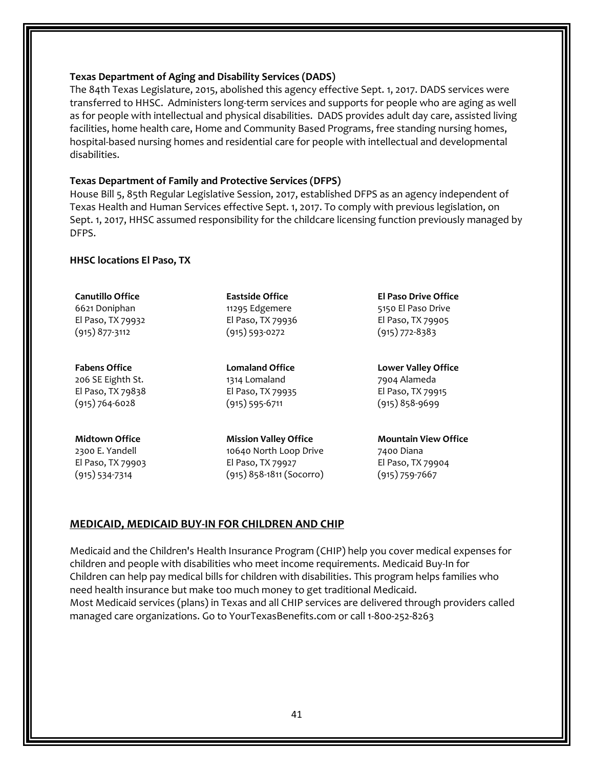**Texas Department of Aging and Disability Services (DADS)**

The 84th Texas Legislature, 2015, abolished this agency effective Sept. 1, 2017. DADS services were transferred to HHSC. Administers long-term services and supports for people who are aging as well as for people with intellectual and physical disabilities. DADS provides adult day care, assisted living facilities, home health care, Home and Community Based Programs, free standing nursing homes, hospital-based nursing homes and residential care for people with intellectual and developmental disabilities.

**Texas Department of Family and Protective Services (DFPS)**

House Bill 5, 85th Regular Legislative Session, 2017, established DFPS as an agency independent of Texas Health and Human Services effective Sept. 1, 2017. To comply with previous legislation, on Sept. 1, 2017, HHSC assumed responsibility for the childcare licensing function previously managed by DFPS.

**HHSC locations El Paso, TX**

**Canutillo Office**
6621 Doniphan
El Paso, TX 79932
(915) 877-3112

**Eastside Office**
11295 Edgemere
El Paso, TX 79936
(915) 593-0272

**El Paso Drive Office**
5150 El Paso Drive
El Paso, TX 79905
(915) 772-8383

**Fabens Office**
206 SE Eighth St.
El Paso, TX 79838
(915) 764-6028

**Lomaland Office**
1314 Lomaland
El Paso, TX 79935
(915) 595-6711

**Lower Valley Office**
7904 Alameda
El Paso, TX 79915
(915) 858-9699

**Midtown Office**
2300 E. Yandell
El Paso, TX 79903
(915) 534-7314

**Mission Valley Office**
10640 North Loop Drive
El Paso, TX 79927
(915) 858-1811 (Socorro)

**Mountain View Office**
7400 Diana
El Paso, TX 79904
(915) 759-7667

## MEDICAID, MEDICAID BUY-IN FOR CHILDREN AND CHIP

Medicaid and the Children's Health Insurance Program (CHIP) help you cover medical expenses for children and people with disabilities who meet income requirements. Medicaid Buy-In for Children can help pay medical bills for children with disabilities. This program helps families who need health insurance but make too much money to get traditional Medicaid.
Most Medicaid services (plans) in Texas and all CHIP services are delivered through providers called managed care organizations. Go to YourTexasBenefits.com or call 1-800-252-8263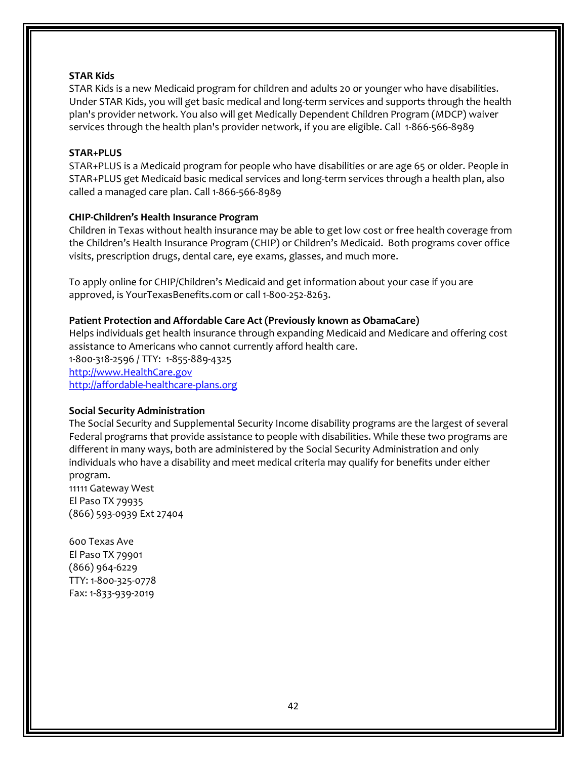**STAR Kids**

STAR Kids is a new Medicaid program for children and adults 20 or younger who have disabilities. Under STAR Kids, you will get basic medical and long-term services and supports through the health plan's provider network. You also will get Medically Dependent Children Program (MDCP) waiver services through the health plan's provider network, if you are eligible. Call 1-866-566-8989

**STAR+PLUS**

STAR+PLUS is a Medicaid program for people who have disabilities or are age 65 or older. People in STAR+PLUS get Medicaid basic medical services and long-term services through a health plan, also called a managed care plan. Call 1-866-566-8989

**CHIP-Children's Health Insurance Program**

Children in Texas without health insurance may be able to get low cost or free health coverage from the Children's Health Insurance Program (CHIP) or Children's Medicaid. Both programs cover office visits, prescription drugs, dental care, eye exams, glasses, and much more.

To apply online for CHIP/Children's Medicaid and get information about your case if you are approved, is YourTexasBenefits.com or call 1-800-252-8263.

**Patient Protection and Affordable Care Act (Previously known as ObamaCare)**

Helps individuals get health insurance through expanding Medicaid and Medicare and offering cost assistance to Americans who cannot currently afford health care.
1-800-318-2596 / TTY: 1-855-889-4325
[http://www.HealthCare.gov](http://www.HealthCare.gov)
[http://affordable-healthcare-plans.org](http://affordable-healthcare-plans.org)

**Social Security Administration**

The Social Security and Supplemental Security Income disability programs are the largest of several Federal programs that provide assistance to people with disabilities. While these two programs are different in many ways, both are administered by the Social Security Administration and only individuals who have a disability and meet medical criteria may qualify for benefits under either program.
11111 Gateway West
El Paso TX 79935
(866) 593-0939 Ext 27404

600 Texas Ave
El Paso TX 79901
(866) 964-6229
TTY: 1-800-325-0778
Fax: 1-833-939-2019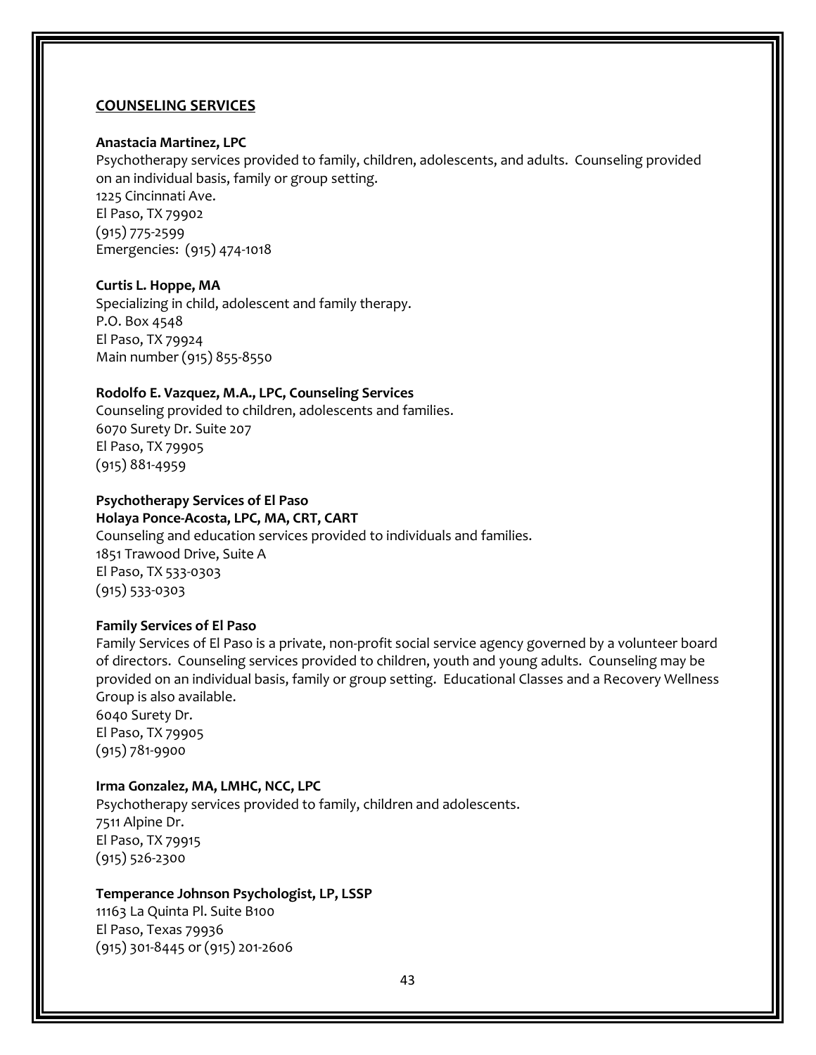## COUNSELING SERVICES

**Anastacia Martinez, LPC**
Psychotherapy services provided to family, children, adolescents, and adults. Counseling provided on an individual basis, family or group setting.
1225 Cincinnati Ave.
El Paso, TX 79902
(915) 775-2599
Emergencies: (915) 474-1018

**Curtis L. Hoppe, MA**
Specializing in child, adolescent and family therapy.
P.O. Box 4548
El Paso, TX 79924
Main number (915) 855-8550

**Rodolfo E. Vazquez, M.A., LPC, Counseling Services**
Counseling provided to children, adolescents and families.
6070 Surety Dr. Suite 207
El Paso, TX 79905
(915) 881-4959

**Psychotherapy Services of El Paso**
**Holaya Ponce-Acosta, LPC, MA, CRT, CART**
Counseling and education services provided to individuals and families.
1851 Trawood Drive, Suite A
El Paso, TX 533-0303
(915) 533-0303

**Family Services of El Paso**
Family Services of El Paso is a private, non-profit social service agency governed by a volunteer board of directors. Counseling services provided to children, youth and young adults. Counseling may be provided on an individual basis, family or group setting. Educational Classes and a Recovery Wellness Group is also available.
6040 Surety Dr.
El Paso, TX 79905
(915) 781-9900

**Irma Gonzalez, MA, LMHC, NCC, LPC**
Psychotherapy services provided to family, children and adolescents.
7511 Alpine Dr.
El Paso, TX 79915
(915) 526-2300

**Temperance Johnson Psychologist, LP, LSSP**
11163 La Quinta Pl. Suite B100
El Paso, Texas 79936
(915) 301-8445 or (915) 201-2606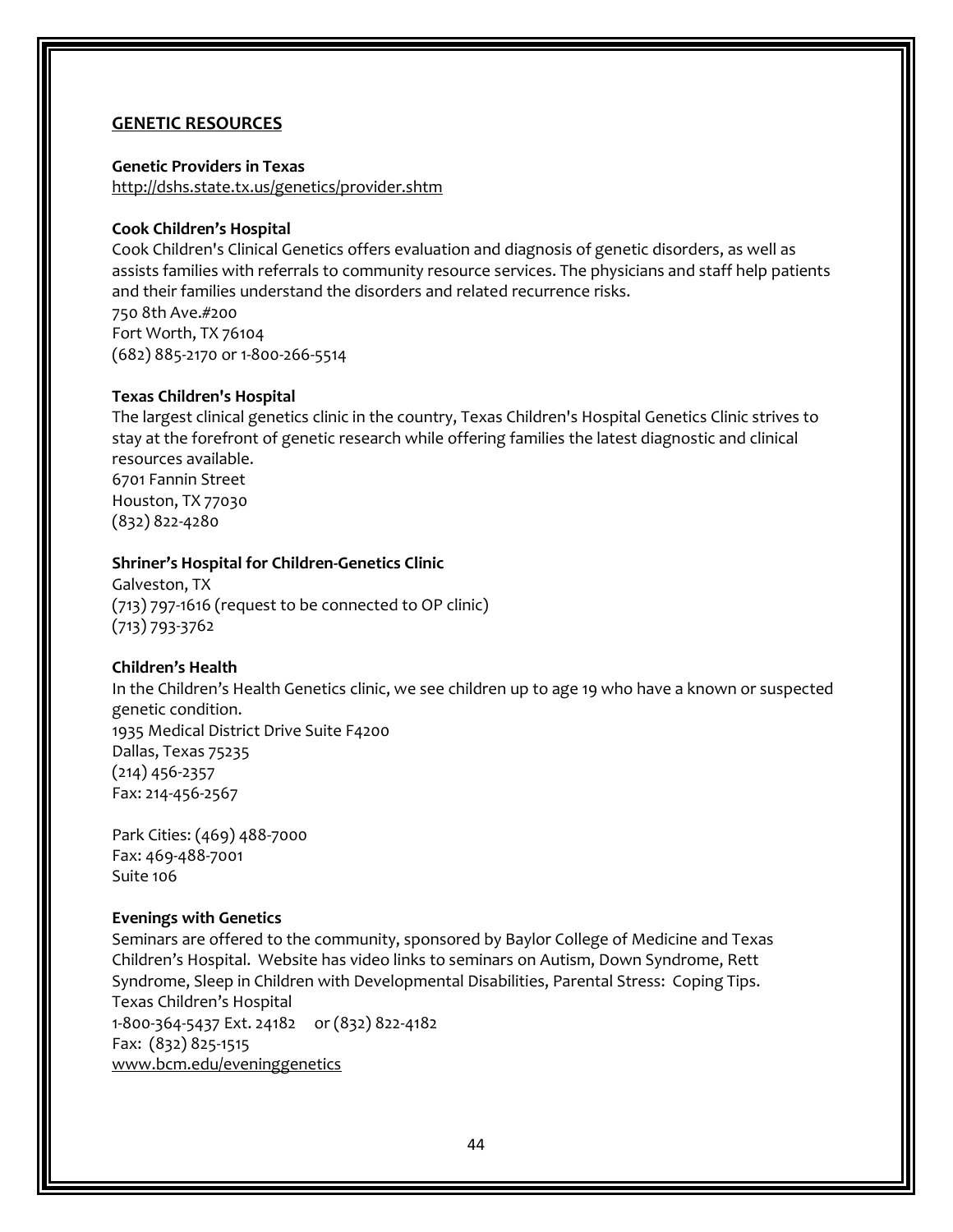## GENETIC RESOURCES

**Genetic Providers in Texas**
http://dshs.state.tx.us/genetics/provider.shtm

**Cook Children's Hospital**
Cook Children's Clinical Genetics offers evaluation and diagnosis of genetic disorders, as well as assists families with referrals to community resource services. The physicians and staff help patients and their families understand the disorders and related recurrence risks.
750 8th Ave.#200
Fort Worth, TX 76104
(682) 885-2170 or 1-800-266-5514

**Texas Children's Hospital**
The largest clinical genetics clinic in the country, Texas Children's Hospital Genetics Clinic strives to stay at the forefront of genetic research while offering families the latest diagnostic and clinical resources available.
6701 Fannin Street
Houston, TX 77030
(832) 822-4280

**Shriner's Hospital for Children-Genetics Clinic**
Galveston, TX
(713) 797-1616 (request to be connected to OP clinic)
(713) 793-3762

**Children's Health**
In the Children's Health Genetics clinic, we see children up to age 19 who have a known or suspected genetic condition.
1935 Medical District Drive Suite F4200
Dallas, Texas 75235
(214) 456-2357
Fax: 214-456-2567

Park Cities: (469) 488-7000
Fax: 469-488-7001
Suite 106

**Evenings with Genetics**
Seminars are offered to the community, sponsored by Baylor College of Medicine and Texas Children's Hospital. Website has video links to seminars on Autism, Down Syndrome, Rett Syndrome, Sleep in Children with Developmental Disabilities, Parental Stress: Coping Tips.
Texas Children's Hospital
1-800-364-5437 Ext. 24182 or (832) 822-4182
Fax: (832) 825-1515
www.bcm.edu/eveninggenetics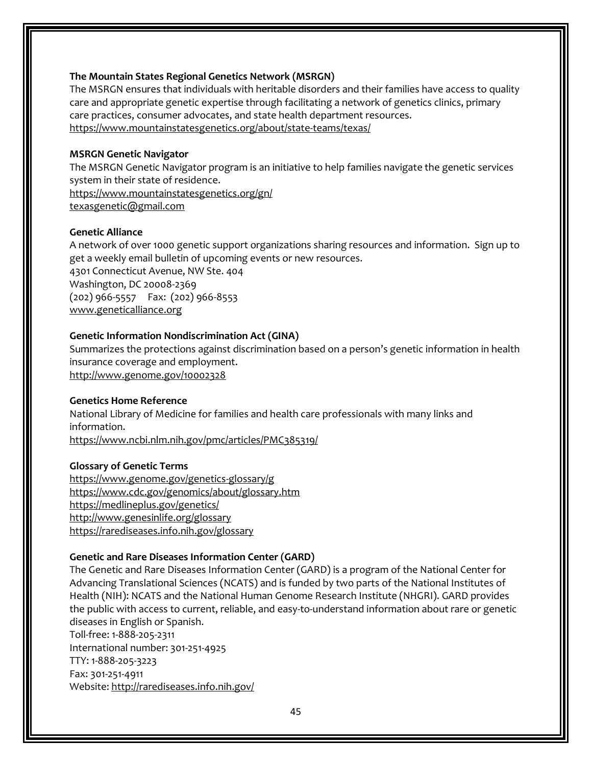**The Mountain States Regional Genetics Network (MSRGN)**

The MSRGN ensures that individuals with heritable disorders and their families have access to quality care and appropriate genetic expertise through facilitating a network of genetics clinics, primary care practices, consumer advocates, and state health department resources.
https://www.mountainstatesgenetics.org/about/state-teams/texas/

**MSRGN Genetic Navigator**

The MSRGN Genetic Navigator program is an initiative to help families navigate the genetic services system in their state of residence.
https://www.mountainstatesgenetics.org/gn/
texasgenetic@gmail.com

**Genetic Alliance**

A network of over 1000 genetic support organizations sharing resources and information. Sign up to get a weekly email bulletin of upcoming events or new resources.
4301 Connecticut Avenue, NW Ste. 404
Washington, DC 20008-2369
(202) 966-5557 Fax: (202) 966-8553
www.geneticalliance.org

**Genetic Information Nondiscrimination Act (GINA)**

Summarizes the protections against discrimination based on a person's genetic information in health insurance coverage and employment.
http://www.genome.gov/10002328

**Genetics Home Reference**

National Library of Medicine for families and health care professionals with many links and information.
https://www.ncbi.nlm.nih.gov/pmc/articles/PMC385319/

**Glossary of Genetic Terms**

https://www.genome.gov/genetics-glossary/g
https://www.cdc.gov/genomics/about/glossary.htm
https://medlineplus.gov/genetics/
http://www.genesinlife.org/glossary
https://rarediseases.info.nih.gov/glossary

**Genetic and Rare Diseases Information Center (GARD)**

The Genetic and Rare Diseases Information Center (GARD) is a program of the National Center for Advancing Translational Sciences (NCATS) and is funded by two parts of the National Institutes of Health (NIH): NCATS and the National Human Genome Research Institute (NHGRI). GARD provides the public with access to current, reliable, and easy-to-understand information about rare or genetic diseases in English or Spanish.
Toll-free: 1-888-205-2311
International number: 301-251-4925
TTY: 1-888-205-3223
Fax: 301-251-4911
Website: http://rarediseases.info.nih.gov/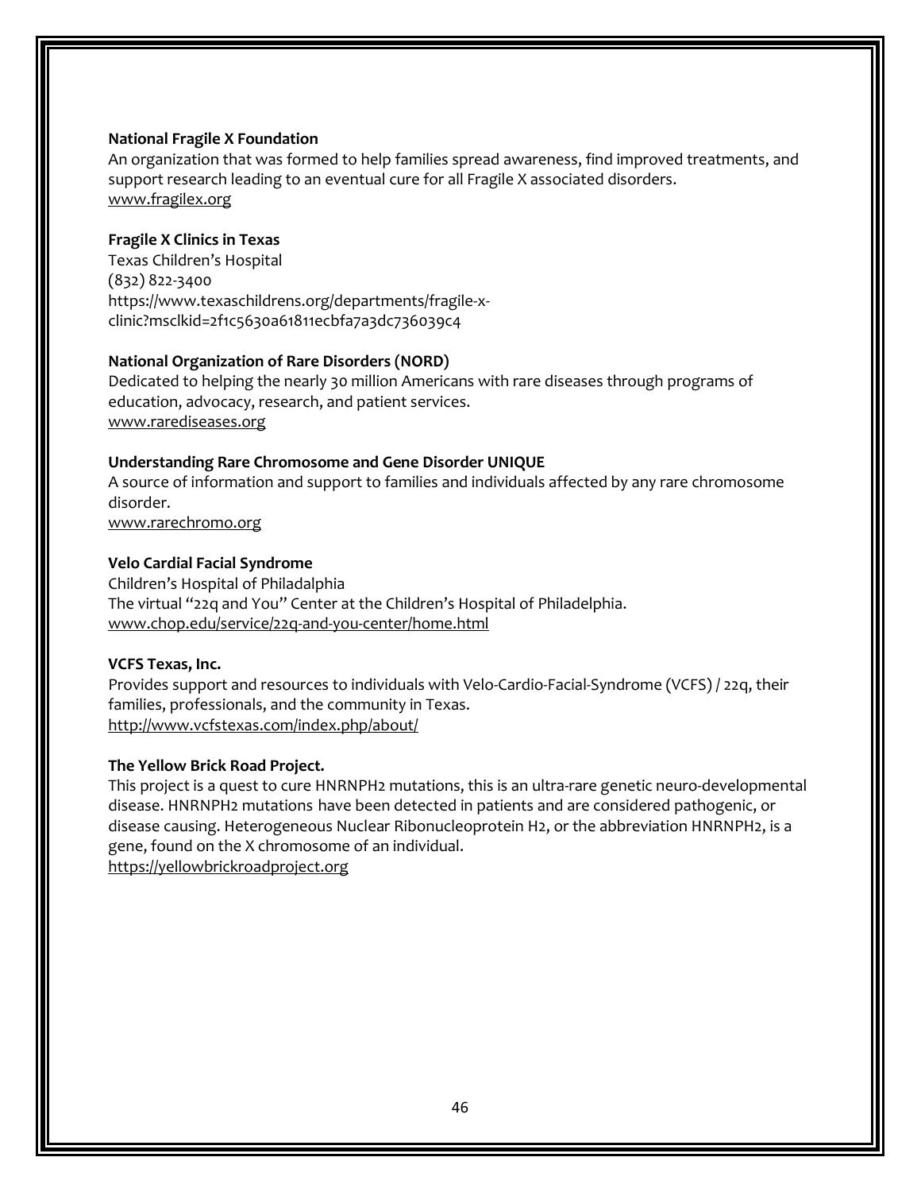**National Fragile X Foundation**

An organization that was formed to help families spread awareness, find improved treatments, and support research leading to an eventual cure for all Fragile X associated disorders.
www.fragilex.org

**Fragile X Clinics in Texas**

Texas Children's Hospital
(832) 822-3400
https://www.texaschildrens.org/departments/fragile-x-clinic?msclkid=2f1c5630a61811ecbfa7a3dc736039c4

**National Organization of Rare Disorders (NORD)**

Dedicated to helping the nearly 30 million Americans with rare diseases through programs of education, advocacy, research, and patient services.
www.rarediseases.org

**Understanding Rare Chromosome and Gene Disorder UNIQUE**

A source of information and support to families and individuals affected by any rare chromosome disorder.
www.rarechromo.org

**Velo Cardial Facial Syndrome**

Children's Hospital of Philadalphia
The virtual "22q and You" Center at the Children's Hospital of Philadelphia.
www.chop.edu/service/22q-and-you-center/home.html

**VCFS Texas, Inc.**

Provides support and resources to individuals with Velo-Cardio-Facial-Syndrome (VCFS) / 22q, their families, professionals, and the community in Texas.
http://www.vcfstexas.com/index.php/about/

**The Yellow Brick Road Project.**

This project is a quest to cure HNRNPH2 mutations, this is an ultra-rare genetic neuro-developmental disease. HNRNPH2 mutations have been detected in patients and are considered pathogenic, or disease causing. Heterogeneous Nuclear Ribonucleoprotein H2, or the abbreviation HNRNPH2, is a gene, found on the X chromosome of an individual.
https://yellowbrickroadproject.org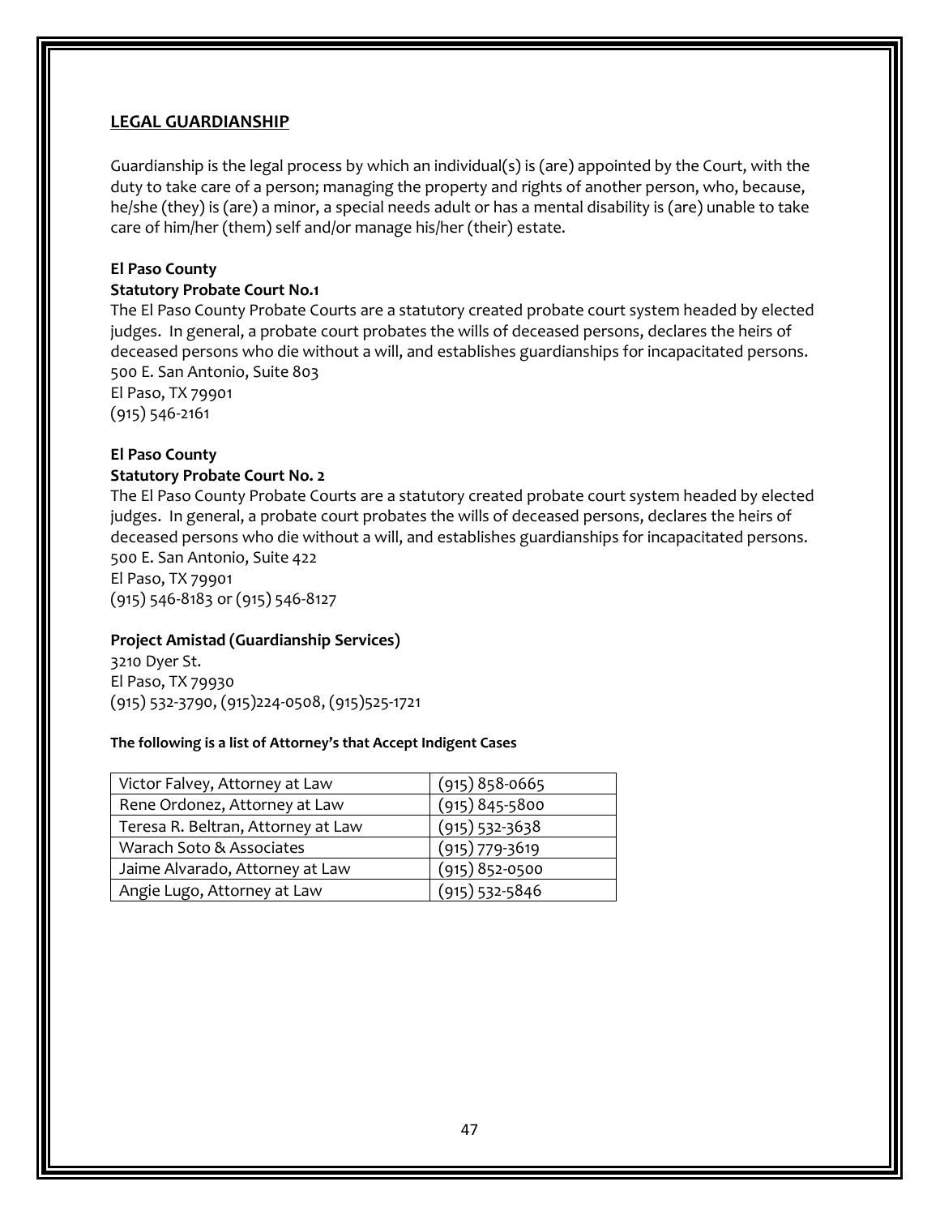## LEGAL GUARDIANSHIP

Guardianship is the legal process by which an individual(s) is (are) appointed by the Court, with the duty to take care of a person; managing the property and rights of another person, who, because, he/she (they) is (are) a minor, a special needs adult or has a mental disability is (are) unable to take care of him/her (them) self and/or manage his/her (their) estate.

**El Paso County**
**Statutory Probate Court No.1**
The El Paso County Probate Courts are a statutory created probate court system headed by elected judges. In general, a probate court probates the wills of deceased persons, declares the heirs of deceased persons who die without a will, and establishes guardianships for incapacitated persons.
500 E. San Antonio, Suite 803
El Paso, TX 79901
(915) 546-2161

**El Paso County**
**Statutory Probate Court No. 2**
The El Paso County Probate Courts are a statutory created probate court system headed by elected judges. In general, a probate court probates the wills of deceased persons, declares the heirs of deceased persons who die without a will, and establishes guardianships for incapacitated persons.
500 E. San Antonio, Suite 422
El Paso, TX 79901
(915) 546-8183 or (915) 546-8127

**Project Amistad (Guardianship Services)**
3210 Dyer St.
El Paso, TX 79930
(915) 532-3790, (915)224-0508, (915)525-1721

**The following is a list of Attorney's that Accept Indigent Cases**

| | |
|---|---|
| Victor Falvey, Attorney at Law | (915) 858-0665 |
| Rene Ordonez, Attorney at Law | (915) 845-5800 |
| Teresa R. Beltran, Attorney at Law | (915) 532-3638 |
| Warach Soto & Associates | (915) 779-3619 |
| Jaime Alvarado, Attorney at Law | (915) 852-0500 |
| Angie Lugo, Attorney at Law | (915) 532-5846 |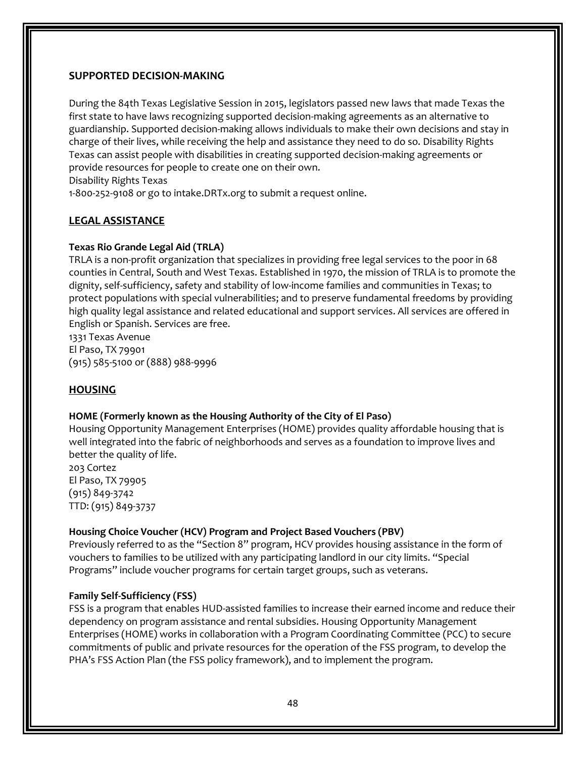## SUPPORTED DECISION-MAKING

During the 84th Texas Legislative Session in 2015, legislators passed new laws that made Texas the first state to have laws recognizing supported decision-making agreements as an alternative to guardianship. Supported decision-making allows individuals to make their own decisions and stay in charge of their lives, while receiving the help and assistance they need to do so. Disability Rights Texas can assist people with disabilities in creating supported decision-making agreements or provide resources for people to create one on their own.
Disability Rights Texas
1-800-252-9108 or go to intake.DRTx.org to submit a request online.

## LEGAL ASSISTANCE

### Texas Rio Grande Legal Aid (TRLA)

TRLA is a non-profit organization that specializes in providing free legal services to the poor in 68 counties in Central, South and West Texas. Established in 1970, the mission of TRLA is to promote the dignity, self-sufficiency, safety and stability of low-income families and communities in Texas; to protect populations with special vulnerabilities; and to preserve fundamental freedoms by providing high quality legal assistance and related educational and support services. All services are offered in English or Spanish. Services are free.
1331 Texas Avenue
El Paso, TX 79901
(915) 585-5100 or (888) 988-9996

## HOUSING

### HOME (Formerly known as the Housing Authority of the City of El Paso)

Housing Opportunity Management Enterprises (HOME) provides quality affordable housing that is well integrated into the fabric of neighborhoods and serves as a foundation to improve lives and better the quality of life.
203 Cortez
El Paso, TX 79905
(915) 849-3742
TTD: (915) 849-3737

### Housing Choice Voucher (HCV) Program and Project Based Vouchers (PBV)

Previously referred to as the "Section 8" program, HCV provides housing assistance in the form of vouchers to families to be utilized with any participating landlord in our city limits. "Special Programs" include voucher programs for certain target groups, such as veterans.

### Family Self-Sufficiency (FSS)

FSS is a program that enables HUD-assisted families to increase their earned income and reduce their dependency on program assistance and rental subsidies. Housing Opportunity Management Enterprises (HOME) works in collaboration with a Program Coordinating Committee (PCC) to secure commitments of public and private resources for the operation of the FSS program, to develop the PHA's FSS Action Plan (the FSS policy framework), and to implement the program.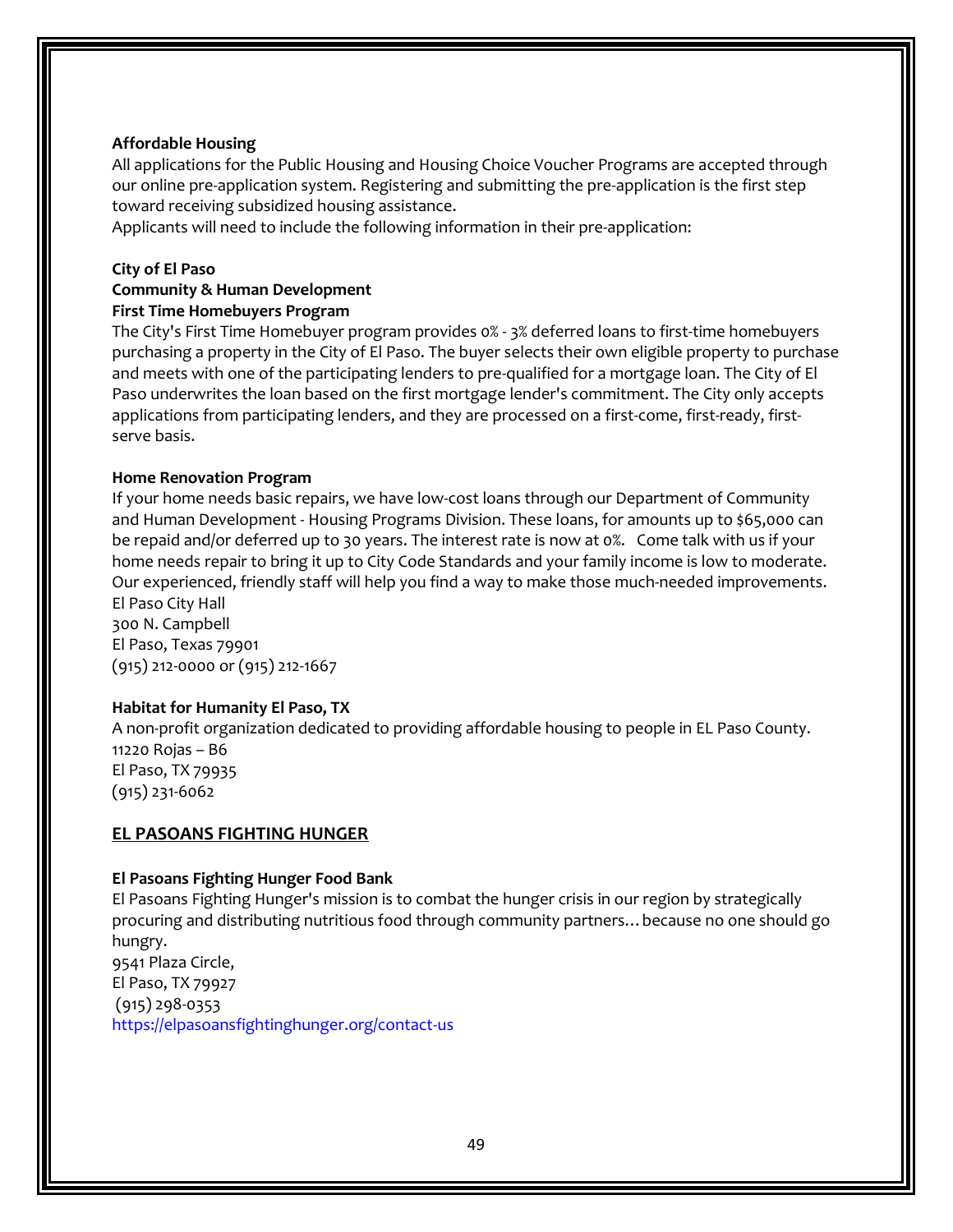**Affordable Housing**

All applications for the Public Housing and Housing Choice Voucher Programs are accepted through our online pre-application system. Registering and submitting the pre-application is the first step toward receiving subsidized housing assistance.

Applicants will need to include the following information in their pre-application:

**City of El Paso**
**Community & Human Development**
**First Time Homebuyers Program**

The City's First Time Homebuyer program provides 0% - 3% deferred loans to first-time homebuyers purchasing a property in the City of El Paso. The buyer selects their own eligible property to purchase and meets with one of the participating lenders to pre-qualified for a mortgage loan. The City of El Paso underwrites the loan based on the first mortgage lender's commitment. The City only accepts applications from participating lenders, and they are processed on a first-come, first-ready, first-serve basis.

**Home Renovation Program**

If your home needs basic repairs, we have low-cost loans through our Department of Community and Human Development - Housing Programs Division. These loans, for amounts up to $65,000 can be repaid and/or deferred up to 30 years. The interest rate is now at 0%. Come talk with us if your home needs repair to bring it up to City Code Standards and your family income is low to moderate. Our experienced, friendly staff will help you find a way to make those much-needed improvements.
El Paso City Hall
300 N. Campbell
El Paso, Texas 79901
(915) 212-0000 or (915) 212-1667

**Habitat for Humanity El Paso, TX**

A non-profit organization dedicated to providing affordable housing to people in EL Paso County.
11220 Rojas – B6
El Paso, TX 79935
(915) 231-6062

## EL PASOANS FIGHTING HUNGER

**El Pasoans Fighting Hunger Food Bank**

El Pasoans Fighting Hunger's mission is to combat the hunger crisis in our region by strategically procuring and distributing nutritious food through community partners… because no one should go hungry.
9541 Plaza Circle,
El Paso, TX 79927
(915) 298-0353
https://elpasoansfightinghunger.org/contact-us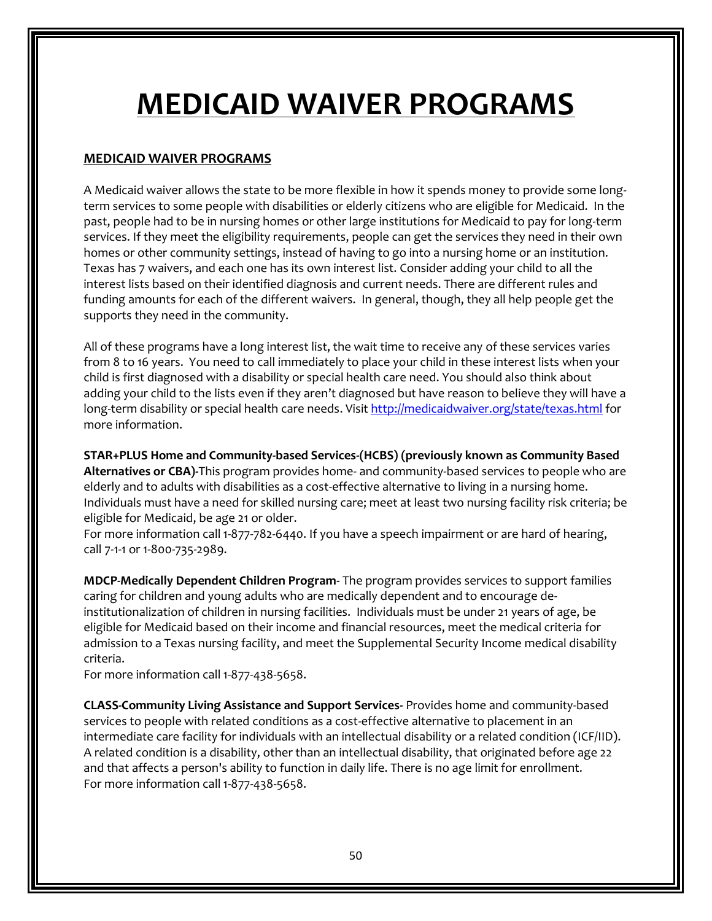# MEDICAID WAIVER PROGRAMS

## MEDICAID WAIVER PROGRAMS

A Medicaid waiver allows the state to be more flexible in how it spends money to provide some long-term services to some people with disabilities or elderly citizens who are eligible for Medicaid. In the past, people had to be in nursing homes or other large institutions for Medicaid to pay for long-term services. If they meet the eligibility requirements, people can get the services they need in their own homes or other community settings, instead of having to go into a nursing home or an institution. Texas has 7 waivers, and each one has its own interest list. Consider adding your child to all the interest lists based on their identified diagnosis and current needs. There are different rules and funding amounts for each of the different waivers. In general, though, they all help people get the supports they need in the community.

All of these programs have a long interest list, the wait time to receive any of these services varies from 8 to 16 years. You need to call immediately to place your child in these interest lists when your child is first diagnosed with a disability or special health care need. You should also think about adding your child to the lists even if they aren't diagnosed but have reason to believe they will have a long-term disability or special health care needs. Visit [http://medicaidwaiver.org/state/texas.html](http://medicaidwaiver.org/state/texas.html) for more information.

**STAR+PLUS Home and Community-based Services-(HCBS) (previously known as Community Based Alternatives or CBA)-**This program provides home- and community-based services to people who are elderly and to adults with disabilities as a cost-effective alternative to living in a nursing home. Individuals must have a need for skilled nursing care; meet at least two nursing facility risk criteria; be eligible for Medicaid, be age 21 or older.
For more information call 1-877-782-6440. If you have a speech impairment or are hard of hearing, call 7-1-1 or 1-800-735-2989.

**MDCP-Medically Dependent Children Program-** The program provides services to support families caring for children and young adults who are medically dependent and to encourage de-institutionalization of children in nursing facilities. Individuals must be under 21 years of age, be eligible for Medicaid based on their income and financial resources, meet the medical criteria for admission to a Texas nursing facility, and meet the Supplemental Security Income medical disability criteria.
For more information call 1-877-438-5658.

**CLASS-Community Living Assistance and Support Services-** Provides home and community-based services to people with related conditions as a cost-effective alternative to placement in an intermediate care facility for individuals with an intellectual disability or a related condition (ICF/IID). A related condition is a disability, other than an intellectual disability, that originated before age 22 and that affects a person's ability to function in daily life. There is no age limit for enrollment.
For more information call 1-877-438-5658.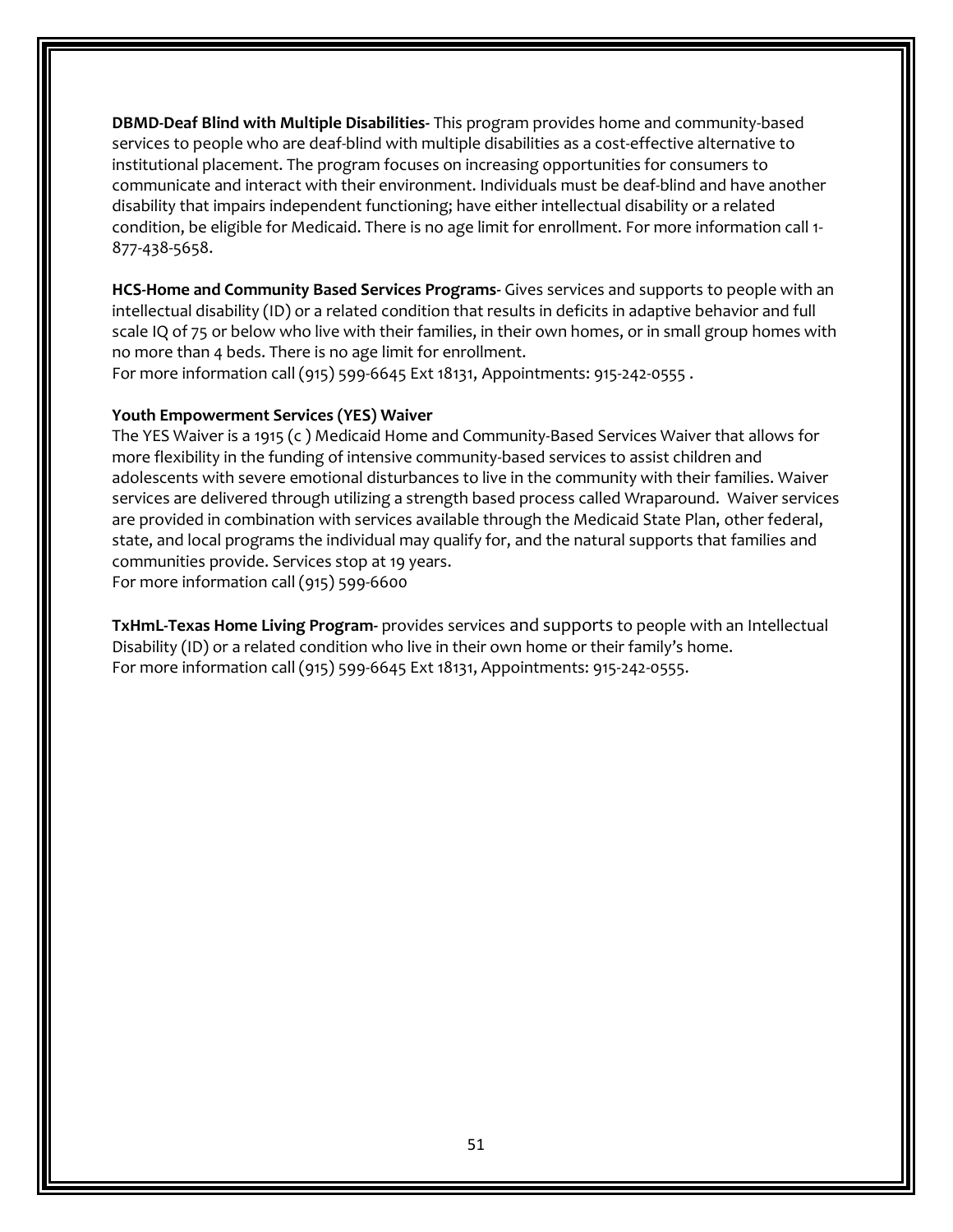**DBMD-Deaf Blind with Multiple Disabilities-** This program provides home and community-based services to people who are deaf-blind with multiple disabilities as a cost-effective alternative to institutional placement. The program focuses on increasing opportunities for consumers to communicate and interact with their environment. Individuals must be deaf-blind and have another disability that impairs independent functioning; have either intellectual disability or a related condition, be eligible for Medicaid. There is no age limit for enrollment. For more information call 1-877-438-5658.

**HCS-Home and Community Based Services Programs-** Gives services and supports to people with an intellectual disability (ID) or a related condition that results in deficits in adaptive behavior and full scale IQ of 75 or below who live with their families, in their own homes, or in small group homes with no more than 4 beds. There is no age limit for enrollment.
For more information call (915) 599-6645 Ext 18131, Appointments: 915-242-0555 .

**Youth Empowerment Services (YES) Waiver**

The YES Waiver is a 1915 (c ) Medicaid Home and Community-Based Services Waiver that allows for more flexibility in the funding of intensive community-based services to assist children and adolescents with severe emotional disturbances to live in the community with their families. Waiver services are delivered through utilizing a strength based process called Wraparound. Waiver services are provided in combination with services available through the Medicaid State Plan, other federal, state, and local programs the individual may qualify for, and the natural supports that families and communities provide. Services stop at 19 years.
For more information call (915) 599-6600

**TxHmL-Texas Home Living Program-** provides services and supports to people with an Intellectual Disability (ID) or a related condition who live in their own home or their family's home.
For more information call (915) 599-6645 Ext 18131, Appointments: 915-242-0555.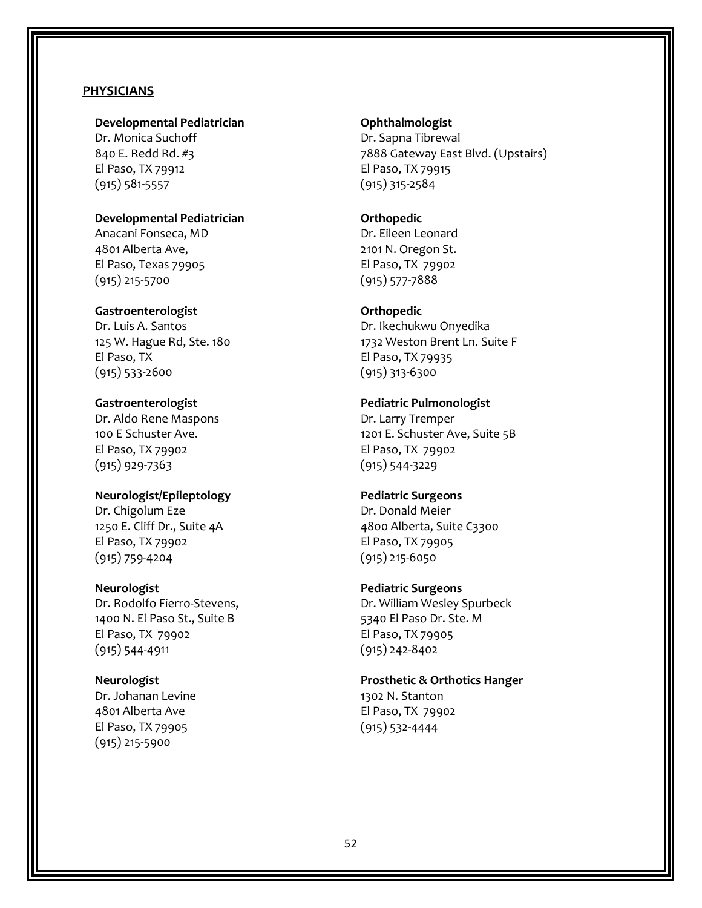## PHYSICIANS

**Developmental Pediatrician**
Dr. Monica Suchoff
840 E. Redd Rd. #3
El Paso, TX 79912
(915) 581-5557

**Developmental Pediatrician**
Anacani Fonseca, MD
4801 Alberta Ave,
El Paso, Texas 79905
(915) 215-5700

**Gastroenterologist**
Dr. Luis A. Santos
125 W. Hague Rd, Ste. 180
El Paso, TX
(915) 533-2600

**Gastroenterologist**
Dr. Aldo Rene Maspons
100 E Schuster Ave.
El Paso, TX 79902
(915) 929-7363

**Neurologist/Epileptology**
Dr. Chigolum Eze
1250 E. Cliff Dr., Suite 4A
El Paso, TX 79902
(915) 759-4204

**Neurologist**
Dr. Rodolfo Fierro-Stevens,
1400 N. El Paso St., Suite B
El Paso, TX 79902
(915) 544-4911

**Neurologist**
Dr. Johanan Levine
4801 Alberta Ave
El Paso, TX 79905
(915) 215-5900

**Ophthalmologist**
Dr. Sapna Tibrewal
7888 Gateway East Blvd. (Upstairs)
El Paso, TX 79915
(915) 315-2584

**Orthopedic**
Dr. Eileen Leonard
2101 N. Oregon St.
El Paso, TX 79902
(915) 577-7888

**Orthopedic**
Dr. Ikechukwu Onyedika
1732 Weston Brent Ln. Suite F
El Paso, TX 79935
(915) 313-6300

**Pediatric Pulmonologist**
Dr. Larry Tremper
1201 E. Schuster Ave, Suite 5B
El Paso, TX 79902
(915) 544-3229

**Pediatric Surgeons**
Dr. Donald Meier
4800 Alberta, Suite C3300
El Paso, TX 79905
(915) 215-6050

**Pediatric Surgeons**
Dr. William Wesley Spurbeck
5340 El Paso Dr. Ste. M
El Paso, TX 79905
(915) 242-8402

**Prosthetic & Orthotics Hanger**
1302 N. Stanton
El Paso, TX 79902
(915) 532-4444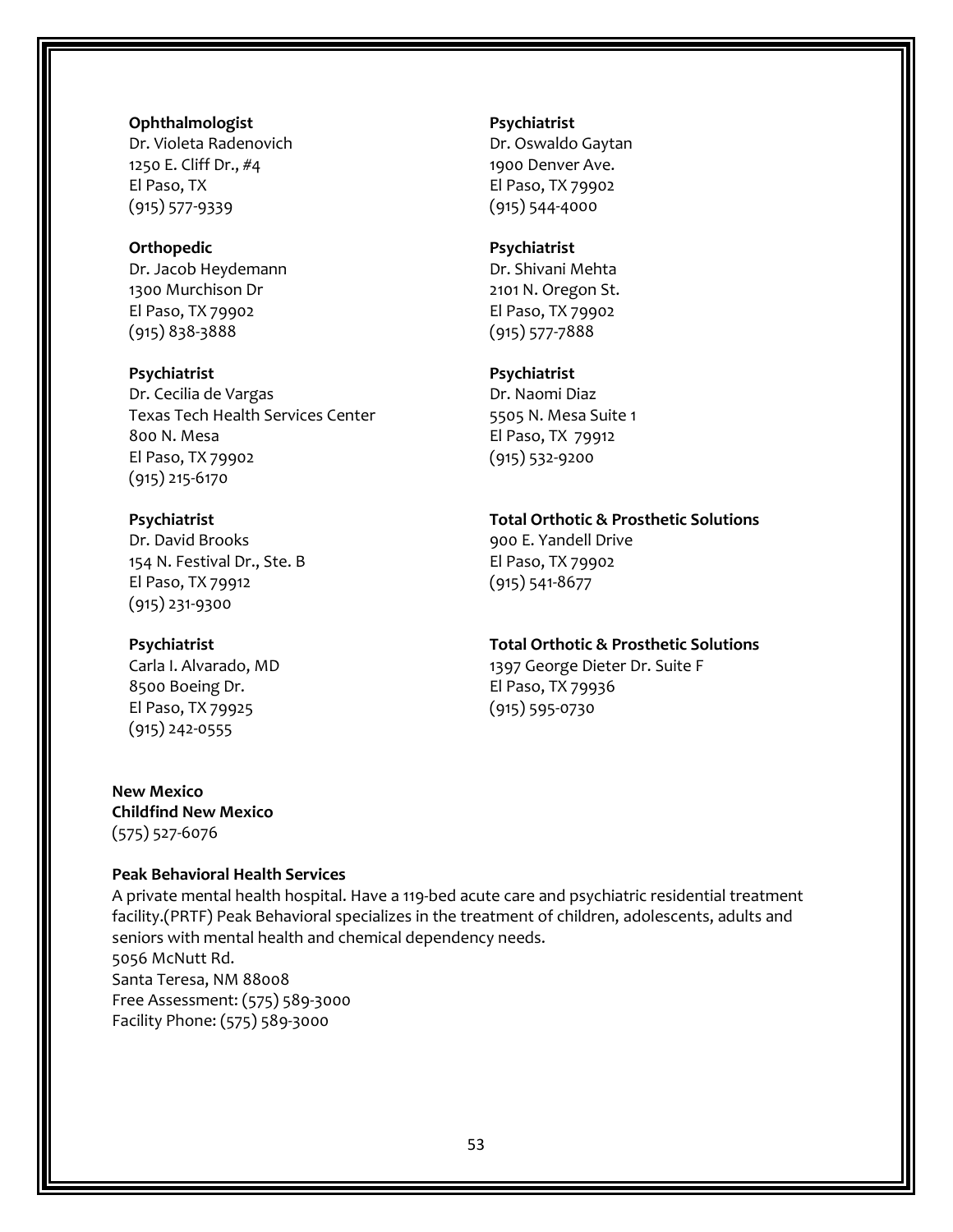**Ophthalmologist**
Dr. Violeta Radenovich
1250 E. Cliff Dr., #4
El Paso, TX
(915) 577-9339

**Orthopedic**
Dr. Jacob Heydemann
1300 Murchison Dr
El Paso, TX 79902
(915) 838-3888

**Psychiatrist**
Dr. Cecilia de Vargas
Texas Tech Health Services Center
800 N. Mesa
El Paso, TX 79902
(915) 215-6170

**Psychiatrist**
Dr. David Brooks
154 N. Festival Dr., Ste. B
El Paso, TX 79912
(915) 231-9300

**Psychiatrist**
Carla I. Alvarado, MD
8500 Boeing Dr.
El Paso, TX 79925
(915) 242-0555

**Psychiatrist**
Dr. Oswaldo Gaytan
1900 Denver Ave.
El Paso, TX 79902
(915) 544-4000

**Psychiatrist**
Dr. Shivani Mehta
2101 N. Oregon St.
El Paso, TX 79902
(915) 577-7888

**Psychiatrist**
Dr. Naomi Diaz
5505 N. Mesa Suite 1
El Paso, TX 79912
(915) 532-9200

**Total Orthotic & Prosthetic Solutions**
900 E. Yandell Drive
El Paso, TX 79902
(915) 541-8677

**Total Orthotic & Prosthetic Solutions**
1397 George Dieter Dr. Suite F
El Paso, TX 79936
(915) 595-0730

**New Mexico**
**Childfind New Mexico**
(575) 527-6076

**Peak Behavioral Health Services**
A private mental health hospital. Have a 119-bed acute care and psychiatric residential treatment facility.(PRTF) Peak Behavioral specializes in the treatment of children, adolescents, adults and seniors with mental health and chemical dependency needs.
5056 McNutt Rd.
Santa Teresa, NM 88008
Free Assessment: (575) 589-3000
Facility Phone: (575) 589-3000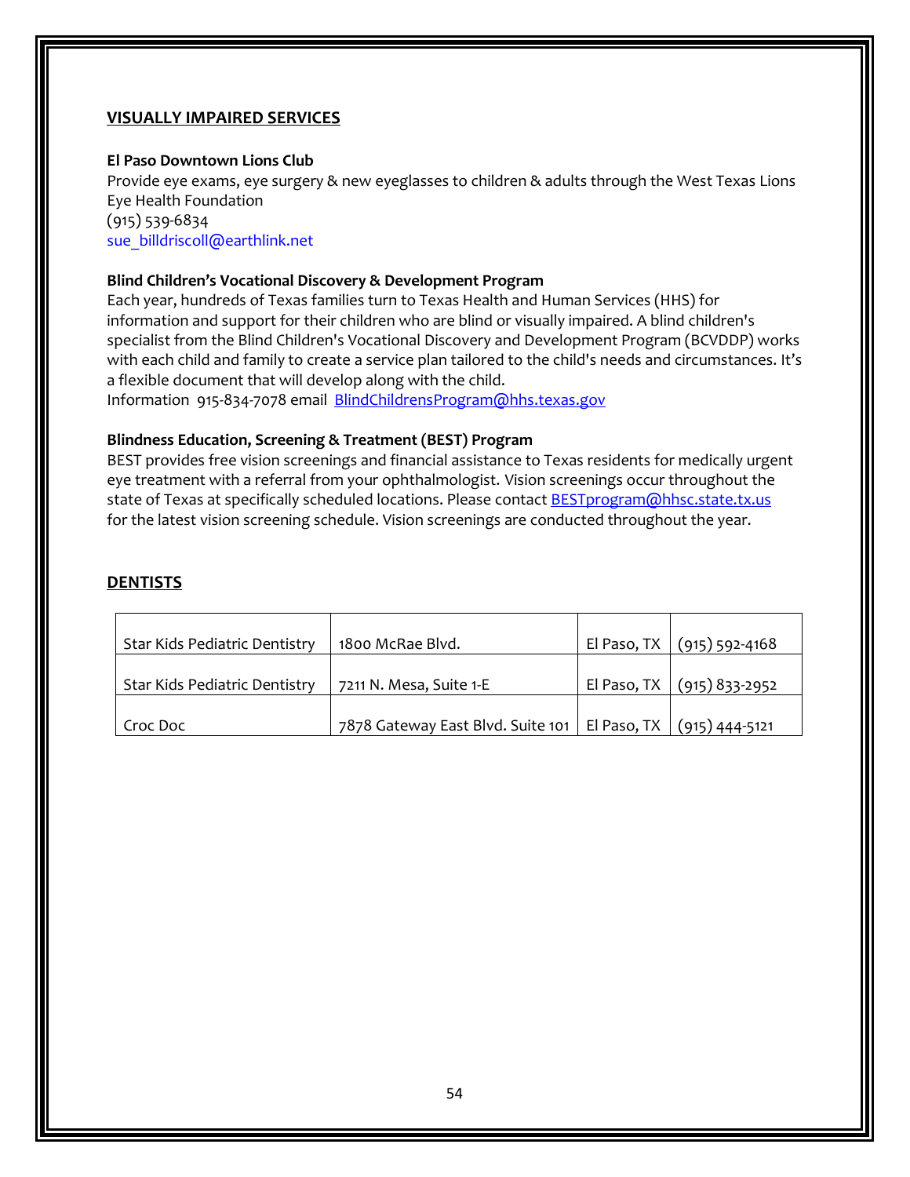## VISUALLY IMPAIRED SERVICES

**El Paso Downtown Lions Club**
Provide eye exams, eye surgery & new eyeglasses to children & adults through the West Texas Lions Eye Health Foundation
(915) 539-6834
sue_billdriscoll@earthlink.net

**Blind Children's Vocational Discovery & Development Program**
Each year, hundreds of Texas families turn to Texas Health and Human Services (HHS) for information and support for their children who are blind or visually impaired. A blind children's specialist from the Blind Children's Vocational Discovery and Development Program (BCVDDP) works with each child and family to create a service plan tailored to the child's needs and circumstances. It's a flexible document that will develop along with the child.
Information 915-834-7078 email BlindChildrensProgram@hhs.texas.gov

**Blindness Education, Screening & Treatment (BEST) Program**
BEST provides free vision screenings and financial assistance to Texas residents for medically urgent eye treatment with a referral from your ophthalmologist. Vision screenings occur throughout the state of Texas at specifically scheduled locations. Please contact BESTprogram@hhsc.state.tx.us for the latest vision screening schedule. Vision screenings are conducted throughout the year.

## DENTISTS

| | | | |
|---|---|---|---|
| Star Kids Pediatric Dentistry | 1800 McRae Blvd. | El Paso, TX | (915) 592-4168 |
| Star Kids Pediatric Dentistry | 7211 N. Mesa, Suite 1-E | El Paso, TX | (915) 833-2952 |
| Croc Doc | 7878 Gateway East Blvd. Suite 101 | El Paso, TX | (915) 444-5121 |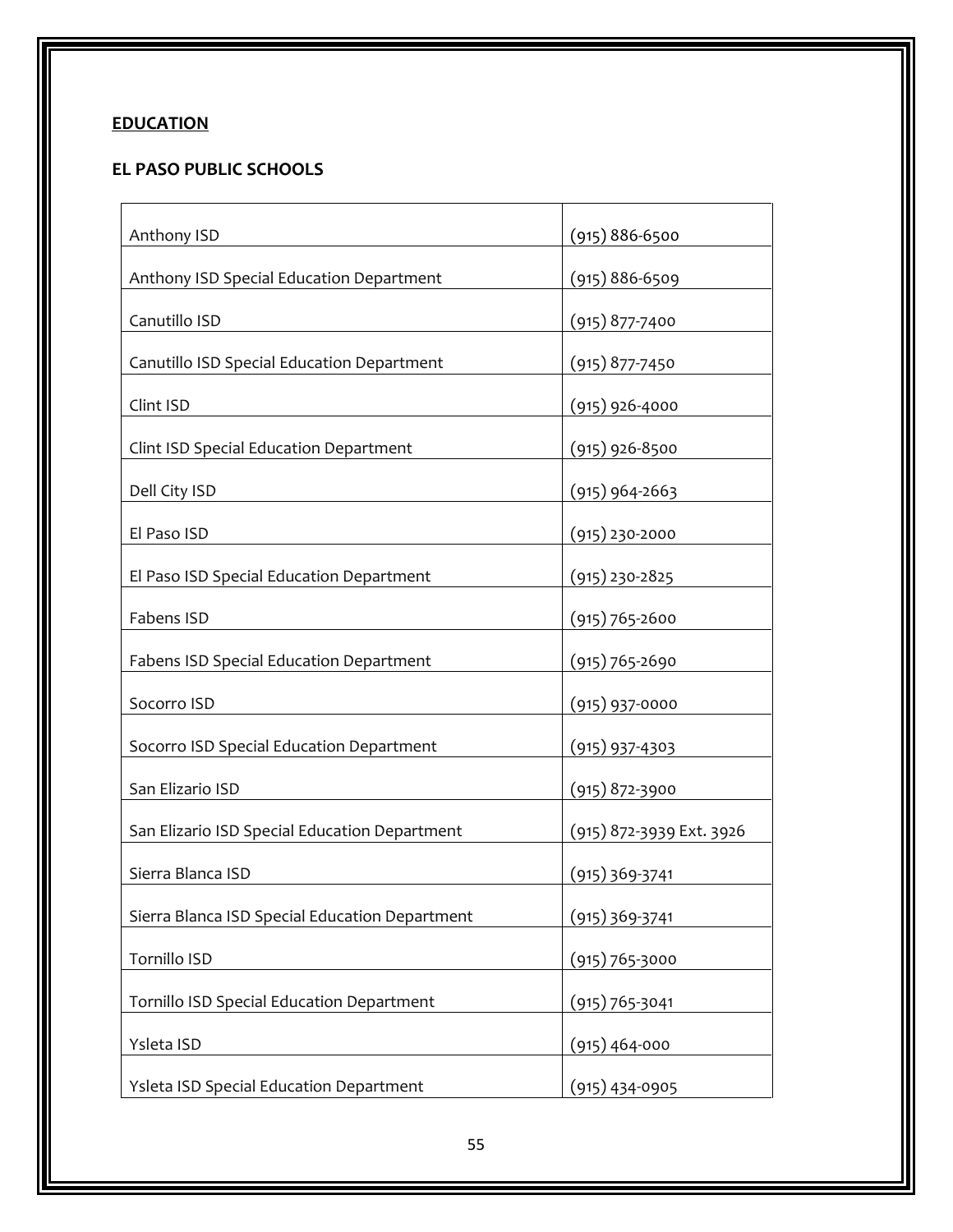**EDUCATION**

**EL PASO PUBLIC SCHOOLS**

| | |
|---|---|
| Anthony ISD | (915) 886-6500 |
| Anthony ISD Special Education Department | (915) 886-6509 |
| Canutillo ISD | (915) 877-7400 |
| Canutillo ISD Special Education Department | (915) 877-7450 |
| Clint ISD | (915) 926-4000 |
| Clint ISD Special Education Department | (915) 926-8500 |
| Dell City ISD | (915) 964-2663 |
| El Paso ISD | (915) 230-2000 |
| El Paso ISD Special Education Department | (915) 230-2825 |
| Fabens ISD | (915) 765-2600 |
| Fabens ISD Special Education Department | (915) 765-2690 |
| Socorro ISD | (915) 937-0000 |
| Socorro ISD Special Education Department | (915) 937-4303 |
| San Elizario ISD | (915) 872-3900 |
| San Elizario ISD Special Education Department | (915) 872-3939 Ext. 3926 |
| Sierra Blanca ISD | (915) 369-3741 |
| Sierra Blanca ISD Special Education Department | (915) 369-3741 |
| Tornillo ISD | (915) 765-3000 |
| Tornillo ISD Special Education Department | (915) 765-3041 |
| Ysleta ISD | (915) 464-000 |
| Ysleta ISD Special Education Department | (915) 434-0905 |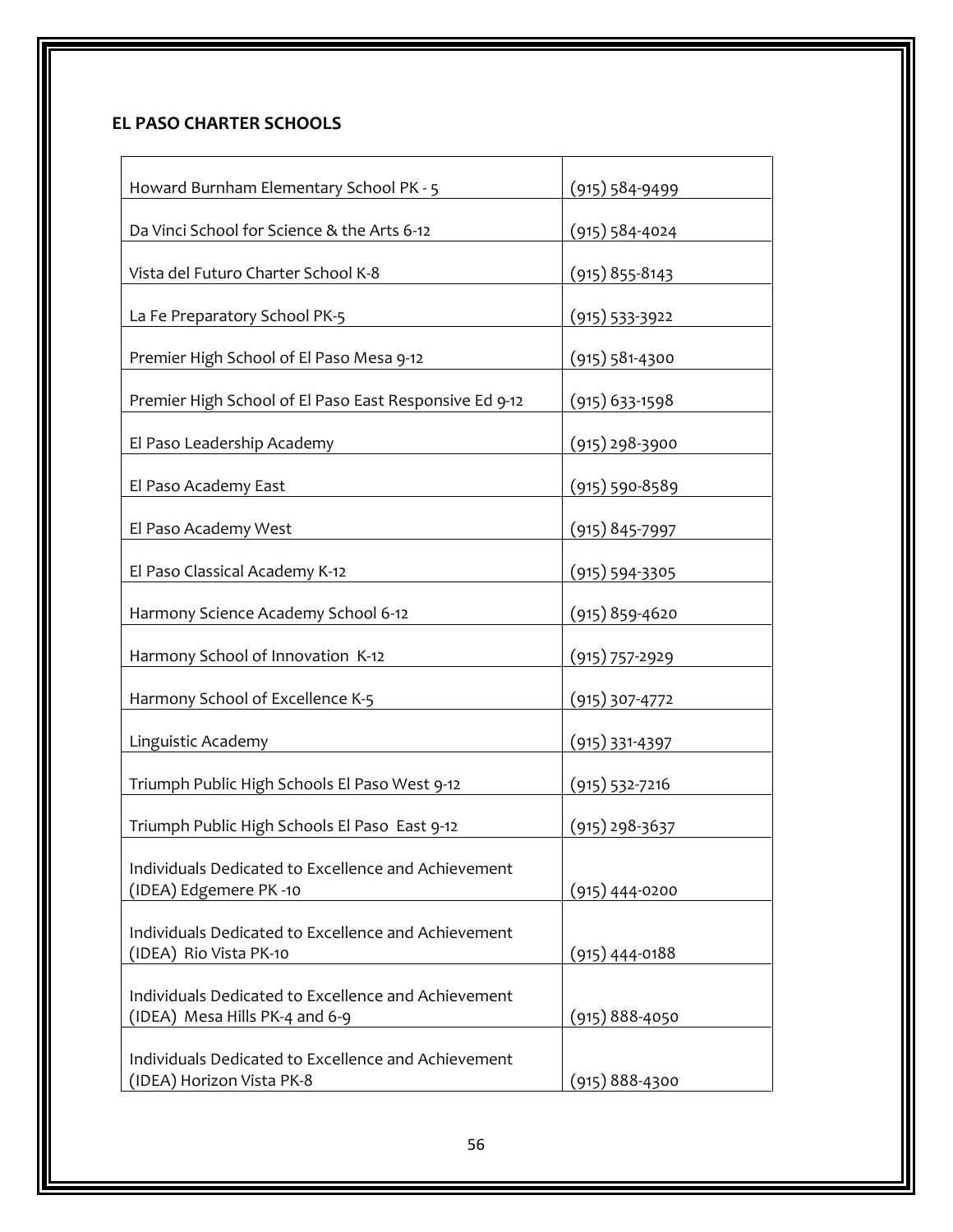## EL PASO CHARTER SCHOOLS

| School | Phone |
|---|---|
| Howard Burnham Elementary School PK - 5 | (915) 584-9499 |
| Da Vinci School for Science & the Arts 6-12 | (915) 584-4024 |
| Vista del Futuro Charter School K-8 | (915) 855-8143 |
| La Fe Preparatory School PK-5 | (915) 533-3922 |
| Premier High School of El Paso Mesa 9-12 | (915) 581-4300 |
| Premier High School of El Paso East Responsive Ed 9-12 | (915) 633-1598 |
| El Paso Leadership Academy | (915) 298-3900 |
| El Paso Academy East | (915) 590-8589 |
| El Paso Academy West | (915) 845-7997 |
| El Paso Classical Academy K-12 | (915) 594-3305 |
| Harmony Science Academy School 6-12 | (915) 859-4620 |
| Harmony School of Innovation K-12 | (915) 757-2929 |
| Harmony School of Excellence K-5 | (915) 307-4772 |
| Linguistic Academy | (915) 331-4397 |
| Triumph Public High Schools El Paso West 9-12 | (915) 532-7216 |
| Triumph Public High Schools El Paso East 9-12 | (915) 298-3637 |
| Individuals Dedicated to Excellence and Achievement (IDEA) Edgemere PK -10 | (915) 444-0200 |
| Individuals Dedicated to Excellence and Achievement (IDEA) Rio Vista PK-10 | (915) 444-0188 |
| Individuals Dedicated to Excellence and Achievement (IDEA) Mesa Hills PK-4 and 6-9 | (915) 888-4050 |
| Individuals Dedicated to Excellence and Achievement (IDEA) Horizon Vista PK-8 | (915) 888-4300 |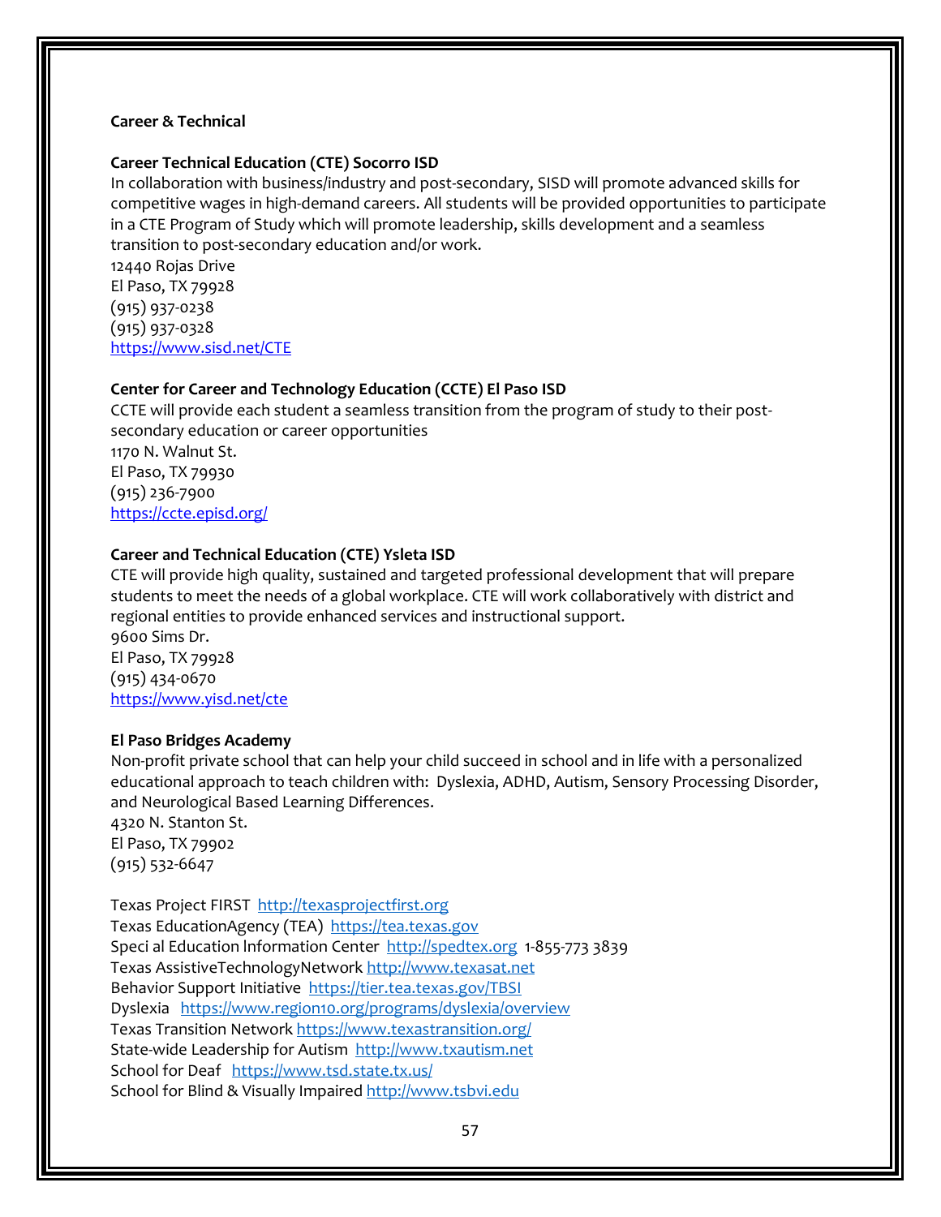**Career & Technical**

**Career Technical Education (CTE) Socorro ISD**

In collaboration with business/industry and post-secondary, SISD will promote advanced skills for competitive wages in high-demand careers. All students will be provided opportunities to participate in a CTE Program of Study which will promote leadership, skills development and a seamless transition to post-secondary education and/or work.
12440 Rojas Drive
El Paso, TX 79928
(915) 937-0238
(915) 937-0328
https://www.sisd.net/CTE

**Center for Career and Technology Education (CCTE) El Paso ISD**

CCTE will provide each student a seamless transition from the program of study to their post-secondary education or career opportunities
1170 N. Walnut St.
El Paso, TX 79930
(915) 236-7900
https://ccte.episd.org/

**Career and Technical Education (CTE) Ysleta ISD**

CTE will provide high quality, sustained and targeted professional development that will prepare students to meet the needs of a global workplace. CTE will work collaboratively with district and regional entities to provide enhanced services and instructional support.
9600 Sims Dr.
El Paso, TX 79928
(915) 434-0670
https://www.yisd.net/cte

**El Paso Bridges Academy**

Non-profit private school that can help your child succeed in school and in life with a personalized educational approach to teach children with: Dyslexia, ADHD, Autism, Sensory Processing Disorder, and Neurological Based Learning Differences.
4320 N. Stanton St.
El Paso, TX 79902
(915) 532-6647

Texas Project FIRST http://texasprojectfirst.org
Texas EducationAgency (TEA) https://tea.texas.gov
Speci al Education Information Center http://spedtex.org 1-855-773 3839
Texas AssistiveTechnologyNetwork http://www.texasat.net
Behavior Support Initiative https://tier.tea.texas.gov/TBSI
Dyslexia https://www.region10.org/programs/dyslexia/overview
Texas Transition Network https://www.texastransition.org/
State-wide Leadership for Autism http://www.txautism.net
School for Deaf https://www.tsd.state.tx.us/
School for Blind & Visually Impaired http://www.tsbvi.edu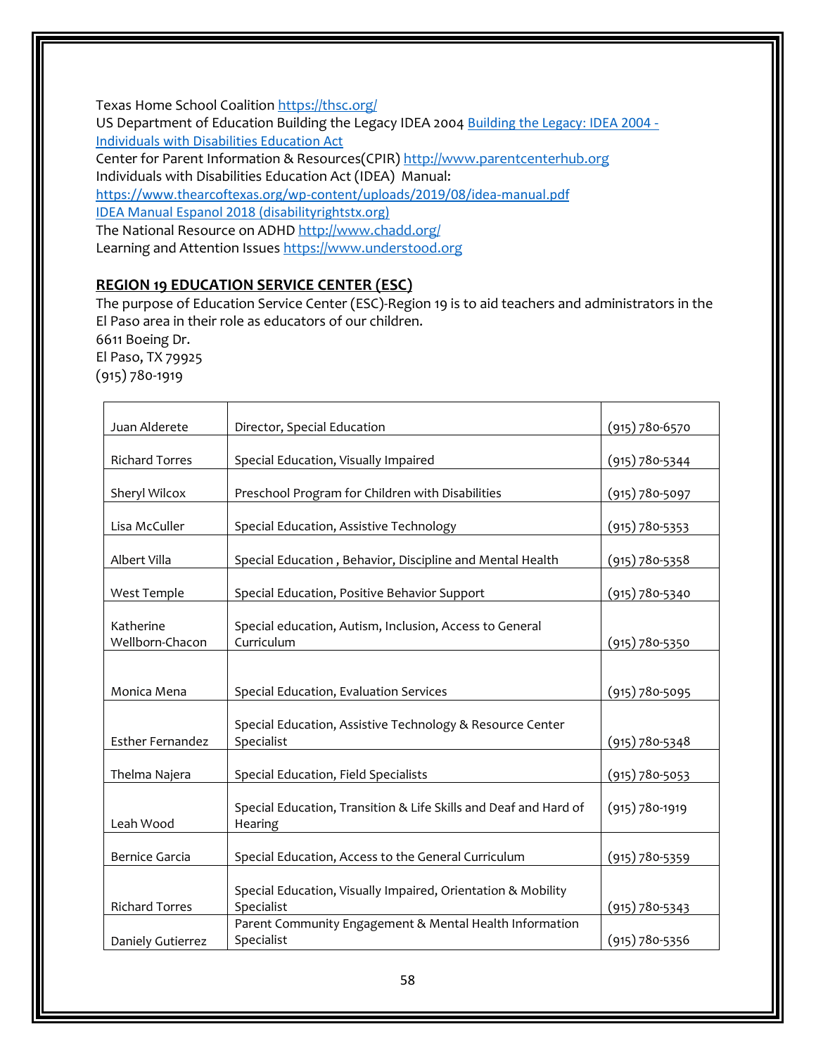Texas Home School Coalition https://thsc.org/
US Department of Education Building the Legacy IDEA 2004 Building the Legacy: IDEA 2004 - Individuals with Disabilities Education Act
Center for Parent Information & Resources(CPIR) http://www.parentcenterhub.org
Individuals with Disabilities Education Act (IDEA) Manual:
https://www.thearcoftexas.org/wp-content/uploads/2019/08/idea-manual.pdf
IDEA Manual Espanol 2018 (disabilityrightstx.org)
The National Resource on ADHD http://www.chadd.org/
Learning and Attention Issues https://www.understood.org

## REGION 19 EDUCATION SERVICE CENTER (ESC)

The purpose of Education Service Center (ESC)-Region 19 is to aid teachers and administrators in the El Paso area in their role as educators of our children.
6611 Boeing Dr.
El Paso, TX 79925
(915) 780-1919

| Name | Role | Phone |
|---|---|---|
| Juan Alderete | Director, Special Education | (915) 780-6570 |
| Richard Torres | Special Education, Visually Impaired | (915) 780-5344 |
| Sheryl Wilcox | Preschool Program for Children with Disabilities | (915) 780-5097 |
| Lisa McCuller | Special Education, Assistive Technology | (915) 780-5353 |
| Albert Villa | Special Education , Behavior, Discipline and Mental Health | (915) 780-5358 |
| West Temple | Special Education, Positive Behavior Support | (915) 780-5340 |
| Katherine Wellborn-Chacon | Special education, Autism, Inclusion, Access to General Curriculum | (915) 780-5350 |
| Monica Mena | Special Education, Evaluation Services | (915) 780-5095 |
| Esther Fernandez | Special Education, Assistive Technology & Resource Center Specialist | (915) 780-5348 |
| Thelma Najera | Special Education, Field Specialists | (915) 780-5053 |
| Leah Wood | Special Education, Transition & Life Skills and Deaf and Hard of Hearing | (915) 780-1919 |
| Bernice Garcia | Special Education, Access to the General Curriculum | (915) 780-5359 |
| Richard Torres | Special Education, Visually Impaired, Orientation & Mobility Specialist | (915) 780-5343 |
| Daniely Gutierrez | Parent Community Engagement & Mental Health Information Specialist | (915) 780-5356 |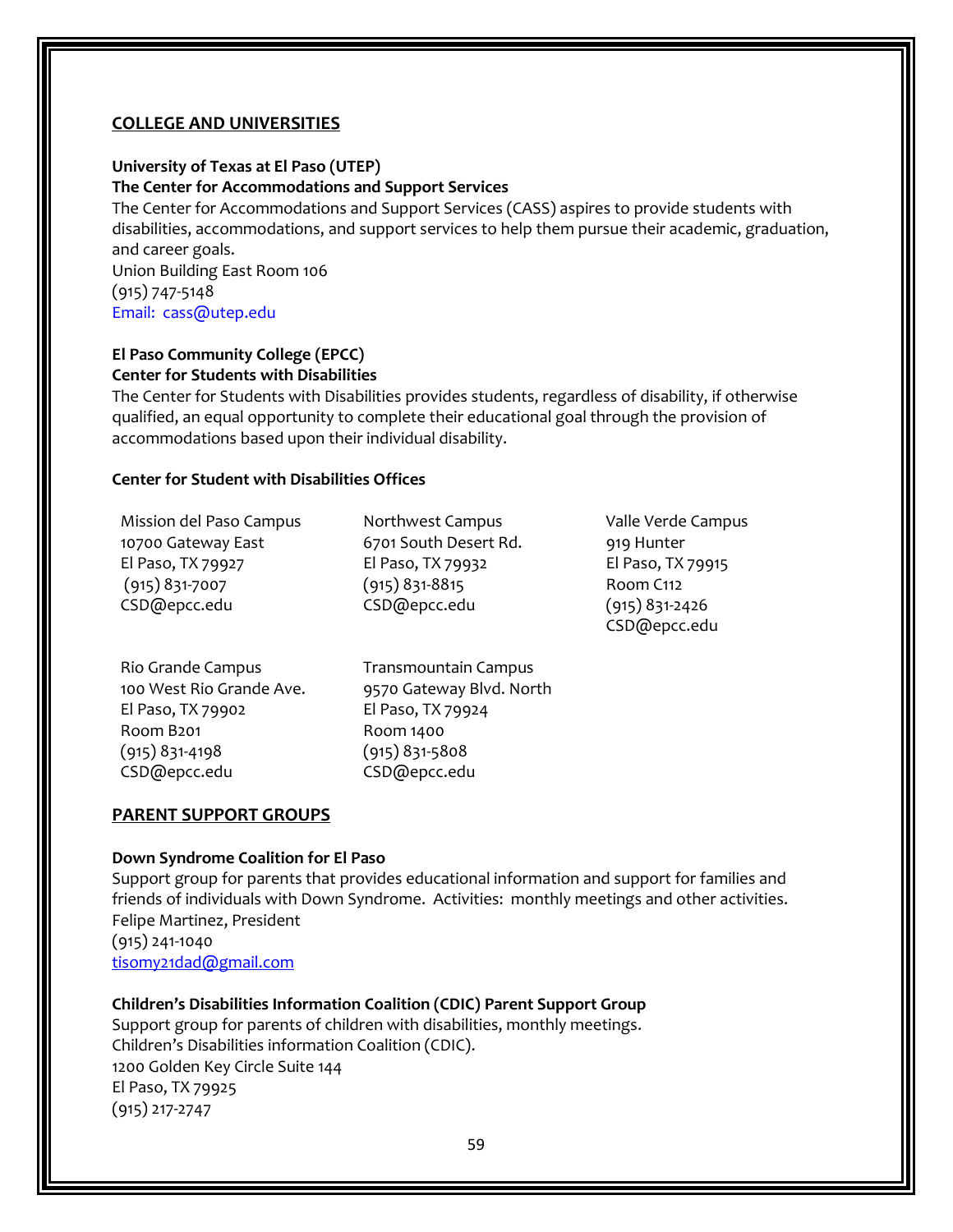## COLLEGE AND UNIVERSITIES

**University of Texas at El Paso (UTEP)**
**The Center for Accommodations and Support Services**

The Center for Accommodations and Support Services (CASS) aspires to provide students with disabilities, accommodations, and support services to help them pursue their academic, graduation, and career goals.

Union Building East Room 106
(915) 747-5148
Email: cass@utep.edu

**El Paso Community College (EPCC)**
**Center for Students with Disabilities**

The Center for Students with Disabilities provides students, regardless of disability, if otherwise qualified, an equal opportunity to complete their educational goal through the provision of accommodations based upon their individual disability.

**Center for Student with Disabilities Offices**

Mission del Paso Campus
10700 Gateway East
El Paso, TX 79927
(915) 831-7007
CSD@epcc.edu

Northwest Campus
6701 South Desert Rd.
El Paso, TX 79932
(915) 831-8815
CSD@epcc.edu

Valle Verde Campus
919 Hunter
El Paso, TX 79915
Room C112
(915) 831-2426
CSD@epcc.edu

Rio Grande Campus
100 West Rio Grande Ave.
El Paso, TX 79902
Room B201
(915) 831-4198
CSD@epcc.edu

Transmountain Campus
9570 Gateway Blvd. North
El Paso, TX 79924
Room 1400
(915) 831-5808
CSD@epcc.edu

## PARENT SUPPORT GROUPS

**Down Syndrome Coalition for El Paso**

Support group for parents that provides educational information and support for families and friends of individuals with Down Syndrome. Activities: monthly meetings and other activities.
Felipe Martinez, President
(915) 241-1040
tisomy21dad@gmail.com

**Children's Disabilities Information Coalition (CDIC) Parent Support Group**

Support group for parents of children with disabilities, monthly meetings.
Children's Disabilities information Coalition (CDIC).
1200 Golden Key Circle Suite 144
El Paso, TX 79925
(915) 217-2747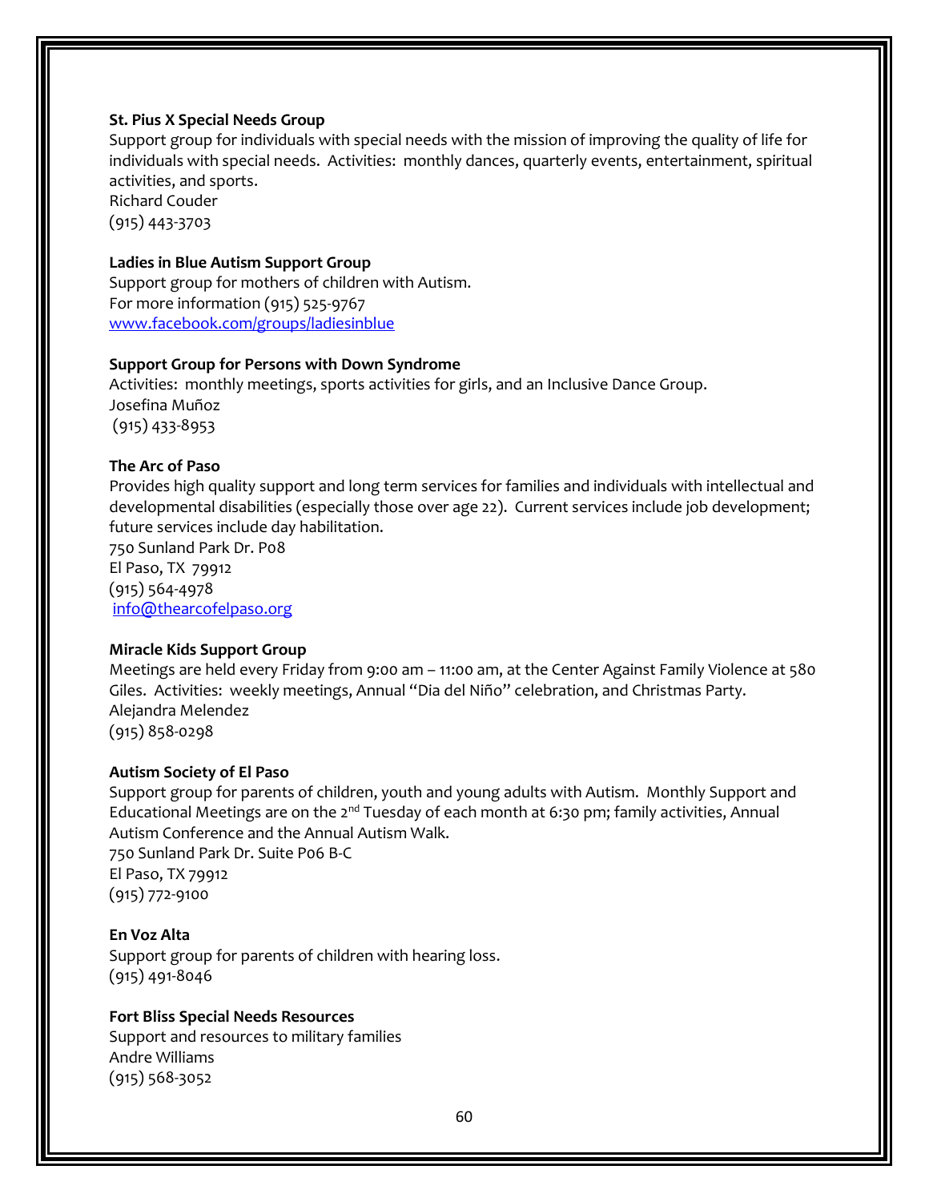**St. Pius X Special Needs Group**
Support group for individuals with special needs with the mission of improving the quality of life for individuals with special needs. Activities: monthly dances, quarterly events, entertainment, spiritual activities, and sports.
Richard Couder
(915) 443-3703

**Ladies in Blue Autism Support Group**
Support group for mothers of children with Autism.
For more information (915) 525-9767
[www.facebook.com/groups/ladiesinblue](www.facebook.com/groups/ladiesinblue)

**Support Group for Persons with Down Syndrome**
Activities: monthly meetings, sports activities for girls, and an Inclusive Dance Group.
Josefina Muñoz
(915) 433-8953

**The Arc of Paso**
Provides high quality support and long term services for families and individuals with intellectual and developmental disabilities (especially those over age 22). Current services include job development; future services include day habilitation.
750 Sunland Park Dr. P08
El Paso, TX 79912
(915) 564-4978
[info@thearcofelpaso.org](mailto:info@thearcofelpaso.org)

**Miracle Kids Support Group**
Meetings are held every Friday from 9:00 am – 11:00 am, at the Center Against Family Violence at 580 Giles. Activities: weekly meetings, Annual "Dia del Niño" celebration, and Christmas Party.
Alejandra Melendez
(915) 858-0298

**Autism Society of El Paso**
Support group for parents of children, youth and young adults with Autism. Monthly Support and Educational Meetings are on the 2nd Tuesday of each month at 6:30 pm; family activities, Annual Autism Conference and the Annual Autism Walk.
750 Sunland Park Dr. Suite P06 B-C
El Paso, TX 79912
(915) 772-9100

**En Voz Alta**
Support group for parents of children with hearing loss.
(915) 491-8046

**Fort Bliss Special Needs Resources**
Support and resources to military families
Andre Williams
(915) 568-3052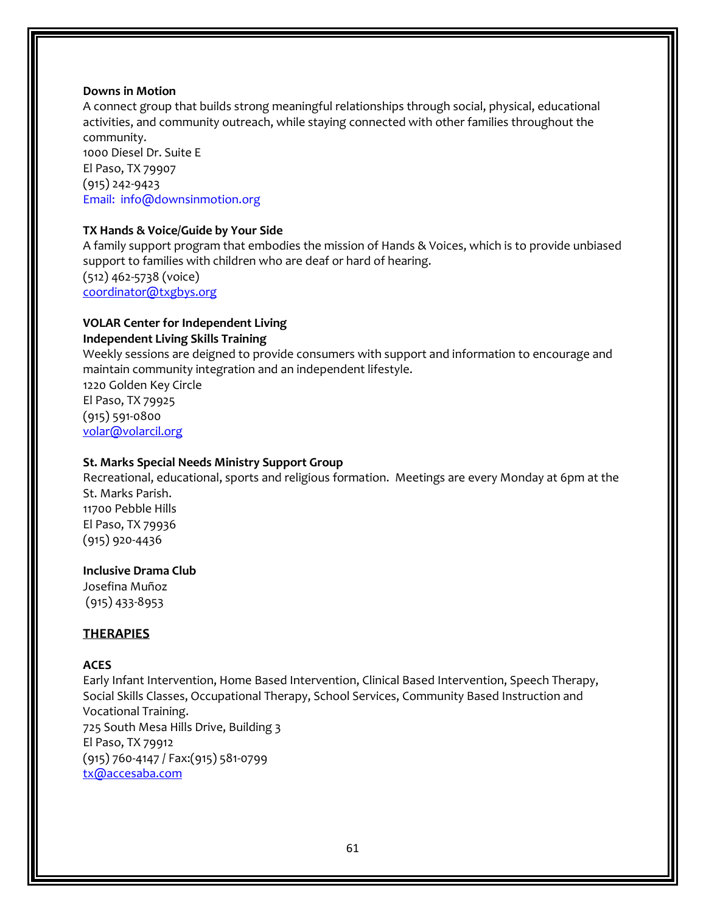**Downs in Motion**
A connect group that builds strong meaningful relationships through social, physical, educational activities, and community outreach, while staying connected with other families throughout the community.
1000 Diesel Dr. Suite E
El Paso, TX 79907
(915) 242-9423
Email: info@downsinmotion.org

**TX Hands & Voice/Guide by Your Side**
A family support program that embodies the mission of Hands & Voices, which is to provide unbiased support to families with children who are deaf or hard of hearing.
(512) 462-5738 (voice)
coordinator@txgbys.org

**VOLAR Center for Independent Living**
**Independent Living Skills Training**
Weekly sessions are deigned to provide consumers with support and information to encourage and maintain community integration and an independent lifestyle.
1220 Golden Key Circle
El Paso, TX 79925
(915) 591-0800
volar@volarcil.org

**St. Marks Special Needs Ministry Support Group**
Recreational, educational, sports and religious formation. Meetings are every Monday at 6pm at the St. Marks Parish.
11700 Pebble Hills
El Paso, TX 79936
(915) 920-4436

**Inclusive Drama Club**
Josefina Muñoz
(915) 433-8953

## THERAPIES

**ACES**
Early Infant Intervention, Home Based Intervention, Clinical Based Intervention, Speech Therapy, Social Skills Classes, Occupational Therapy, School Services, Community Based Instruction and Vocational Training.
725 South Mesa Hills Drive, Building 3
El Paso, TX 79912
(915) 760-4147 / Fax:(915) 581-0799
tx@accesaba.com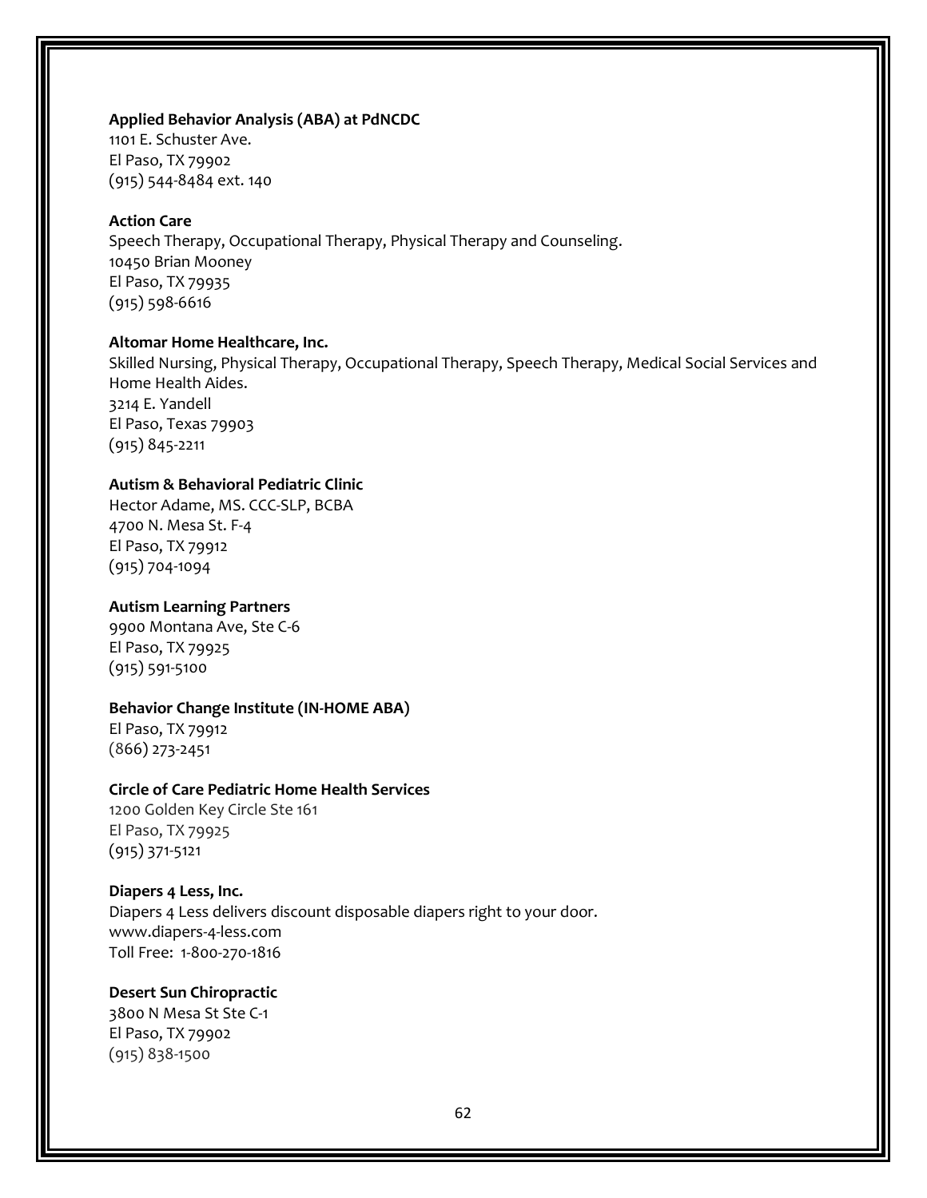**Applied Behavior Analysis (ABA) at PdNCDC**
1101 E. Schuster Ave.
El Paso, TX 79902
(915) 544-8484 ext. 140

**Action Care**
Speech Therapy, Occupational Therapy, Physical Therapy and Counseling.
10450 Brian Mooney
El Paso, TX 79935
(915) 598-6616

**Altomar Home Healthcare, Inc.**
Skilled Nursing, Physical Therapy, Occupational Therapy, Speech Therapy, Medical Social Services and Home Health Aides.
3214 E. Yandell
El Paso, Texas 79903
(915) 845-2211

**Autism & Behavioral Pediatric Clinic**
Hector Adame, MS. CCC-SLP, BCBA
4700 N. Mesa St. F-4
El Paso, TX 79912
(915) 704-1094

**Autism Learning Partners**
9900 Montana Ave, Ste C-6
El Paso, TX 79925
(915) 591-5100

**Behavior Change Institute (IN-HOME ABA)**
El Paso, TX 79912
(866) 273-2451

**Circle of Care Pediatric Home Health Services**
1200 Golden Key Circle Ste 161
El Paso, TX 79925
(915) 371-5121

**Diapers 4 Less, Inc.**
Diapers 4 Less delivers discount disposable diapers right to your door.
www.diapers-4-less.com
Toll Free: 1-800-270-1816

**Desert Sun Chiropractic**
3800 N Mesa St Ste C-1
El Paso, TX 79902
(915) 838-1500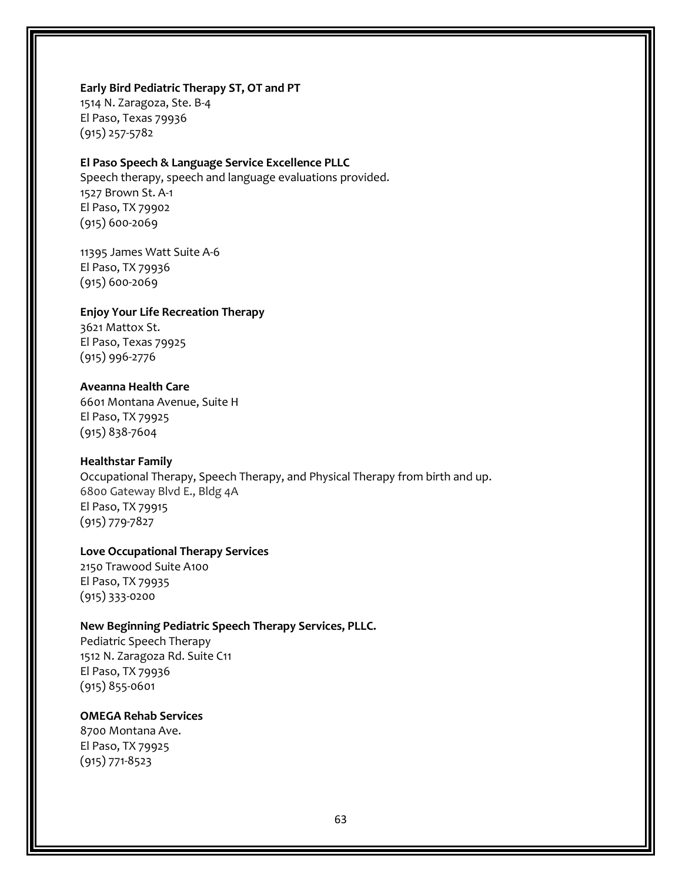**Early Bird Pediatric Therapy ST, OT and PT**
1514 N. Zaragoza, Ste. B-4
El Paso, Texas 79936
(915) 257-5782

**El Paso Speech & Language Service Excellence PLLC**
Speech therapy, speech and language evaluations provided.
1527 Brown St. A-1
El Paso, TX 79902
(915) 600-2069

11395 James Watt Suite A-6
El Paso, TX 79936
(915) 600-2069

**Enjoy Your Life Recreation Therapy**
3621 Mattox St.
El Paso, Texas 79925
(915) 996-2776

**Aveanna Health Care**
6601 Montana Avenue, Suite H
El Paso, TX 79925
(915) 838-7604

**Healthstar Family**
Occupational Therapy, Speech Therapy, and Physical Therapy from birth and up.
6800 Gateway Blvd E., Bldg 4A
El Paso, TX 79915
(915) 779-7827

**Love Occupational Therapy Services**
2150 Trawood Suite A100
El Paso, TX 79935
(915) 333-0200

**New Beginning Pediatric Speech Therapy Services, PLLC.**
Pediatric Speech Therapy
1512 N. Zaragoza Rd. Suite C11
El Paso, TX 79936
(915) 855-0601

**OMEGA Rehab Services**
8700 Montana Ave.
El Paso, TX 79925
(915) 771-8523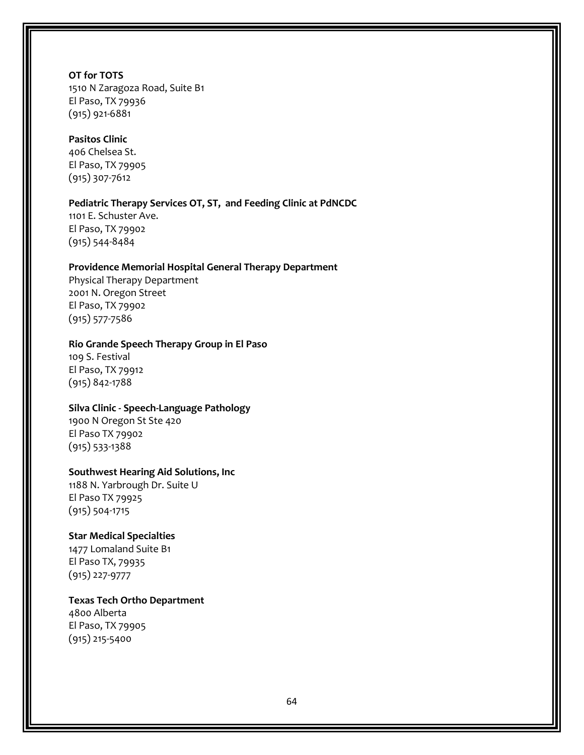**OT for TOTS**
1510 N Zaragoza Road, Suite B1
El Paso, TX 79936
(915) 921-6881

**Pasitos Clinic**
406 Chelsea St.
El Paso, TX 79905
(915) 307-7612

**Pediatric Therapy Services OT, ST, and Feeding Clinic at PdNCDC**
1101 E. Schuster Ave.
El Paso, TX 79902
(915) 544-8484

**Providence Memorial Hospital General Therapy Department**
Physical Therapy Department
2001 N. Oregon Street
El Paso, TX 79902
(915) 577-7586

**Rio Grande Speech Therapy Group in El Paso**
109 S. Festival
El Paso, TX 79912
(915) 842-1788

**Silva Clinic - Speech-Language Pathology**
1900 N Oregon St Ste 420
El Paso TX 79902
(915) 533-1388

**Southwest Hearing Aid Solutions, Inc**
1188 N. Yarbrough Dr. Suite U
El Paso TX 79925
(915) 504-1715

**Star Medical Specialties**
1477 Lomaland Suite B1
El Paso TX, 79935
(915) 227-9777

**Texas Tech Ortho Department**
4800 Alberta
El Paso, TX 79905
(915) 215-5400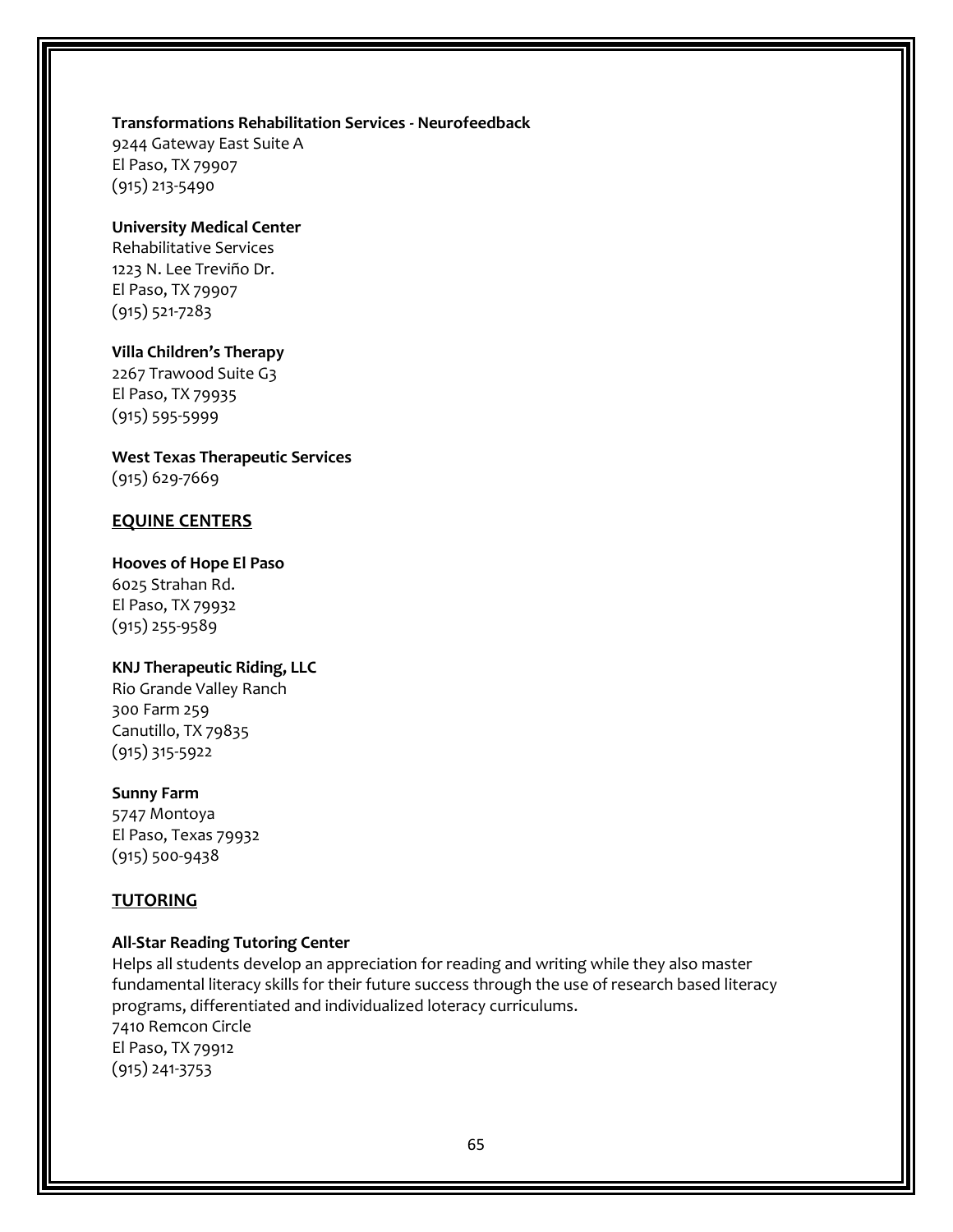**Transformations Rehabilitation Services - Neurofeedback**
9244 Gateway East Suite A
El Paso, TX 79907
(915) 213-5490

**University Medical Center**
Rehabilitative Services
1223 N. Lee Treviño Dr.
El Paso, TX 79907
(915) 521-7283

**Villa Children's Therapy**
2267 Trawood Suite G3
El Paso, TX 79935
(915) 595-5999

**West Texas Therapeutic Services**
(915) 629-7669

## EQUINE CENTERS

**Hooves of Hope El Paso**
6025 Strahan Rd.
El Paso, TX 79932
(915) 255-9589

**KNJ Therapeutic Riding, LLC**
Rio Grande Valley Ranch
300 Farm 259
Canutillo, TX 79835
(915) 315-5922

**Sunny Farm**
5747 Montoya
El Paso, Texas 79932
(915) 500-9438

## TUTORING

**All-Star Reading Tutoring Center**
Helps all students develop an appreciation for reading and writing while they also master fundamental literacy skills for their future success through the use of research based literacy programs, differentiated and individualized loteracy curriculums.
7410 Remcon Circle
El Paso, TX 79912
(915) 241-3753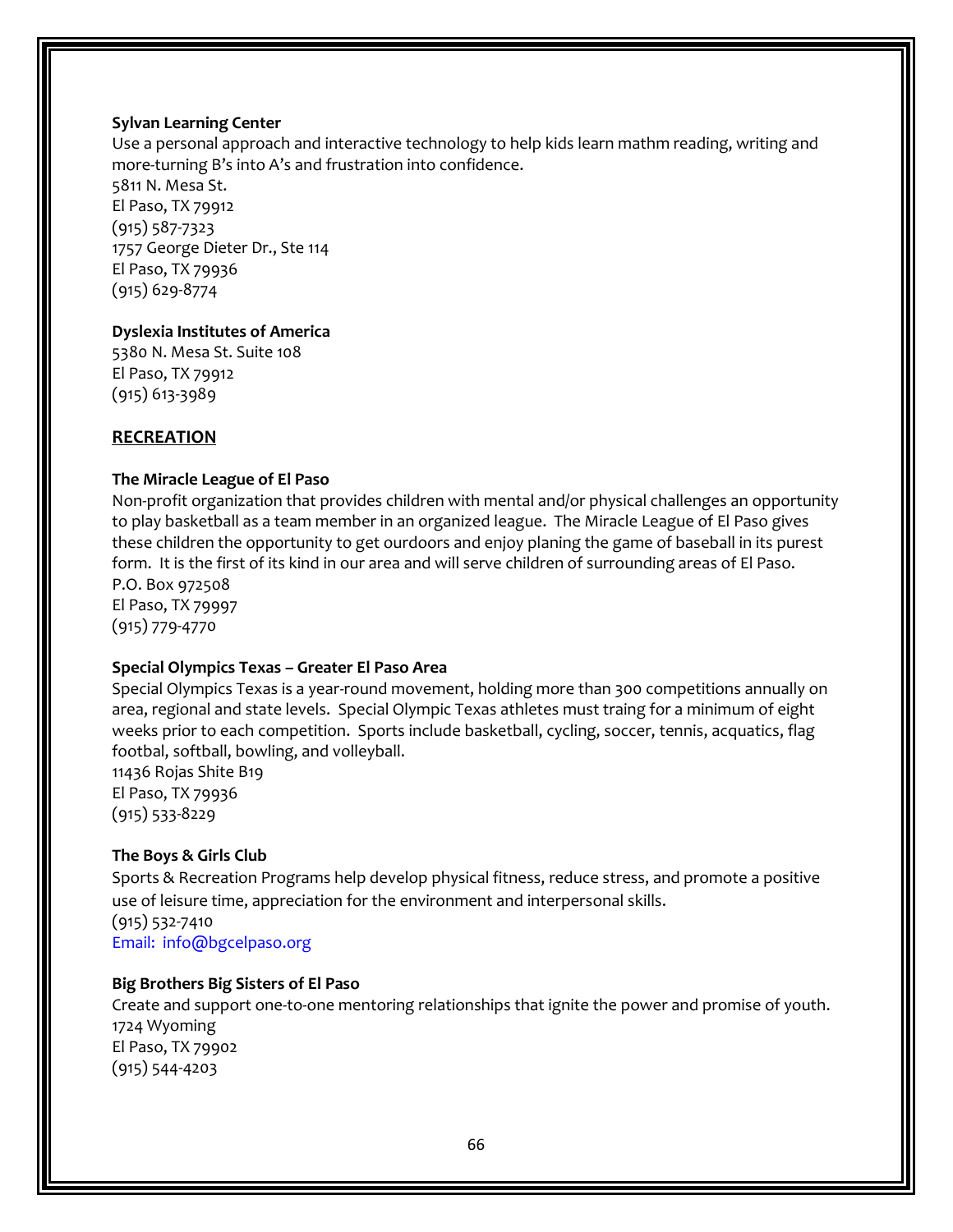**Sylvan Learning Center**

Use a personal approach and interactive technology to help kids learn mathm reading, writing and more-turning B's into A's and frustration into confidence.
5811 N. Mesa St.
El Paso, TX 79912
(915) 587-7323
1757 George Dieter Dr., Ste 114
El Paso, TX 79936
(915) 629-8774

**Dyslexia Institutes of America**

5380 N. Mesa St. Suite 108
El Paso, TX 79912
(915) 613-3989

## RECREATION

**The Miracle League of El Paso**

Non-profit organization that provides children with mental and/or physical challenges an opportunity to play basketball as a team member in an organized league. The Miracle League of El Paso gives these children the opportunity to get ourdoors and enjoy planing the game of baseball in its purest form. It is the first of its kind in our area and will serve children of surrounding areas of El Paso.
P.O. Box 972508
El Paso, TX 79997
(915) 779-4770

**Special Olympics Texas – Greater El Paso Area**

Special Olympics Texas is a year-round movement, holding more than 300 competitions annually on area, regional and state levels. Special Olympic Texas athletes must traing for a minimum of eight weeks prior to each competition. Sports include basketball, cycling, soccer, tennis, acquatics, flag footbal, softball, bowling, and volleyball.
11436 Rojas Shite B19
El Paso, TX 79936
(915) 533-8229

**The Boys & Girls Club**

Sports & Recreation Programs help develop physical fitness, reduce stress, and promote a positive use of leisure time, appreciation for the environment and interpersonal skills.
(915) 532-7410
Email: info@bgcelpaso.org

**Big Brothers Big Sisters of El Paso**

Create and support one-to-one mentoring relationships that ignite the power and promise of youth.
1724 Wyoming
El Paso, TX 79902
(915) 544-4203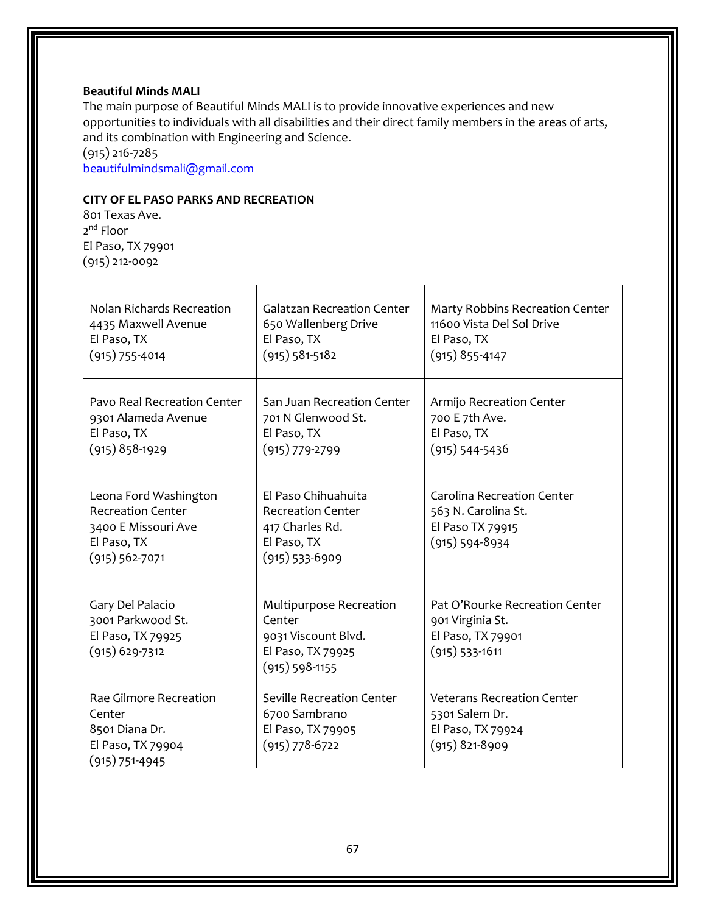**Beautiful Minds MALI**

The main purpose of Beautiful Minds MALI is to provide innovative experiences and new opportunities to individuals with all disabilities and their direct family members in the areas of arts, and its combination with Engineering and Science.
(915) 216-7285
beautifulmindsmali@gmail.com

**CITY OF EL PASO PARKS AND RECREATION**

801 Texas Ave.
2nd Floor
El Paso, TX 79901
(915) 212-0092

| | | |
|---|---|---|
| Nolan Richards Recreation<br>4435 Maxwell Avenue<br>El Paso, TX<br>(915) 755-4014 | Galatzan Recreation Center<br>650 Wallenberg Drive<br>El Paso, TX<br>(915) 581-5182 | Marty Robbins Recreation Center<br>11600 Vista Del Sol Drive<br>El Paso, TX<br>(915) 855-4147 |
| Pavo Real Recreation Center<br>9301 Alameda Avenue<br>El Paso, TX<br>(915) 858-1929 | San Juan Recreation Center<br>701 N Glenwood St.<br>El Paso, TX<br>(915) 779-2799 | Armijo Recreation Center<br>700 E 7th Ave.<br>El Paso, TX<br>(915) 544-5436 |
| Leona Ford Washington Recreation Center<br>3400 E Missouri Ave<br>El Paso, TX<br>(915) 562-7071 | El Paso Chihuahuita Recreation Center<br>417 Charles Rd.<br>El Paso, TX<br>(915) 533-6909 | Carolina Recreation Center<br>563 N. Carolina St.<br>El Paso TX 79915<br>(915) 594-8934 |
| Gary Del Palacio<br>3001 Parkwood St.<br>El Paso, TX 79925<br>(915) 629-7312 | Multipurpose Recreation Center<br>9031 Viscount Blvd.<br>El Paso, TX 79925<br>(915) 598-1155 | Pat O'Rourke Recreation Center<br>901 Virginia St.<br>El Paso, TX 79901<br>(915) 533-1611 |
| Rae Gilmore Recreation Center<br>8501 Diana Dr.<br>El Paso, TX 79904<br>(915) 751-4945 | Seville Recreation Center<br>6700 Sambrano<br>El Paso, TX 79905<br>(915) 778-6722 | Veterans Recreation Center<br>5301 Salem Dr.<br>El Paso, TX 79924<br>(915) 821-8909 |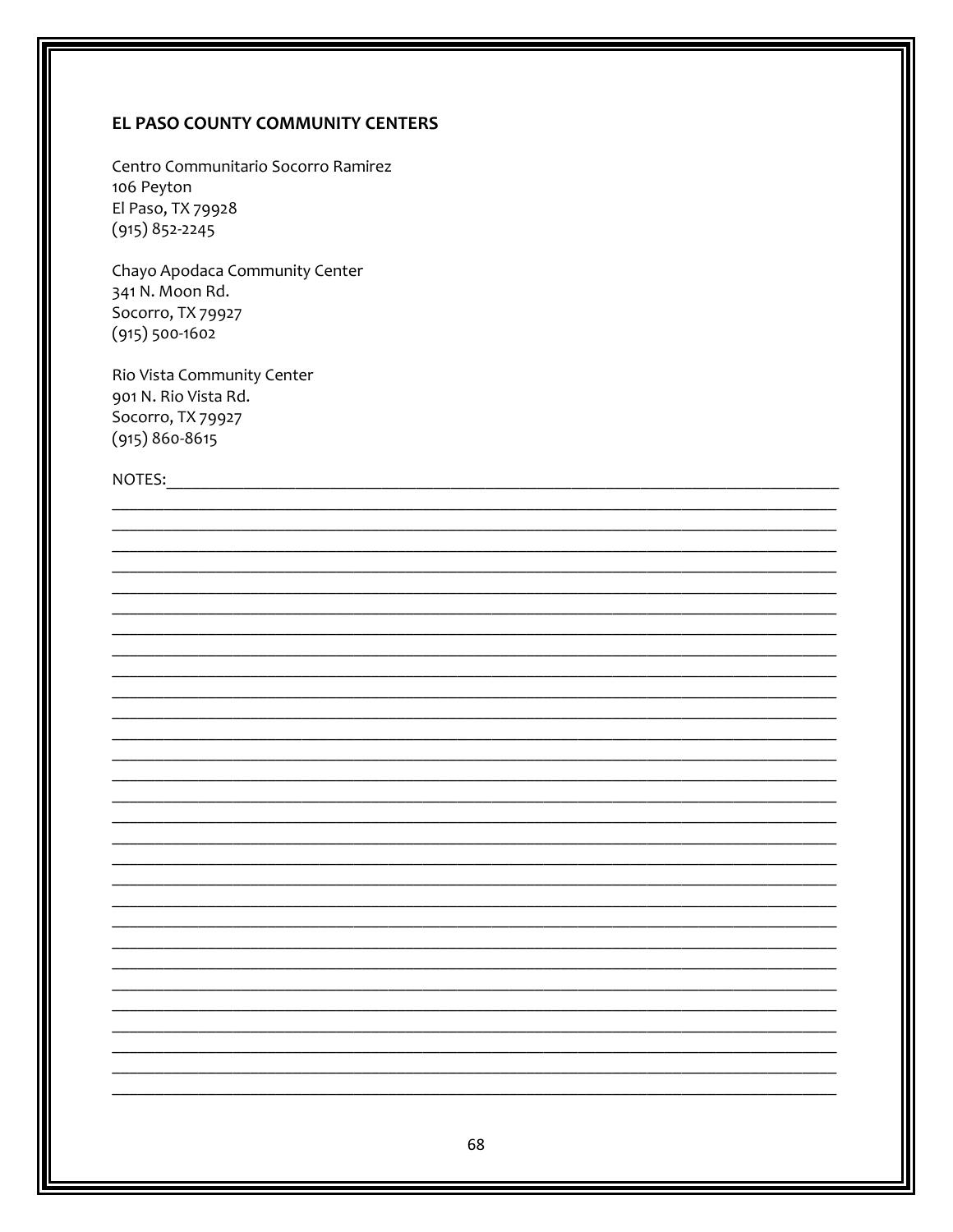## EL PASO COUNTY COMMUNITY CENTERS

Centro Communitario Socorro Ramirez  
106 Peyton  
El Paso, TX 79928  
(915) 852-2245

Chayo Apodaca Community Center  
341 N. Moon Rd.  
Socorro, TX 79927  
(915) 500-1602

Rio Vista Community Center  
901 N. Rio Vista Rd.  
Socorro, TX 79927  
(915) 860-8615

NOTES: